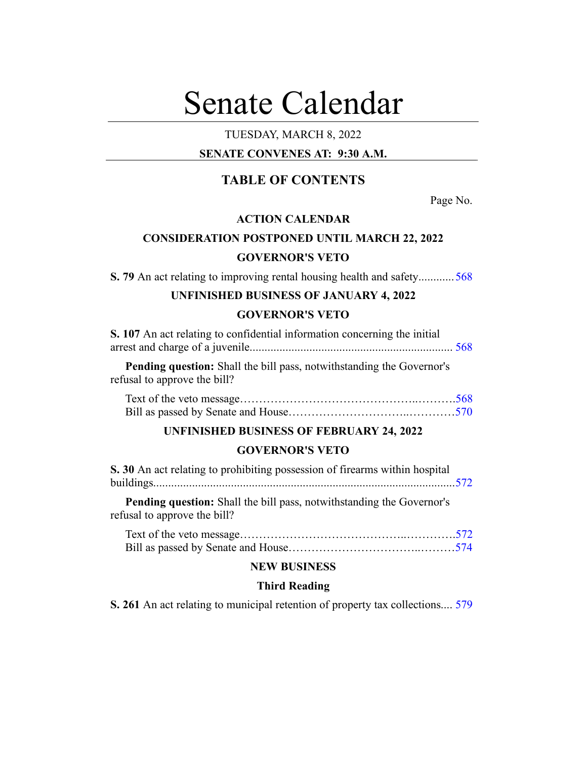# Senate Calendar

TUESDAY, MARCH 8, 2022

**SENATE CONVENES AT: 9:30 A.M.**

## TABLE OF CONTENTS

Page No.

**ACTION CALENDAR**

**CONSIDERATION POSTPONED UNTIL MARCH 22, 2022**

**GOVERNOR'S VETO**

**S. 79** An act relating to improving rental housing health and safety............ 568

**UNFINISHED BUSINESS OF JANUARY 4, 2022**

**GOVERNOR'S VETO**

**S. 107** An act relating to confidential information concerning the initial arrest and charge of a juvenile................................................................... 568

**Pending question:** Shall the bill pass, notwithstanding the Governor's refusal to approve the bill?

Text of the veto message……………………………………..……….568
Bill as passed by Senate and House…………………………..…………570

**UNFINISHED BUSINESS OF FEBRUARY 24, 2022**

**GOVERNOR'S VETO**

**S. 30** An act relating to prohibiting possession of firearms within hospital buildings....................................................................................................572

**Pending question:** Shall the bill pass, notwithstanding the Governor's refusal to approve the bill?

Text of the veto message…………………………………..………….572
Bill as passed by Senate and House…………………………..………574

**NEW BUSINESS**

**Third Reading**

**S. 261** An act relating to municipal retention of property tax collections.... 579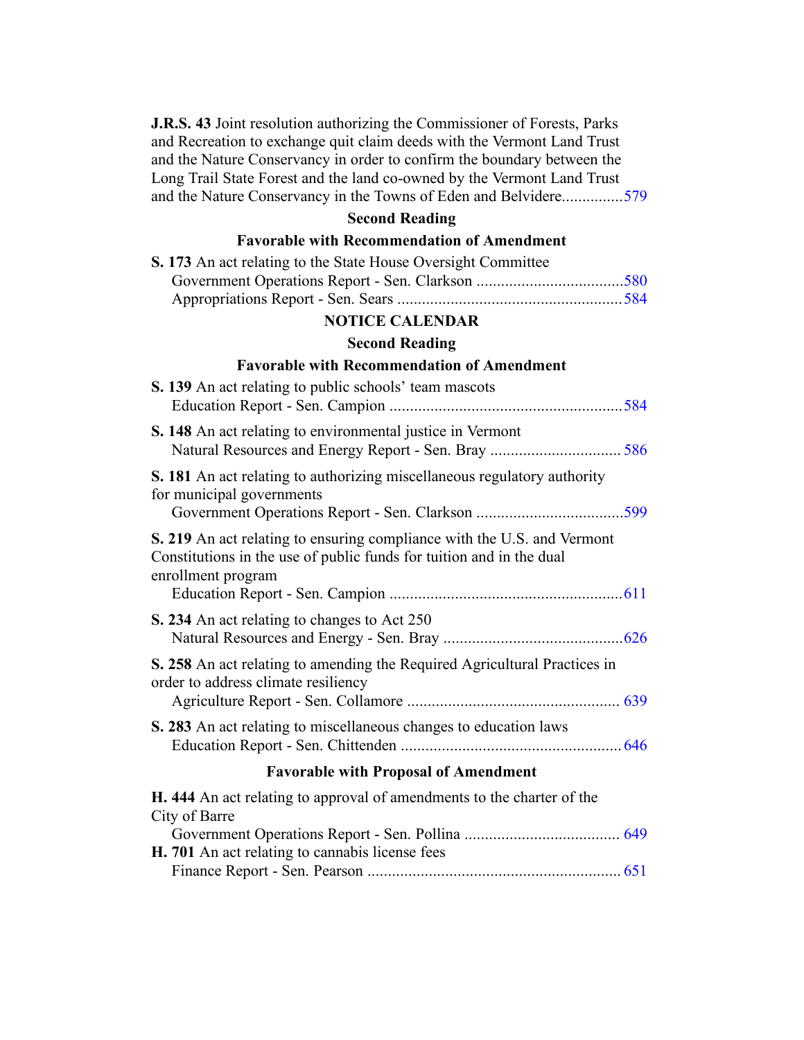**J.R.S. 43** Joint resolution authorizing the Commissioner of Forests, Parks and Recreation to exchange quit claim deeds with the Vermont Land Trust and the Nature Conservancy in order to confirm the boundary between the Long Trail State Forest and the land co-owned by the Vermont Land Trust and the Nature Conservancy in the Towns of Eden and Belvidere...............579

### Second Reading

### Favorable with Recommendation of Amendment

**S. 173** An act relating to the State House Oversight Committee
Government Operations Report - Sen. Clarkson ....................................580
Appropriations Report - Sen. Sears .......................................................584

## NOTICE CALENDAR

### Second Reading

### Favorable with Recommendation of Amendment

**S. 139** An act relating to public schools' team mascots
Education Report - Sen. Campion .........................................................584

**S. 148** An act relating to environmental justice in Vermont
Natural Resources and Energy Report - Sen. Bray ................................ 586

**S. 181** An act relating to authorizing miscellaneous regulatory authority for municipal governments
Government Operations Report - Sen. Clarkson ....................................599

**S. 219** An act relating to ensuring compliance with the U.S. and Vermont Constitutions in the use of public funds for tuition and in the dual enrollment program
Education Report - Sen. Campion .........................................................611

**S. 234** An act relating to changes to Act 250
Natural Resources and Energy - Sen. Bray ............................................626

**S. 258** An act relating to amending the Required Agricultural Practices in order to address climate resiliency
Agriculture Report - Sen. Collamore .................................................... 639

**S. 283** An act relating to miscellaneous changes to education laws
Education Report - Sen. Chittenden ...................................................... 646

### Favorable with Proposal of Amendment

**H. 444** An act relating to approval of amendments to the charter of the City of Barre
Government Operations Report - Sen. Pollina ...................................... 649

**H. 701** An act relating to cannabis license fees
Finance Report - Sen. Pearson .............................................................. 651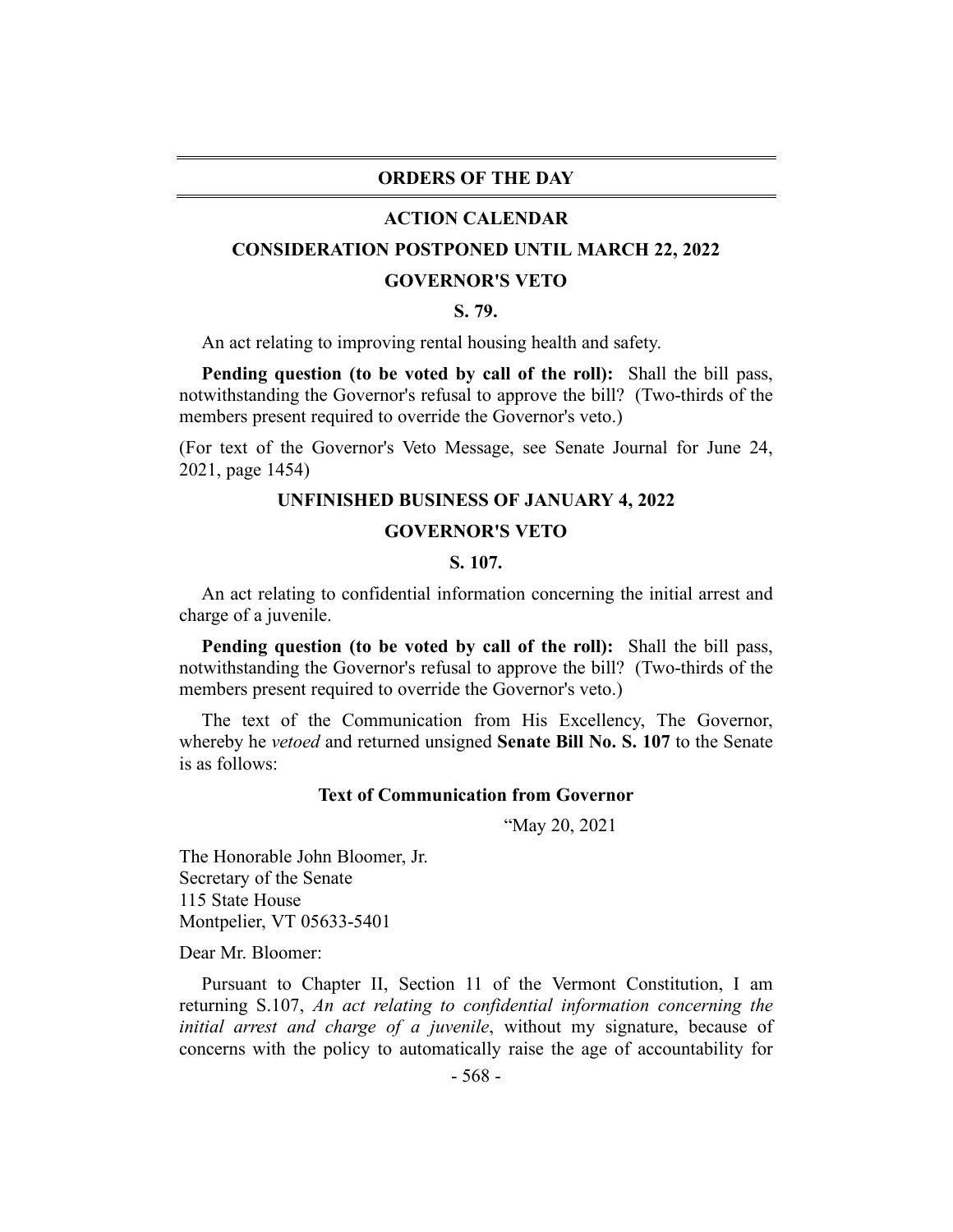## ORDERS OF THE DAY

## ACTION CALENDAR

### CONSIDERATION POSTPONED UNTIL MARCH 22, 2022

### GOVERNOR'S VETO

**S. 79.**

An act relating to improving rental housing health and safety.

**Pending question (to be voted by call of the roll):** Shall the bill pass, notwithstanding the Governor's refusal to approve the bill? (Two-thirds of the members present required to override the Governor's veto.)

(For text of the Governor's Veto Message, see Senate Journal for June 24, 2021, page 1454)

### UNFINISHED BUSINESS OF JANUARY 4, 2022

### GOVERNOR'S VETO

**S. 107.**

An act relating to confidential information concerning the initial arrest and charge of a juvenile.

**Pending question (to be voted by call of the roll):** Shall the bill pass, notwithstanding the Governor's refusal to approve the bill? (Two-thirds of the members present required to override the Governor's veto.)

The text of the Communication from His Excellency, The Governor, whereby he *vetoed* and returned unsigned **Senate Bill No. S. 107** to the Senate is as follows:

**Text of Communication from Governor**

"May 20, 2021

The Honorable John Bloomer, Jr.
Secretary of the Senate
115 State House
Montpelier, VT 05633-5401

Dear Mr. Bloomer:

Pursuant to Chapter II, Section 11 of the Vermont Constitution, I am returning S.107, *An act relating to confidential information concerning the initial arrest and charge of a juvenile*, without my signature, because of concerns with the policy to automatically raise the age of accountability for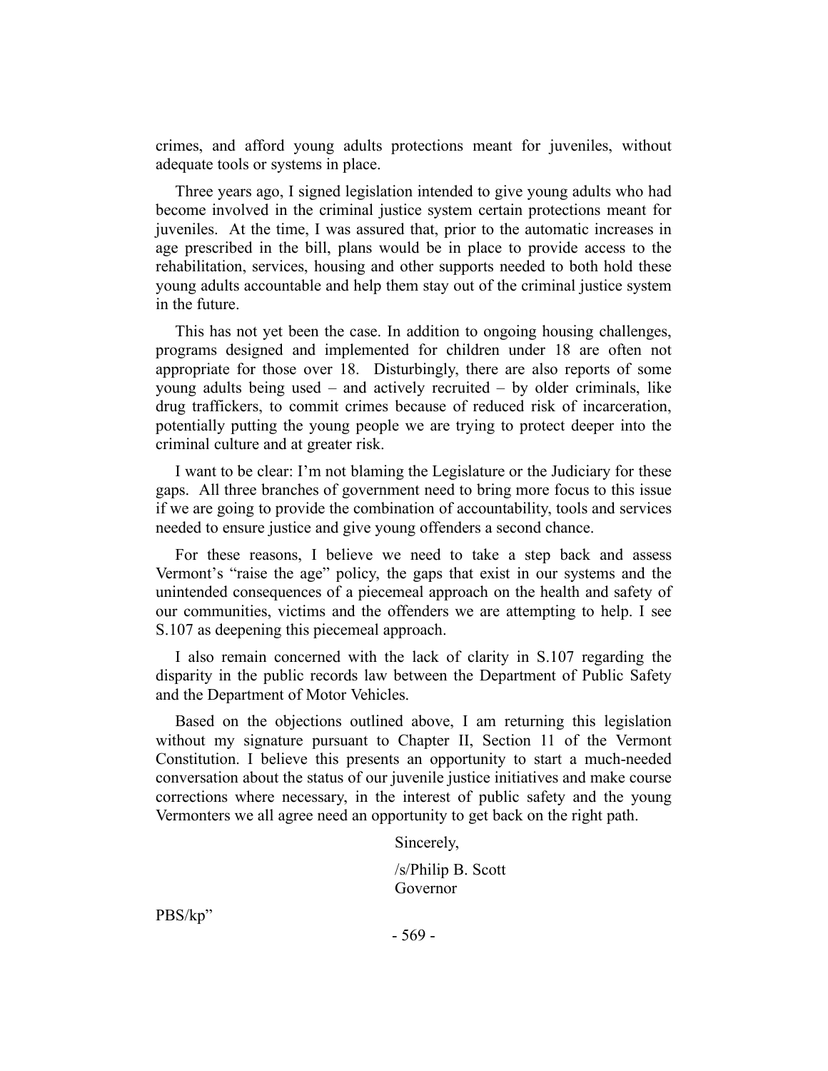crimes, and afford young adults protections meant for juveniles, without adequate tools or systems in place.

Three years ago, I signed legislation intended to give young adults who had become involved in the criminal justice system certain protections meant for juveniles. At the time, I was assured that, prior to the automatic increases in age prescribed in the bill, plans would be in place to provide access to the rehabilitation, services, housing and other supports needed to both hold these young adults accountable and help them stay out of the criminal justice system in the future.

This has not yet been the case. In addition to ongoing housing challenges, programs designed and implemented for children under 18 are often not appropriate for those over 18. Disturbingly, there are also reports of some young adults being used – and actively recruited – by older criminals, like drug traffickers, to commit crimes because of reduced risk of incarceration, potentially putting the young people we are trying to protect deeper into the criminal culture and at greater risk.

I want to be clear: I'm not blaming the Legislature or the Judiciary for these gaps. All three branches of government need to bring more focus to this issue if we are going to provide the combination of accountability, tools and services needed to ensure justice and give young offenders a second chance.

For these reasons, I believe we need to take a step back and assess Vermont's "raise the age" policy, the gaps that exist in our systems and the unintended consequences of a piecemeal approach on the health and safety of our communities, victims and the offenders we are attempting to help. I see S.107 as deepening this piecemeal approach.

I also remain concerned with the lack of clarity in S.107 regarding the disparity in the public records law between the Department of Public Safety and the Department of Motor Vehicles.

Based on the objections outlined above, I am returning this legislation without my signature pursuant to Chapter II, Section 11 of the Vermont Constitution. I believe this presents an opportunity to start a much-needed conversation about the status of our juvenile justice initiatives and make course corrections where necessary, in the interest of public safety and the young Vermonters we all agree need an opportunity to get back on the right path.

Sincerely,

/s/Philip B. Scott
Governor

PBS/kp"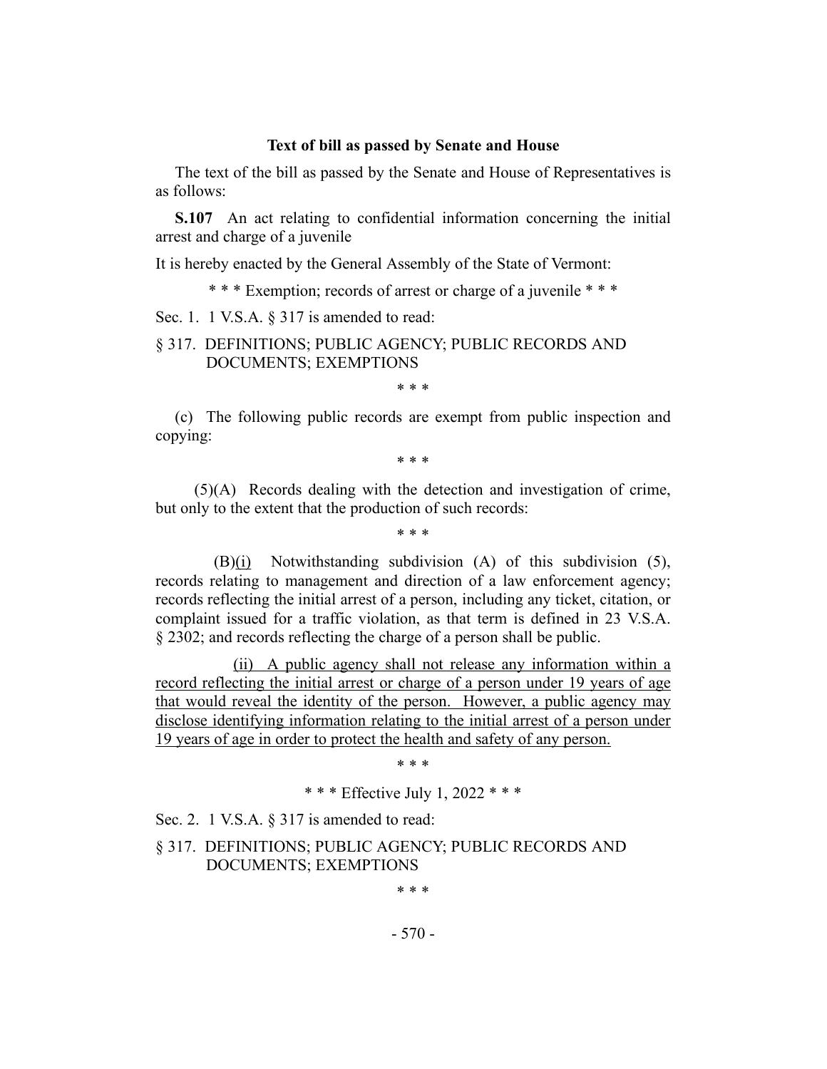**Text of bill as passed by Senate and House**

The text of the bill as passed by the Senate and House of Representatives is as follows:

**S.107** An act relating to confidential information concerning the initial arrest and charge of a juvenile

It is hereby enacted by the General Assembly of the State of Vermont:

\* \* \* Exemption; records of arrest or charge of a juvenile \* \* \*

Sec. 1. 1 V.S.A. § 317 is amended to read:

§ 317. DEFINITIONS; PUBLIC AGENCY; PUBLIC RECORDS AND DOCUMENTS; EXEMPTIONS

\* \* \*

(c) The following public records are exempt from public inspection and copying:

\* \* \*

(5)(A) Records dealing with the detection and investigation of crime, but only to the extent that the production of such records:

\* \* \*

(B)<u>(i)</u> Notwithstanding subdivision (A) of this subdivision (5), records relating to management and direction of a law enforcement agency; records reflecting the initial arrest of a person, including any ticket, citation, or complaint issued for a traffic violation, as that term is defined in 23 V.S.A. § 2302; and records reflecting the charge of a person shall be public.

<u>(ii) A public agency shall not release any information within a record reflecting the initial arrest or charge of a person under 19 years of age that would reveal the identity of the person. However, a public agency may disclose identifying information relating to the initial arrest of a person under 19 years of age in order to protect the health and safety of any person.</u>

\* \* \*

\* \* \* Effective July 1, 2022 \* \* \*

Sec. 2. 1 V.S.A. § 317 is amended to read:

§ 317. DEFINITIONS; PUBLIC AGENCY; PUBLIC RECORDS AND DOCUMENTS; EXEMPTIONS

\* \* \*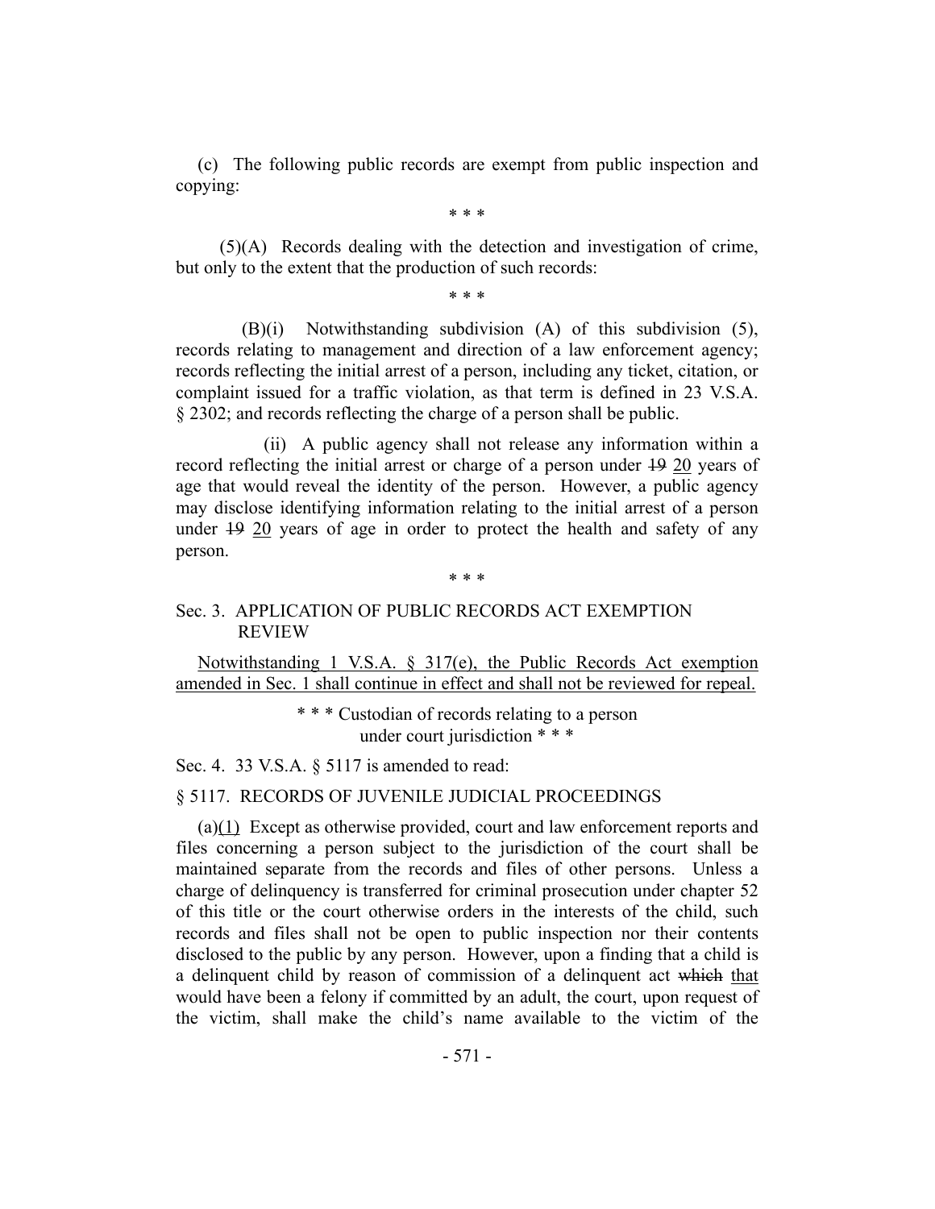(c) The following public records are exempt from public inspection and copying:

\* \* \*

(5)(A) Records dealing with the detection and investigation of crime, but only to the extent that the production of such records:

\* \* \*

(B)(i) Notwithstanding subdivision (A) of this subdivision (5), records relating to management and direction of a law enforcement agency; records reflecting the initial arrest of a person, including any ticket, citation, or complaint issued for a traffic violation, as that term is defined in 23 V.S.A. § 2302; and records reflecting the charge of a person shall be public.

(ii) A public agency shall not release any information within a record reflecting the initial arrest or charge of a person under ~~19~~ 20 years of age that would reveal the identity of the person. However, a public agency may disclose identifying information relating to the initial arrest of a person under ~~19~~ 20 years of age in order to protect the health and safety of any person.

\* \* \*

Sec. 3. APPLICATION OF PUBLIC RECORDS ACT EXEMPTION REVIEW

Notwithstanding 1 V.S.A. § 317(e), the Public Records Act exemption amended in Sec. 1 shall continue in effect and shall not be reviewed for repeal.

\* \* \* Custodian of records relating to a person under court jurisdiction \* \* \*

Sec. 4. 33 V.S.A. § 5117 is amended to read:

§ 5117. RECORDS OF JUVENILE JUDICIAL PROCEEDINGS

(a)(1) Except as otherwise provided, court and law enforcement reports and files concerning a person subject to the jurisdiction of the court shall be maintained separate from the records and files of other persons. Unless a charge of delinquency is transferred for criminal prosecution under chapter 52 of this title or the court otherwise orders in the interests of the child, such records and files shall not be open to public inspection nor their contents disclosed to the public by any person. However, upon a finding that a child is a delinquent child by reason of commission of a delinquent act ~~which~~ that would have been a felony if committed by an adult, the court, upon request of the victim, shall make the child's name available to the victim of the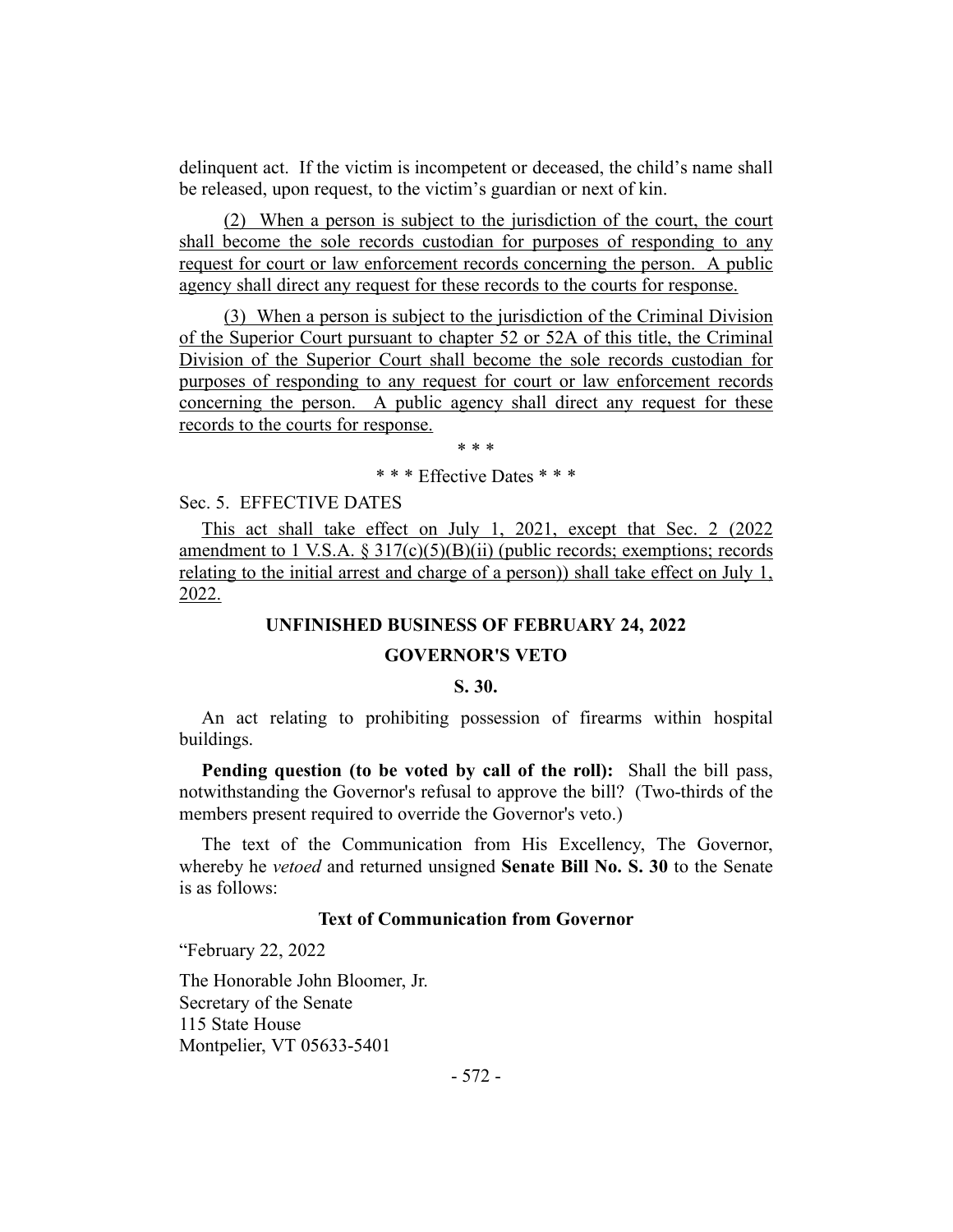delinquent act. If the victim is incompetent or deceased, the child's name shall be released, upon request, to the victim's guardian or next of kin.

(2) When a person is subject to the jurisdiction of the court, the court shall become the sole records custodian for purposes of responding to any request for court or law enforcement records concerning the person. A public agency shall direct any request for these records to the courts for response.

(3) When a person is subject to the jurisdiction of the Criminal Division of the Superior Court pursuant to chapter 52 or 52A of this title, the Criminal Division of the Superior Court shall become the sole records custodian for purposes of responding to any request for court or law enforcement records concerning the person. A public agency shall direct any request for these records to the courts for response.

\* \* \*

\* \* \* Effective Dates \* \* \*

Sec. 5. EFFECTIVE DATES

This act shall take effect on July 1, 2021, except that Sec. 2 (2022 amendment to 1 V.S.A. § 317(c)(5)(B)(ii) (public records; exemptions; records relating to the initial arrest and charge of a person)) shall take effect on July 1, 2022.

## UNFINISHED BUSINESS OF FEBRUARY 24, 2022

## GOVERNOR'S VETO

### S. 30.

An act relating to prohibiting possession of firearms within hospital buildings.

**Pending question (to be voted by call of the roll):** Shall the bill pass, notwithstanding the Governor's refusal to approve the bill? (Two-thirds of the members present required to override the Governor's veto.)

The text of the Communication from His Excellency, The Governor, whereby he *vetoed* and returned unsigned **Senate Bill No. S. 30** to the Senate is as follows:

### Text of Communication from Governor

"February 22, 2022

The Honorable John Bloomer, Jr.
Secretary of the Senate
115 State House
Montpelier, VT 05633-5401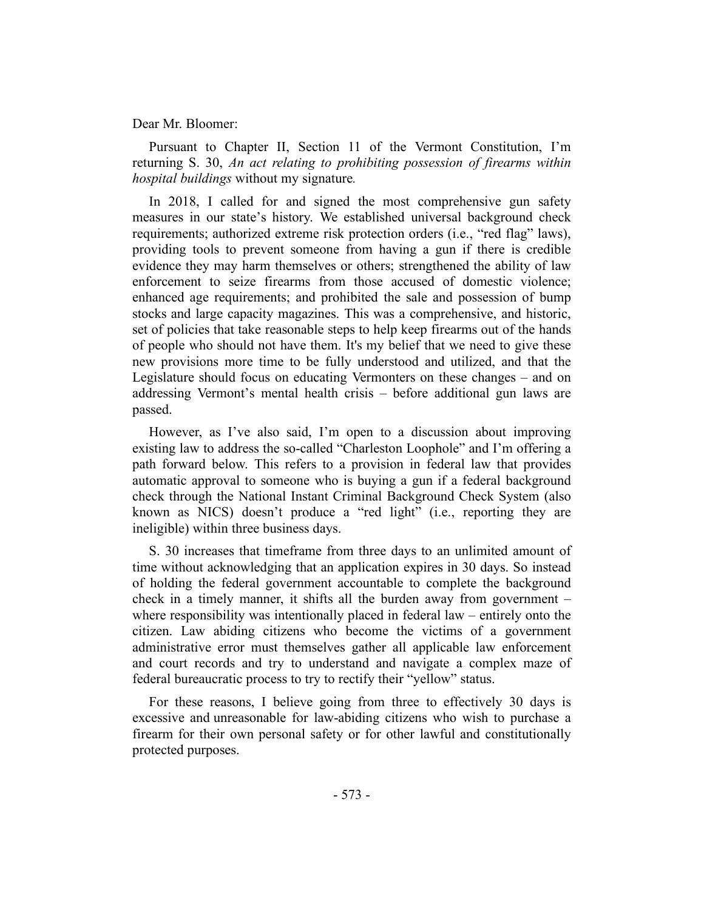Dear Mr. Bloomer:

Pursuant to Chapter II, Section 11 of the Vermont Constitution, I'm returning S. 30, *An act relating to prohibiting possession of firearms within hospital buildings* without my signature.

In 2018, I called for and signed the most comprehensive gun safety measures in our state's history. We established universal background check requirements; authorized extreme risk protection orders (i.e., "red flag" laws), providing tools to prevent someone from having a gun if there is credible evidence they may harm themselves or others; strengthened the ability of law enforcement to seize firearms from those accused of domestic violence; enhanced age requirements; and prohibited the sale and possession of bump stocks and large capacity magazines. This was a comprehensive, and historic, set of policies that take reasonable steps to help keep firearms out of the hands of people who should not have them. It's my belief that we need to give these new provisions more time to be fully understood and utilized, and that the Legislature should focus on educating Vermonters on these changes – and on addressing Vermont's mental health crisis – before additional gun laws are passed.

However, as I've also said, I'm open to a discussion about improving existing law to address the so-called "Charleston Loophole" and I'm offering a path forward below. This refers to a provision in federal law that provides automatic approval to someone who is buying a gun if a federal background check through the National Instant Criminal Background Check System (also known as NICS) doesn't produce a "red light" (i.e., reporting they are ineligible) within three business days.

S. 30 increases that timeframe from three days to an unlimited amount of time without acknowledging that an application expires in 30 days. So instead of holding the federal government accountable to complete the background check in a timely manner, it shifts all the burden away from government – where responsibility was intentionally placed in federal law – entirely onto the citizen. Law abiding citizens who become the victims of a government administrative error must themselves gather all applicable law enforcement and court records and try to understand and navigate a complex maze of federal bureaucratic process to try to rectify their "yellow" status.

For these reasons, I believe going from three to effectively 30 days is excessive and unreasonable for law-abiding citizens who wish to purchase a firearm for their own personal safety or for other lawful and constitutionally protected purposes.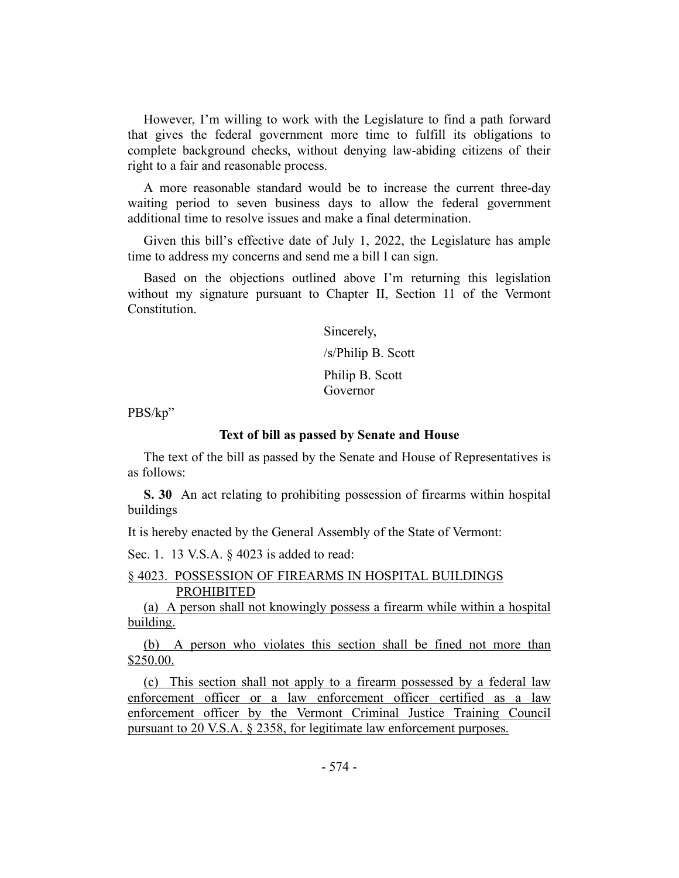However, I'm willing to work with the Legislature to find a path forward that gives the federal government more time to fulfill its obligations to complete background checks, without denying law-abiding citizens of their right to a fair and reasonable process.

A more reasonable standard would be to increase the current three-day waiting period to seven business days to allow the federal government additional time to resolve issues and make a final determination.

Given this bill's effective date of July 1, 2022, the Legislature has ample time to address my concerns and send me a bill I can sign.

Based on the objections outlined above I'm returning this legislation without my signature pursuant to Chapter II, Section 11 of the Vermont Constitution.

Sincerely,

/s/Philip B. Scott

Philip B. Scott
Governor

PBS/kp"

**Text of bill as passed by Senate and House**

The text of the bill as passed by the Senate and House of Representatives is as follows:

**S. 30** An act relating to prohibiting possession of firearms within hospital buildings

It is hereby enacted by the General Assembly of the State of Vermont:

Sec. 1. 13 V.S.A. § 4023 is added to read:

§ 4023. POSSESSION OF FIREARMS IN HOSPITAL BUILDINGS PROHIBITED

(a) A person shall not knowingly possess a firearm while within a hospital building.

(b) A person who violates this section shall be fined not more than $250.00.

(c) This section shall not apply to a firearm possessed by a federal law enforcement officer or a law enforcement officer certified as a law enforcement officer by the Vermont Criminal Justice Training Council pursuant to 20 V.S.A. § 2358, for legitimate law enforcement purposes.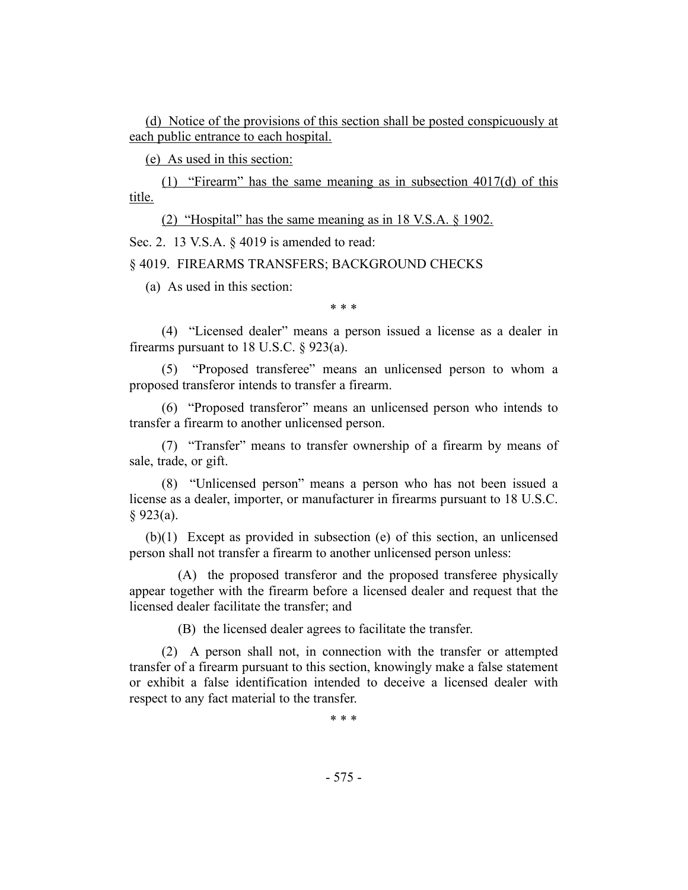(d) Notice of the provisions of this section shall be posted conspicuously at each public entrance to each hospital.

(e) As used in this section:

(1) "Firearm" has the same meaning as in subsection 4017(d) of this title.

(2) "Hospital" has the same meaning as in 18 V.S.A. § 1902.

Sec. 2. 13 V.S.A. § 4019 is amended to read:

§ 4019. FIREARMS TRANSFERS; BACKGROUND CHECKS

(a) As used in this section:

\* \* \*

(4) "Licensed dealer" means a person issued a license as a dealer in firearms pursuant to 18 U.S.C. § 923(a).

(5) "Proposed transferee" means an unlicensed person to whom a proposed transferor intends to transfer a firearm.

(6) "Proposed transferor" means an unlicensed person who intends to transfer a firearm to another unlicensed person.

(7) "Transfer" means to transfer ownership of a firearm by means of sale, trade, or gift.

(8) "Unlicensed person" means a person who has not been issued a license as a dealer, importer, or manufacturer in firearms pursuant to 18 U.S.C. § 923(a).

(b)(1) Except as provided in subsection (e) of this section, an unlicensed person shall not transfer a firearm to another unlicensed person unless:

(A) the proposed transferor and the proposed transferee physically appear together with the firearm before a licensed dealer and request that the licensed dealer facilitate the transfer; and

(B) the licensed dealer agrees to facilitate the transfer.

(2) A person shall not, in connection with the transfer or attempted transfer of a firearm pursuant to this section, knowingly make a false statement or exhibit a false identification intended to deceive a licensed dealer with respect to any fact material to the transfer.

\* \* \*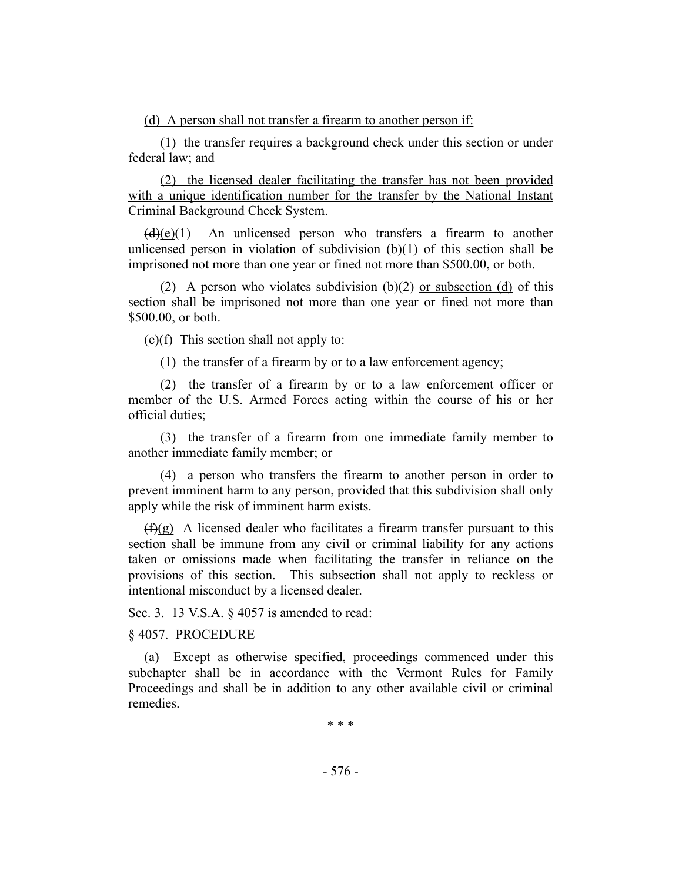(d) A person shall not transfer a firearm to another person if:

(1) the transfer requires a background check under this section or under federal law; and

(2) the licensed dealer facilitating the transfer has not been provided with a unique identification number for the transfer by the National Instant Criminal Background Check System.

~~(d)~~(e)(1) An unlicensed person who transfers a firearm to another unlicensed person in violation of subdivision (b)(1) of this section shall be imprisoned not more than one year or fined not more than $500.00, or both.

(2) A person who violates subdivision (b)(2) or subsection (d) of this section shall be imprisoned not more than one year or fined not more than $500.00, or both.

~~(e)~~(f) This section shall not apply to:

(1) the transfer of a firearm by or to a law enforcement agency;

(2) the transfer of a firearm by or to a law enforcement officer or member of the U.S. Armed Forces acting within the course of his or her official duties;

(3) the transfer of a firearm from one immediate family member to another immediate family member; or

(4) a person who transfers the firearm to another person in order to prevent imminent harm to any person, provided that this subdivision shall only apply while the risk of imminent harm exists.

~~(f)~~(g) A licensed dealer who facilitates a firearm transfer pursuant to this section shall be immune from any civil or criminal liability for any actions taken or omissions made when facilitating the transfer in reliance on the provisions of this section. This subsection shall not apply to reckless or intentional misconduct by a licensed dealer.

Sec. 3. 13 V.S.A. § 4057 is amended to read:

§ 4057. PROCEDURE

(a) Except as otherwise specified, proceedings commenced under this subchapter shall be in accordance with the Vermont Rules for Family Proceedings and shall be in addition to any other available civil or criminal remedies.

\* \* \*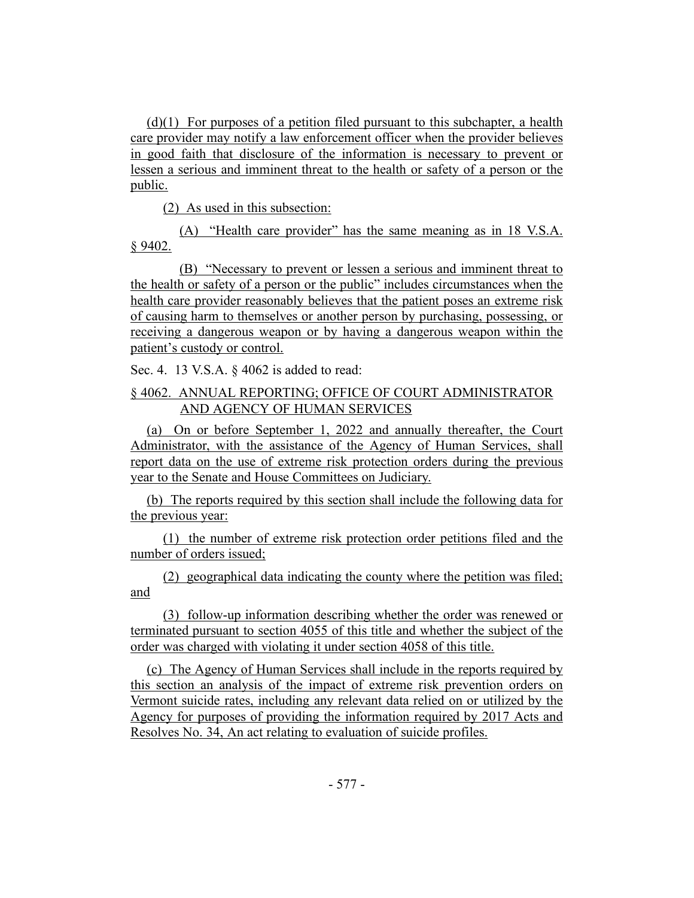(d)(1) For purposes of a petition filed pursuant to this subchapter, a health care provider may notify a law enforcement officer when the provider believes in good faith that disclosure of the information is necessary to prevent or lessen a serious and imminent threat to the health or safety of a person or the public.

(2) As used in this subsection:

(A) "Health care provider" has the same meaning as in 18 V.S.A. § 9402.

(B) "Necessary to prevent or lessen a serious and imminent threat to the health or safety of a person or the public" includes circumstances when the health care provider reasonably believes that the patient poses an extreme risk of causing harm to themselves or another person by purchasing, possessing, or receiving a dangerous weapon or by having a dangerous weapon within the patient's custody or control.

Sec. 4. 13 V.S.A. § 4062 is added to read:

§ 4062. ANNUAL REPORTING; OFFICE OF COURT ADMINISTRATOR AND AGENCY OF HUMAN SERVICES

(a) On or before September 1, 2022 and annually thereafter, the Court Administrator, with the assistance of the Agency of Human Services, shall report data on the use of extreme risk protection orders during the previous year to the Senate and House Committees on Judiciary.

(b) The reports required by this section shall include the following data for the previous year:

(1) the number of extreme risk protection order petitions filed and the number of orders issued;

(2) geographical data indicating the county where the petition was filed; and

(3) follow-up information describing whether the order was renewed or terminated pursuant to section 4055 of this title and whether the subject of the order was charged with violating it under section 4058 of this title.

(c) The Agency of Human Services shall include in the reports required by this section an analysis of the impact of extreme risk prevention orders on Vermont suicide rates, including any relevant data relied on or utilized by the Agency for purposes of providing the information required by 2017 Acts and Resolves No. 34, An act relating to evaluation of suicide profiles.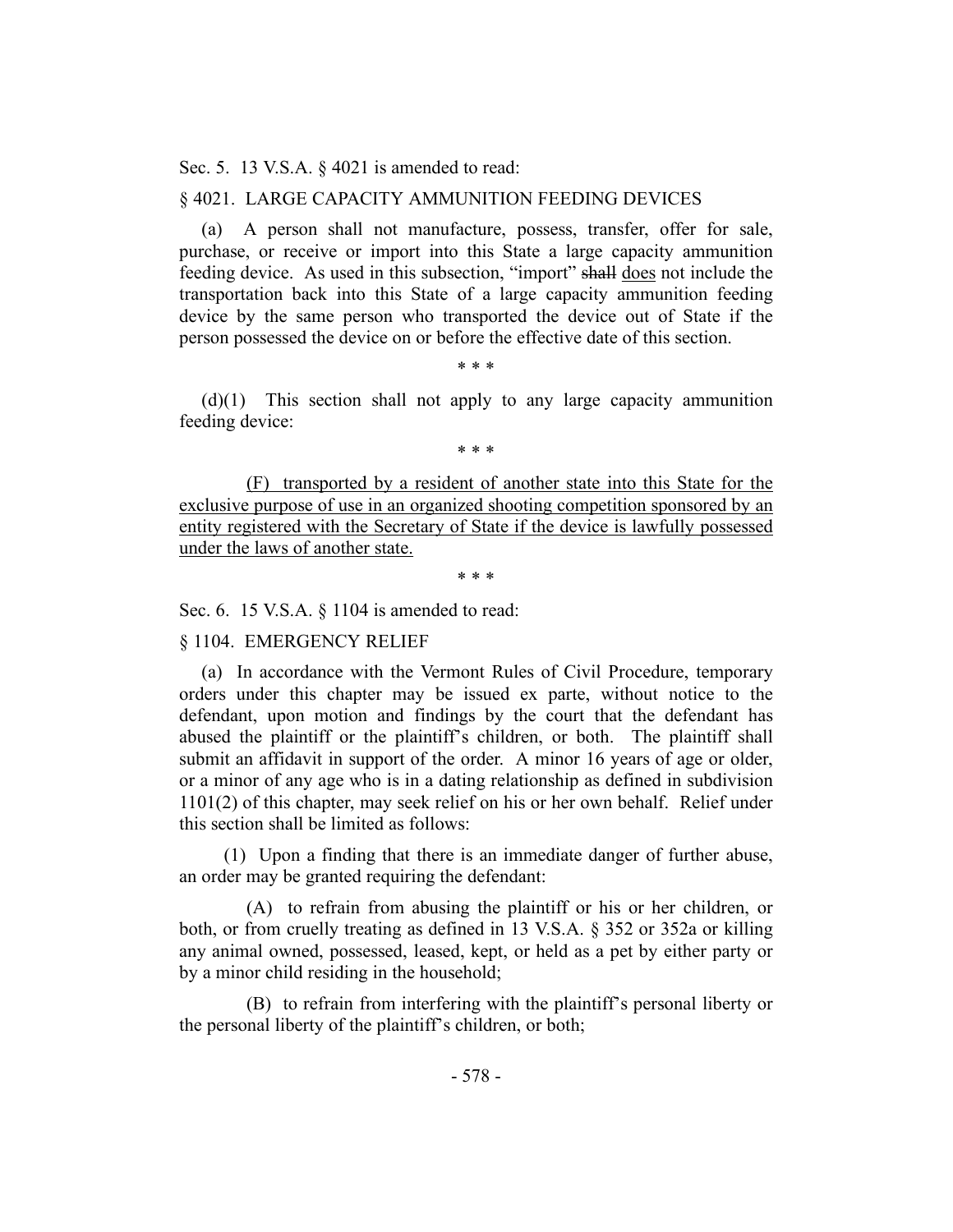Sec. 5. 13 V.S.A. § 4021 is amended to read:

§ 4021. LARGE CAPACITY AMMUNITION FEEDING DEVICES

(a) A person shall not manufacture, possess, transfer, offer for sale, purchase, or receive or import into this State a large capacity ammunition feeding device. As used in this subsection, "import" ~~shall~~ does not include the transportation back into this State of a large capacity ammunition feeding device by the same person who transported the device out of State if the person possessed the device on or before the effective date of this section.

\* \* \*

(d)(1) This section shall not apply to any large capacity ammunition feeding device:

\* \* \*

(F) transported by a resident of another state into this State for the exclusive purpose of use in an organized shooting competition sponsored by an entity registered with the Secretary of State if the device is lawfully possessed under the laws of another state.

\* \* \*

Sec. 6. 15 V.S.A. § 1104 is amended to read:

§ 1104. EMERGENCY RELIEF

(a) In accordance with the Vermont Rules of Civil Procedure, temporary orders under this chapter may be issued ex parte, without notice to the defendant, upon motion and findings by the court that the defendant has abused the plaintiff or the plaintiff's children, or both. The plaintiff shall submit an affidavit in support of the order. A minor 16 years of age or older, or a minor of any age who is in a dating relationship as defined in subdivision 1101(2) of this chapter, may seek relief on his or her own behalf. Relief under this section shall be limited as follows:

(1) Upon a finding that there is an immediate danger of further abuse, an order may be granted requiring the defendant:

(A) to refrain from abusing the plaintiff or his or her children, or both, or from cruelly treating as defined in 13 V.S.A. § 352 or 352a or killing any animal owned, possessed, leased, kept, or held as a pet by either party or by a minor child residing in the household;

(B) to refrain from interfering with the plaintiff's personal liberty or the personal liberty of the plaintiff's children, or both;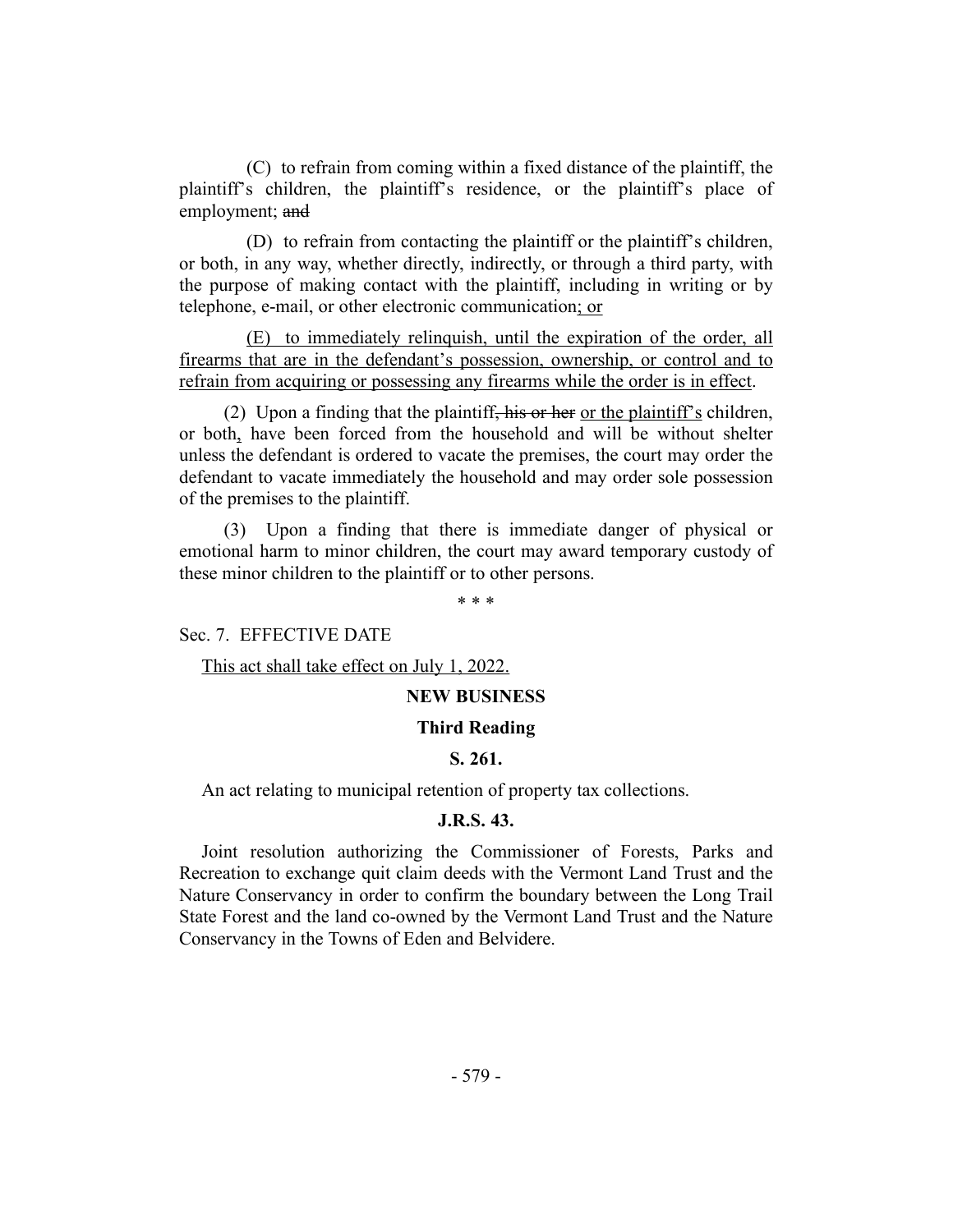(C) to refrain from coming within a fixed distance of the plaintiff, the plaintiff's children, the plaintiff's residence, or the plaintiff's place of employment; ~~and~~

(D) to refrain from contacting the plaintiff or the plaintiff's children, or both, in any way, whether directly, indirectly, or through a third party, with the purpose of making contact with the plaintiff, including in writing or by telephone, e-mail, or other electronic communication<u>; or</u>

<u>(E) to immediately relinquish, until the expiration of the order, all firearms that are in the defendant's possession, ownership, or control and to refrain from acquiring or possessing any firearms while the order is in effect</u>.

(2) Upon a finding that the plaintiff~~, his or her~~ <u>or the plaintiff's</u> children, or both<u>,</u> have been forced from the household and will be without shelter unless the defendant is ordered to vacate the premises, the court may order the defendant to vacate immediately the household and may order sole possession of the premises to the plaintiff.

(3) Upon a finding that there is immediate danger of physical or emotional harm to minor children, the court may award temporary custody of these minor children to the plaintiff or to other persons.

\* \* \*

Sec. 7. EFFECTIVE DATE

<u>This act shall take effect on July 1, 2022.</u>

**NEW BUSINESS**

**Third Reading**

**S. 261.**

An act relating to municipal retention of property tax collections.

**J.R.S. 43.**

Joint resolution authorizing the Commissioner of Forests, Parks and Recreation to exchange quit claim deeds with the Vermont Land Trust and the Nature Conservancy in order to confirm the boundary between the Long Trail State Forest and the land co-owned by the Vermont Land Trust and the Nature Conservancy in the Towns of Eden and Belvidere.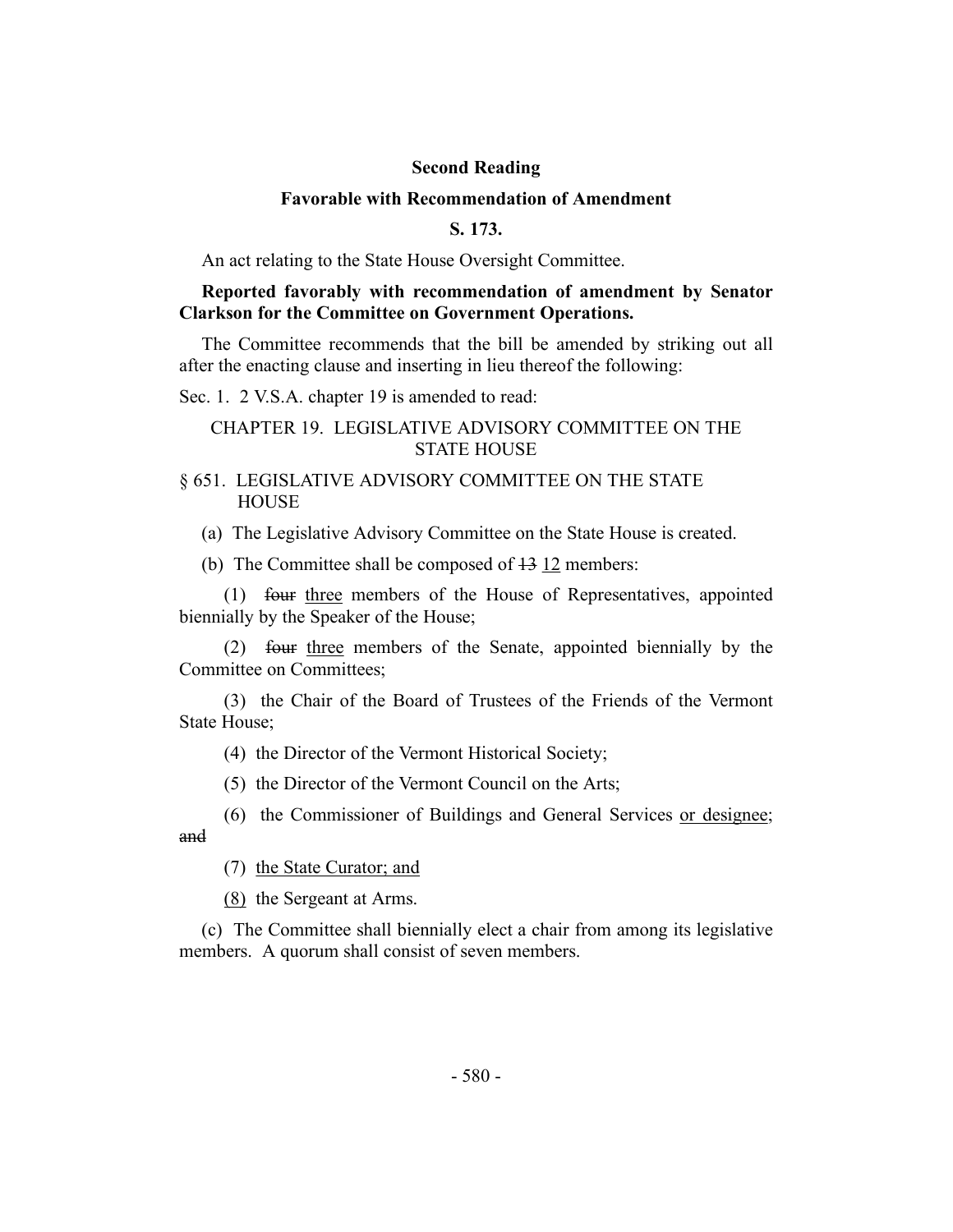### Second Reading

### Favorable with Recommendation of Amendment

### S. 173.

An act relating to the State House Oversight Committee.

**Reported favorably with recommendation of amendment by Senator Clarkson for the Committee on Government Operations.**

The Committee recommends that the bill be amended by striking out all after the enacting clause and inserting in lieu thereof the following:

Sec. 1. 2 V.S.A. chapter 19 is amended to read:

CHAPTER 19. LEGISLATIVE ADVISORY COMMITTEE ON THE STATE HOUSE

§ 651. LEGISLATIVE ADVISORY COMMITTEE ON THE STATE HOUSE

(a) The Legislative Advisory Committee on the State House is created.

(b) The Committee shall be composed of ~~13~~ <u>12</u> members:

(1) ~~four~~ <u>three</u> members of the House of Representatives, appointed biennially by the Speaker of the House;

(2) ~~four~~ <u>three</u> members of the Senate, appointed biennially by the Committee on Committees;

(3) the Chair of the Board of Trustees of the Friends of the Vermont State House;

(4) the Director of the Vermont Historical Society;

(5) the Director of the Vermont Council on the Arts;

(6) the Commissioner of Buildings and General Services <u>or designee</u>; ~~and~~

(7) <u>the State Curator; and</u>

<u>(8)</u> the Sergeant at Arms.

(c) The Committee shall biennially elect a chair from among its legislative members. A quorum shall consist of seven members.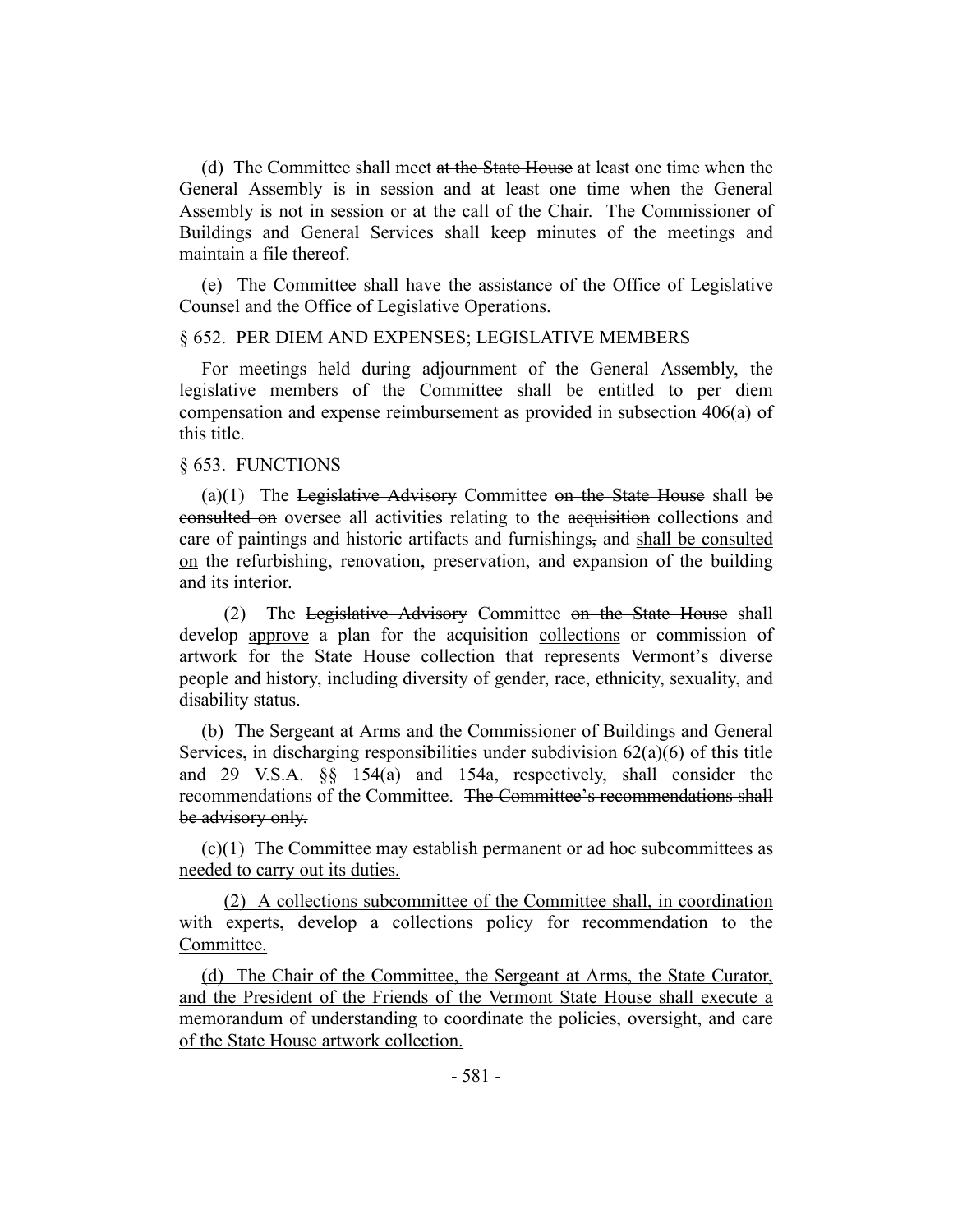(d) The Committee shall meet ~~at the State House~~ at least one time when the General Assembly is in session and at least one time when the General Assembly is not in session or at the call of the Chair. The Commissioner of Buildings and General Services shall keep minutes of the meetings and maintain a file thereof.

(e) The Committee shall have the assistance of the Office of Legislative Counsel and the Office of Legislative Operations.

§ 652. PER DIEM AND EXPENSES; LEGISLATIVE MEMBERS

For meetings held during adjournment of the General Assembly, the legislative members of the Committee shall be entitled to per diem compensation and expense reimbursement as provided in subsection 406(a) of this title.

§ 653. FUNCTIONS

(a)(1) The ~~Legislative Advisory~~ Committee ~~on the State House~~ shall ~~be consulted on~~ <u>oversee</u> all activities relating to the ~~acquisition~~ <u>collections</u> and care of paintings and historic artifacts and furnishings~~,~~ and <u>shall be consulted on</u> the refurbishing, renovation, preservation, and expansion of the building and its interior.

(2) The ~~Legislative Advisory~~ Committee ~~on the State House~~ shall ~~develop~~ <u>approve</u> a plan for the ~~acquisition~~ <u>collections</u> or commission of artwork for the State House collection that represents Vermont's diverse people and history, including diversity of gender, race, ethnicity, sexuality, and disability status.

(b) The Sergeant at Arms and the Commissioner of Buildings and General Services, in discharging responsibilities under subdivision 62(a)(6) of this title and 29 V.S.A. §§ 154(a) and 154a, respectively, shall consider the recommendations of the Committee. ~~The Committee's recommendations shall be advisory only.~~

<u>(c)(1) The Committee may establish permanent or ad hoc subcommittees as needed to carry out its duties.</u>

<u>(2) A collections subcommittee of the Committee shall, in coordination with experts, develop a collections policy for recommendation to the Committee.</u>

<u>(d) The Chair of the Committee, the Sergeant at Arms, the State Curator, and the President of the Friends of the Vermont State House shall execute a memorandum of understanding to coordinate the policies, oversight, and care of the State House artwork collection.</u>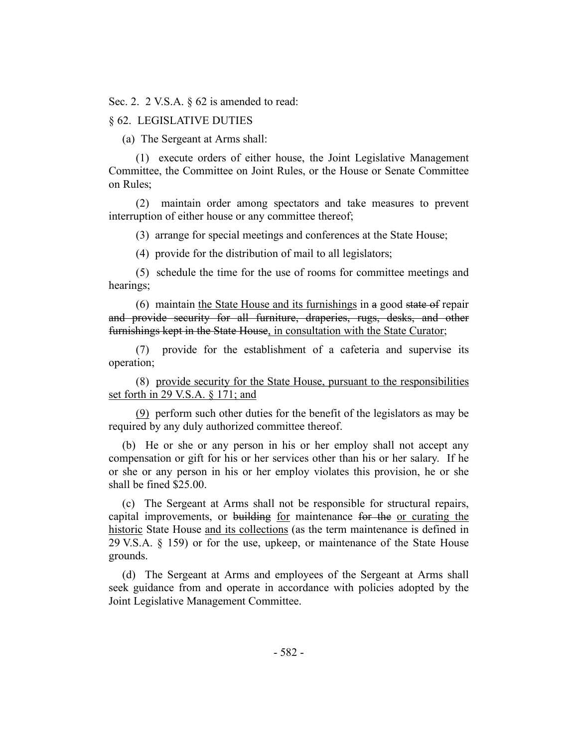Sec. 2. 2 V.S.A. § 62 is amended to read:

§ 62. LEGISLATIVE DUTIES

(a) The Sergeant at Arms shall:

(1) execute orders of either house, the Joint Legislative Management Committee, the Committee on Joint Rules, or the House or Senate Committee on Rules;

(2) maintain order among spectators and take measures to prevent interruption of either house or any committee thereof;

(3) arrange for special meetings and conferences at the State House;

(4) provide for the distribution of mail to all legislators;

(5) schedule the time for the use of rooms for committee meetings and hearings;

(6) maintain <u>the State House and its furnishings</u> in ~~a~~ good ~~state of~~ repair ~~and provide security for all furniture, draperies, rugs, desks, and other furnishings kept in the State House~~<u>, in consultation with the State Curator</u>;

(7) provide for the establishment of a cafeteria and supervise its operation;

(8) <u>provide security for the State House, pursuant to the responsibilities set forth in 29 V.S.A. § 171; and</u>

<u>(9)</u> perform such other duties for the benefit of the legislators as may be required by any duly authorized committee thereof.

(b) He or she or any person in his or her employ shall not accept any compensation or gift for his or her services other than his or her salary. If he or she or any person in his or her employ violates this provision, he or she shall be fined $25.00.

(c) The Sergeant at Arms shall not be responsible for structural repairs, capital improvements, or ~~building~~ <u>for</u> maintenance ~~for the~~ <u>or curating the historic</u> State House <u>and its collections</u> (as the term maintenance is defined in 29 V.S.A. § 159) or for the use, upkeep, or maintenance of the State House grounds.

(d) The Sergeant at Arms and employees of the Sergeant at Arms shall seek guidance from and operate in accordance with policies adopted by the Joint Legislative Management Committee.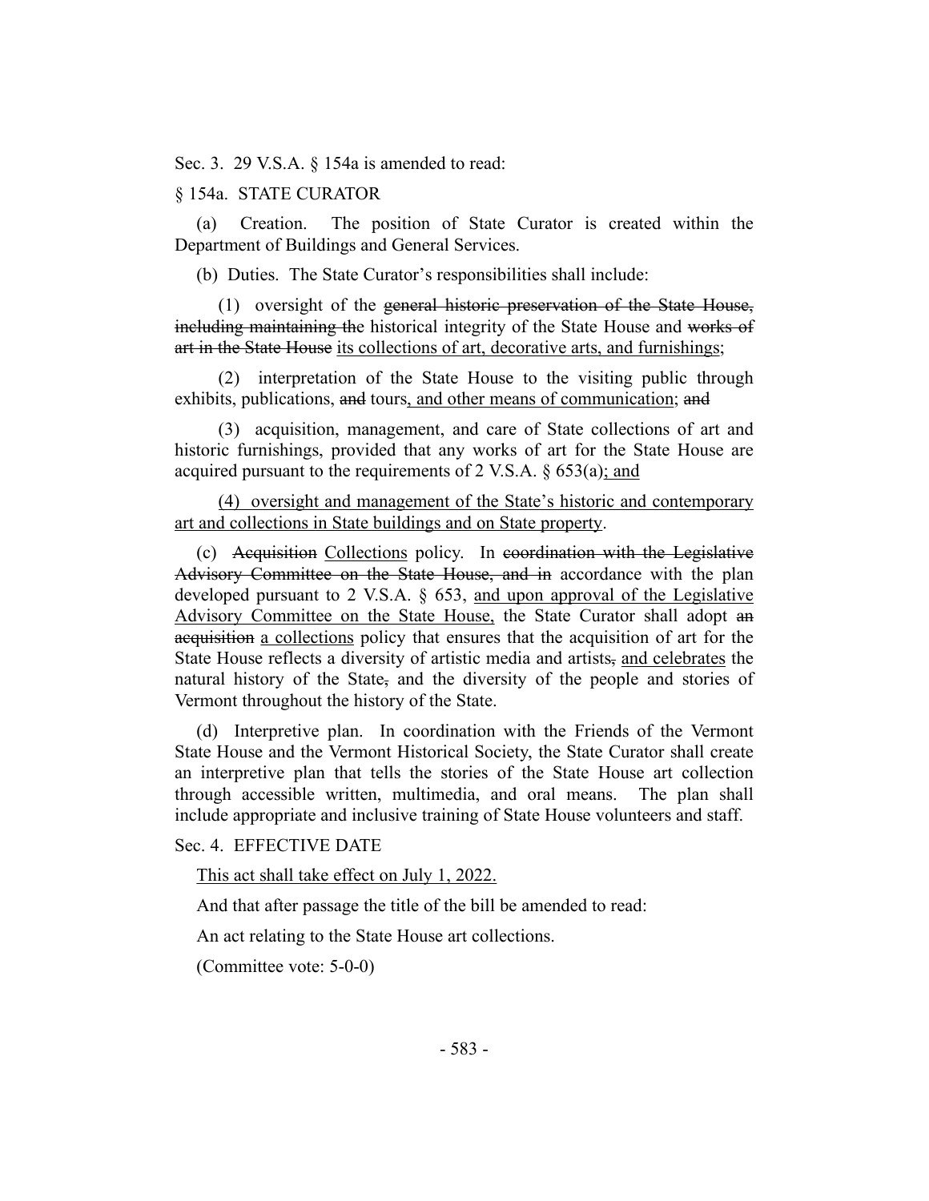Sec. 3. 29 V.S.A. § 154a is amended to read:

§ 154a. STATE CURATOR

(a) Creation. The position of State Curator is created within the Department of Buildings and General Services.

(b) Duties. The State Curator's responsibilities shall include:

(1) oversight of the ~~general historic preservation of the State House, including maintaining the~~ historical integrity of the State House and ~~works of art in the State House~~ <u>its collections of art, decorative arts, and furnishings</u>;

(2) interpretation of the State House to the visiting public through exhibits, publications, ~~and~~ tours<u>, and other means of communication</u>; ~~and~~

(3) acquisition, management, and care of State collections of art and historic furnishings, provided that any works of art for the State House are acquired pursuant to the requirements of 2 V.S.A. § 653(a)<u>; and</u>

<u>(4) oversight and management of the State's historic and contemporary art and collections in State buildings and on State property</u>.

(c) ~~Acquisition~~ <u>Collections</u> policy. In ~~coordination with the Legislative Advisory Committee on the State House, and in~~ accordance with the plan developed pursuant to 2 V.S.A. § 653, <u>and upon approval of the Legislative Advisory Committee on the State House,</u> the State Curator shall adopt ~~an acquisition~~ <u>a collections</u> policy that ensures that the acquisition of art for the State House reflects a diversity of artistic media and artists~~,~~ <u>and celebrates</u> the natural history of the State~~,~~ and the diversity of the people and stories of Vermont throughout the history of the State.

(d) Interpretive plan. In coordination with the Friends of the Vermont State House and the Vermont Historical Society, the State Curator shall create an interpretive plan that tells the stories of the State House art collection through accessible written, multimedia, and oral means. The plan shall include appropriate and inclusive training of State House volunteers and staff.

Sec. 4. EFFECTIVE DATE

<u>This act shall take effect on July 1, 2022.</u>

And that after passage the title of the bill be amended to read:

An act relating to the State House art collections.

(Committee vote: 5-0-0)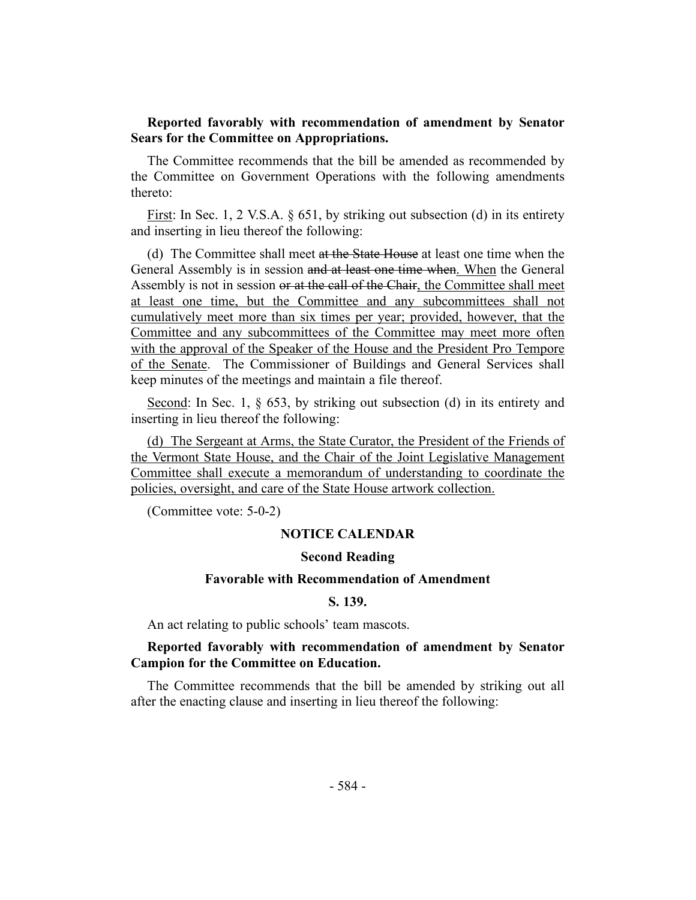**Reported favorably with recommendation of amendment by Senator Sears for the Committee on Appropriations.**

The Committee recommends that the bill be amended as recommended by the Committee on Government Operations with the following amendments thereto:

First: In Sec. 1, 2 V.S.A. § 651, by striking out subsection (d) in its entirety and inserting in lieu thereof the following:

(d) The Committee shall meet ~~at the State House~~ at least one time when the General Assembly is in session ~~and at least one time when~~. When the General Assembly is not in session ~~or at the call of the Chair~~, the Committee shall meet at least one time, but the Committee and any subcommittees shall not cumulatively meet more than six times per year; provided, however, that the Committee and any subcommittees of the Committee may meet more often with the approval of the Speaker of the House and the President Pro Tempore of the Senate. The Commissioner of Buildings and General Services shall keep minutes of the meetings and maintain a file thereof.

Second: In Sec. 1, § 653, by striking out subsection (d) in its entirety and inserting in lieu thereof the following:

(d) The Sergeant at Arms, the State Curator, the President of the Friends of the Vermont State House, and the Chair of the Joint Legislative Management Committee shall execute a memorandum of understanding to coordinate the policies, oversight, and care of the State House artwork collection.

(Committee vote: 5-0-2)

## NOTICE CALENDAR

### Second Reading

### Favorable with Recommendation of Amendment

### S. 139.

An act relating to public schools' team mascots.

**Reported favorably with recommendation of amendment by Senator Campion for the Committee on Education.**

The Committee recommends that the bill be amended by striking out all after the enacting clause and inserting in lieu thereof the following: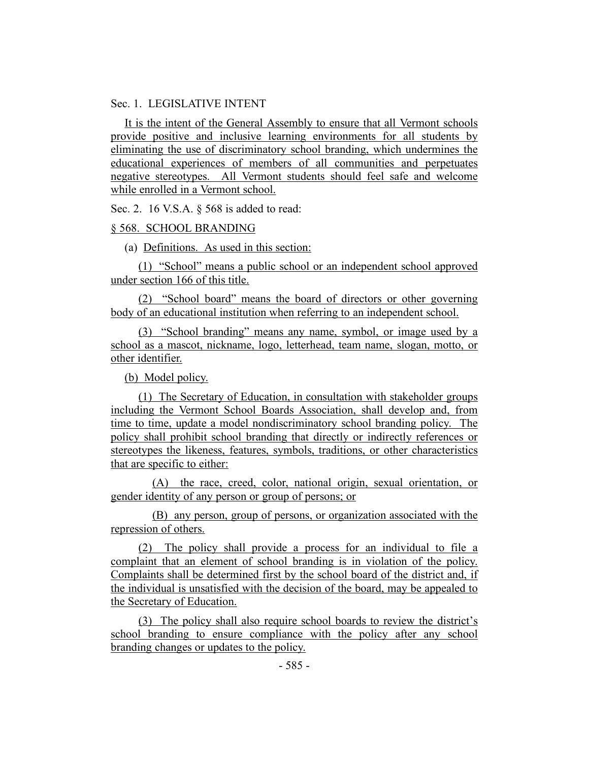Sec. 1. LEGISLATIVE INTENT

It is the intent of the General Assembly to ensure that all Vermont schools provide positive and inclusive learning environments for all students by eliminating the use of discriminatory school branding, which undermines the educational experiences of members of all communities and perpetuates negative stereotypes. All Vermont students should feel safe and welcome while enrolled in a Vermont school.

Sec. 2. 16 V.S.A. § 568 is added to read:

§ 568. SCHOOL BRANDING

(a) Definitions. As used in this section:

(1) "School" means a public school or an independent school approved under section 166 of this title.

(2) "School board" means the board of directors or other governing body of an educational institution when referring to an independent school.

(3) "School branding" means any name, symbol, or image used by a school as a mascot, nickname, logo, letterhead, team name, slogan, motto, or other identifier.

(b) Model policy.

(1) The Secretary of Education, in consultation with stakeholder groups including the Vermont School Boards Association, shall develop and, from time to time, update a model nondiscriminatory school branding policy. The policy shall prohibit school branding that directly or indirectly references or stereotypes the likeness, features, symbols, traditions, or other characteristics that are specific to either:

(A) the race, creed, color, national origin, sexual orientation, or gender identity of any person or group of persons; or

(B) any person, group of persons, or organization associated with the repression of others.

(2) The policy shall provide a process for an individual to file a complaint that an element of school branding is in violation of the policy. Complaints shall be determined first by the school board of the district and, if the individual is unsatisfied with the decision of the board, may be appealed to the Secretary of Education.

(3) The policy shall also require school boards to review the district's school branding to ensure compliance with the policy after any school branding changes or updates to the policy.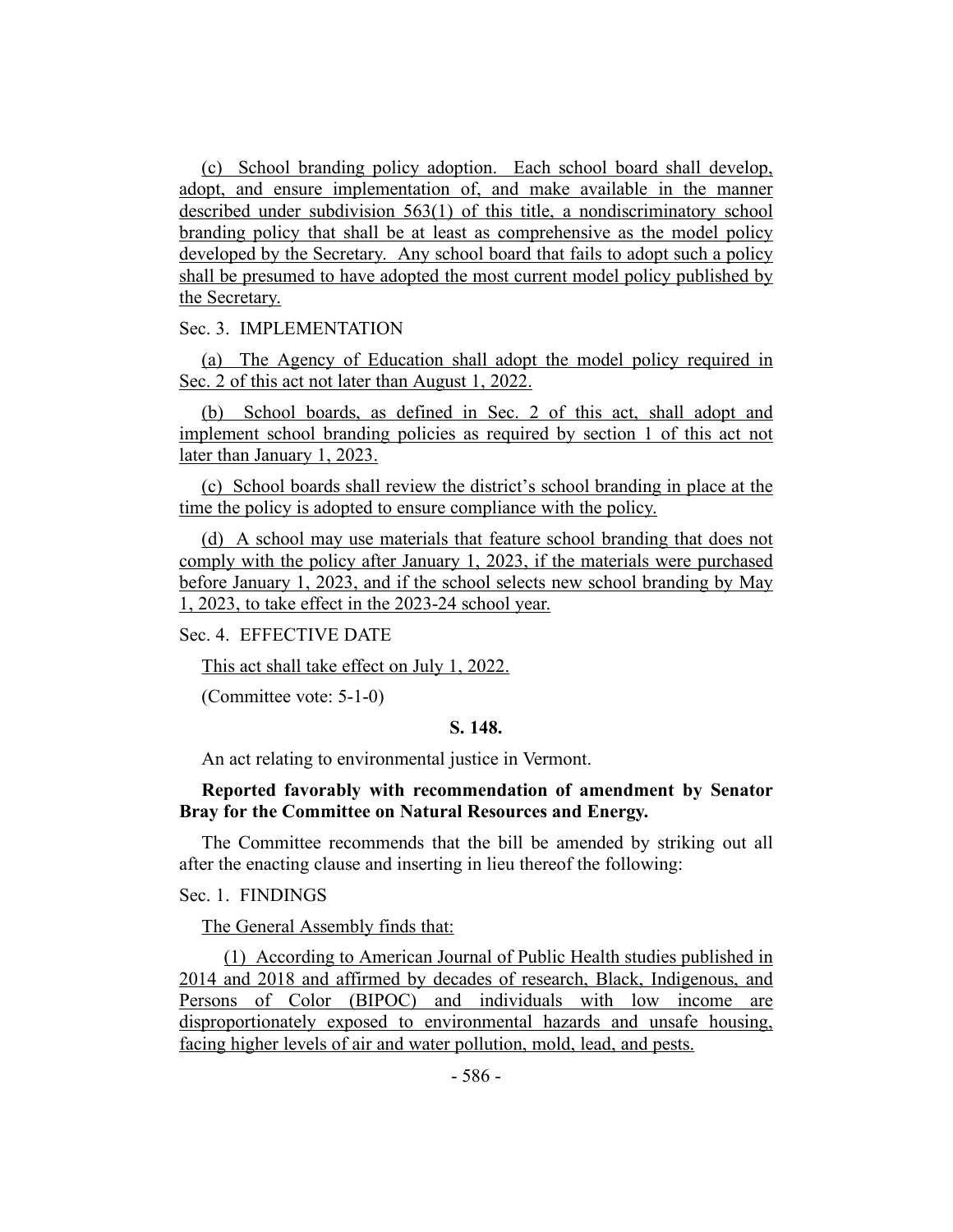(c) School branding policy adoption. Each school board shall develop, adopt, and ensure implementation of, and make available in the manner described under subdivision 563(1) of this title, a nondiscriminatory school branding policy that shall be at least as comprehensive as the model policy developed by the Secretary. Any school board that fails to adopt such a policy shall be presumed to have adopted the most current model policy published by the Secretary.

Sec. 3. IMPLEMENTATION

(a) The Agency of Education shall adopt the model policy required in Sec. 2 of this act not later than August 1, 2022.

(b) School boards, as defined in Sec. 2 of this act, shall adopt and implement school branding policies as required by section 1 of this act not later than January 1, 2023.

(c) School boards shall review the district's school branding in place at the time the policy is adopted to ensure compliance with the policy.

(d) A school may use materials that feature school branding that does not comply with the policy after January 1, 2023, if the materials were purchased before January 1, 2023, and if the school selects new school branding by May 1, 2023, to take effect in the 2023-24 school year.

Sec. 4. EFFECTIVE DATE

This act shall take effect on July 1, 2022.

(Committee vote: 5-1-0)

**S. 148.**

An act relating to environmental justice in Vermont.

**Reported favorably with recommendation of amendment by Senator Bray for the Committee on Natural Resources and Energy.**

The Committee recommends that the bill be amended by striking out all after the enacting clause and inserting in lieu thereof the following:

Sec. 1. FINDINGS

The General Assembly finds that:

(1) According to American Journal of Public Health studies published in 2014 and 2018 and affirmed by decades of research, Black, Indigenous, and Persons of Color (BIPOC) and individuals with low income are disproportionately exposed to environmental hazards and unsafe housing, facing higher levels of air and water pollution, mold, lead, and pests.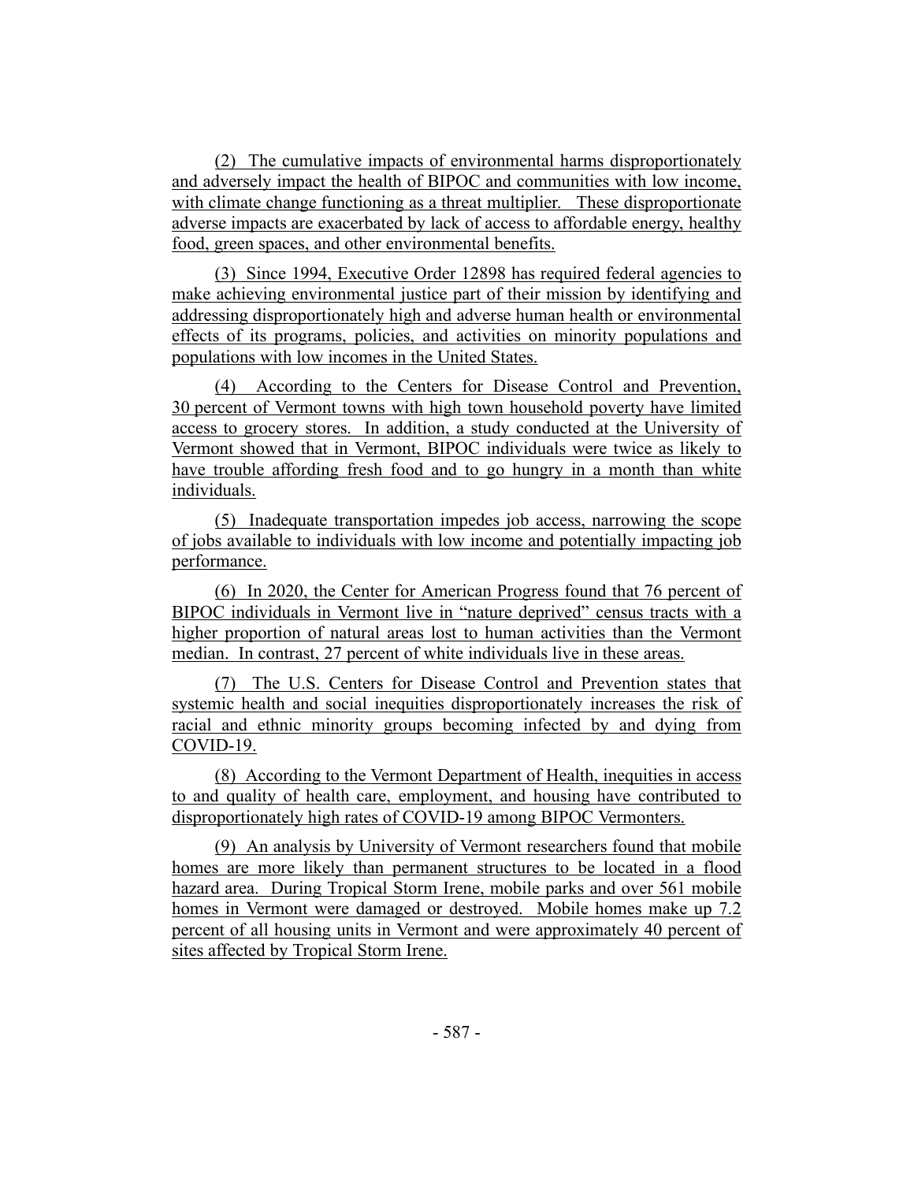(2) The cumulative impacts of environmental harms disproportionately and adversely impact the health of BIPOC and communities with low income, with climate change functioning as a threat multiplier. These disproportionate adverse impacts are exacerbated by lack of access to affordable energy, healthy food, green spaces, and other environmental benefits.

(3) Since 1994, Executive Order 12898 has required federal agencies to make achieving environmental justice part of their mission by identifying and addressing disproportionately high and adverse human health or environmental effects of its programs, policies, and activities on minority populations and populations with low incomes in the United States.

(4) According to the Centers for Disease Control and Prevention, 30 percent of Vermont towns with high town household poverty have limited access to grocery stores. In addition, a study conducted at the University of Vermont showed that in Vermont, BIPOC individuals were twice as likely to have trouble affording fresh food and to go hungry in a month than white individuals.

(5) Inadequate transportation impedes job access, narrowing the scope of jobs available to individuals with low income and potentially impacting job performance.

(6) In 2020, the Center for American Progress found that 76 percent of BIPOC individuals in Vermont live in "nature deprived" census tracts with a higher proportion of natural areas lost to human activities than the Vermont median. In contrast, 27 percent of white individuals live in these areas.

(7) The U.S. Centers for Disease Control and Prevention states that systemic health and social inequities disproportionately increases the risk of racial and ethnic minority groups becoming infected by and dying from COVID-19.

(8) According to the Vermont Department of Health, inequities in access to and quality of health care, employment, and housing have contributed to disproportionately high rates of COVID-19 among BIPOC Vermonters.

(9) An analysis by University of Vermont researchers found that mobile homes are more likely than permanent structures to be located in a flood hazard area. During Tropical Storm Irene, mobile parks and over 561 mobile homes in Vermont were damaged or destroyed. Mobile homes make up 7.2 percent of all housing units in Vermont and were approximately 40 percent of sites affected by Tropical Storm Irene.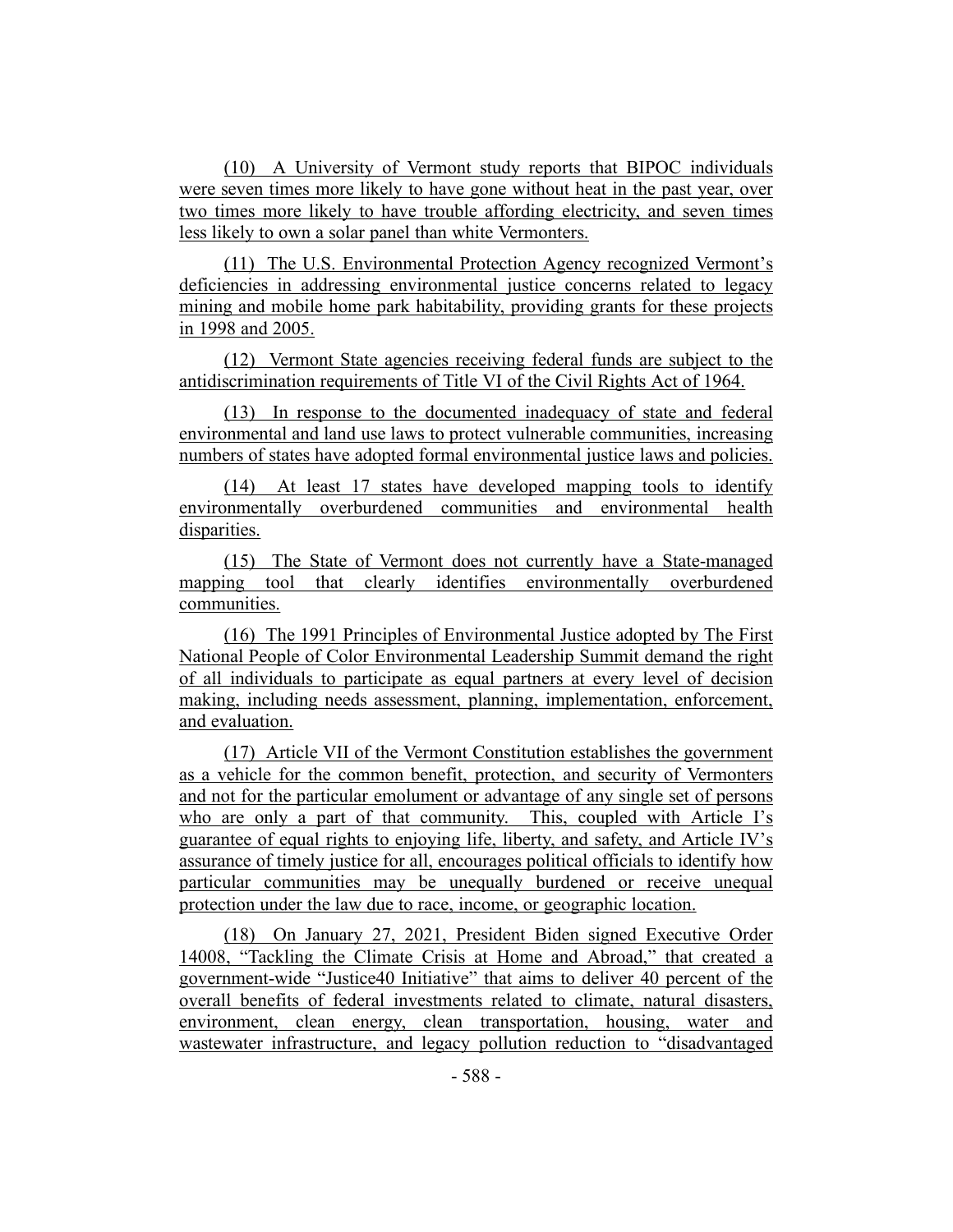(10) A University of Vermont study reports that BIPOC individuals were seven times more likely to have gone without heat in the past year, over two times more likely to have trouble affording electricity, and seven times less likely to own a solar panel than white Vermonters.

(11) The U.S. Environmental Protection Agency recognized Vermont's deficiencies in addressing environmental justice concerns related to legacy mining and mobile home park habitability, providing grants for these projects in 1998 and 2005.

(12) Vermont State agencies receiving federal funds are subject to the antidiscrimination requirements of Title VI of the Civil Rights Act of 1964.

(13) In response to the documented inadequacy of state and federal environmental and land use laws to protect vulnerable communities, increasing numbers of states have adopted formal environmental justice laws and policies.

(14) At least 17 states have developed mapping tools to identify environmentally overburdened communities and environmental health disparities.

(15) The State of Vermont does not currently have a State-managed mapping tool that clearly identifies environmentally overburdened communities.

(16) The 1991 Principles of Environmental Justice adopted by The First National People of Color Environmental Leadership Summit demand the right of all individuals to participate as equal partners at every level of decision making, including needs assessment, planning, implementation, enforcement, and evaluation.

(17) Article VII of the Vermont Constitution establishes the government as a vehicle for the common benefit, protection, and security of Vermonters and not for the particular emolument or advantage of any single set of persons who are only a part of that community. This, coupled with Article I's guarantee of equal rights to enjoying life, liberty, and safety, and Article IV's assurance of timely justice for all, encourages political officials to identify how particular communities may be unequally burdened or receive unequal protection under the law due to race, income, or geographic location.

(18) On January 27, 2021, President Biden signed Executive Order 14008, "Tackling the Climate Crisis at Home and Abroad," that created a government-wide "Justice40 Initiative" that aims to deliver 40 percent of the overall benefits of federal investments related to climate, natural disasters, environment, clean energy, clean transportation, housing, water and wastewater infrastructure, and legacy pollution reduction to "disadvantaged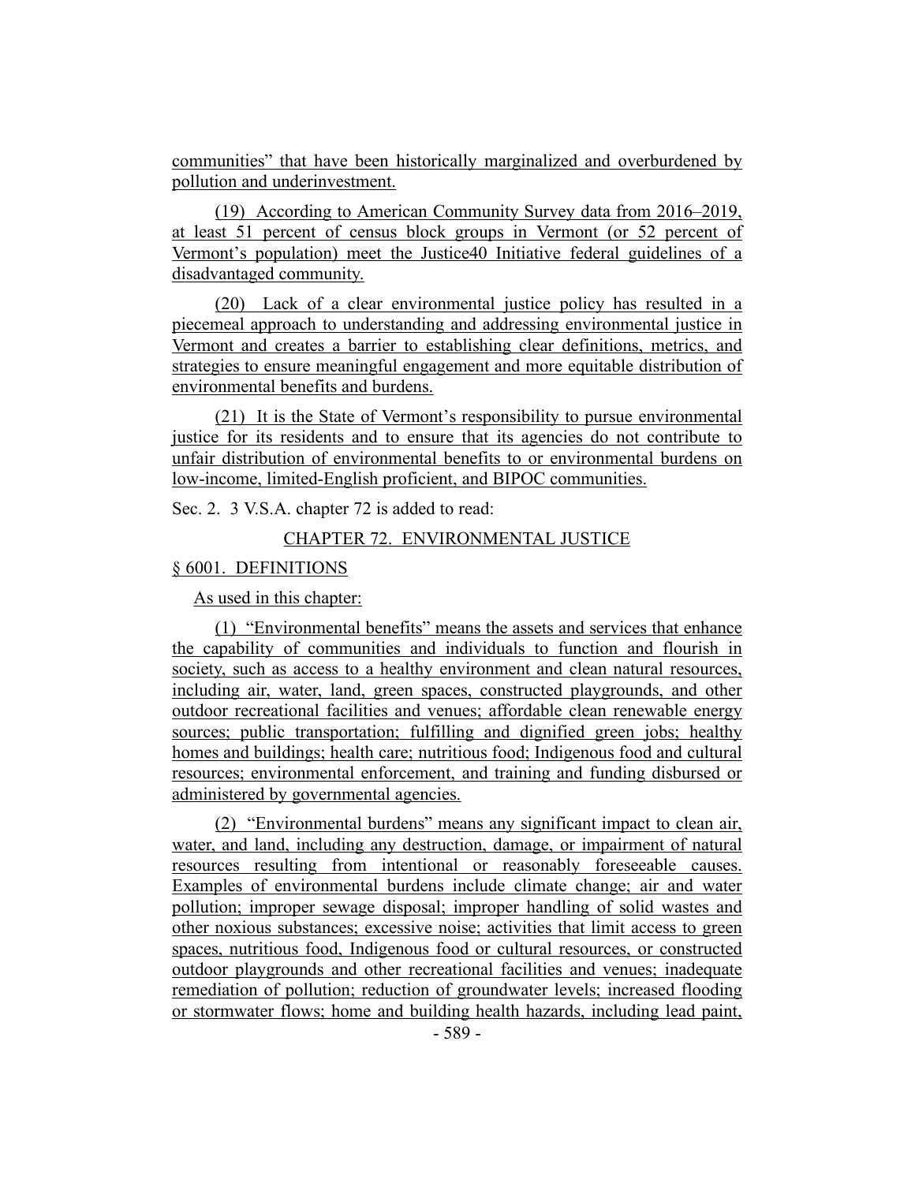communities" that have been historically marginalized and overburdened by pollution and underinvestment.

(19) According to American Community Survey data from 2016–2019, at least 51 percent of census block groups in Vermont (or 52 percent of Vermont's population) meet the Justice40 Initiative federal guidelines of a disadvantaged community.

(20) Lack of a clear environmental justice policy has resulted in a piecemeal approach to understanding and addressing environmental justice in Vermont and creates a barrier to establishing clear definitions, metrics, and strategies to ensure meaningful engagement and more equitable distribution of environmental benefits and burdens.

(21) It is the State of Vermont's responsibility to pursue environmental justice for its residents and to ensure that its agencies do not contribute to unfair distribution of environmental benefits to or environmental burdens on low-income, limited-English proficient, and BIPOC communities.

Sec. 2. 3 V.S.A. chapter 72 is added to read:

CHAPTER 72. ENVIRONMENTAL JUSTICE

§ 6001. DEFINITIONS

As used in this chapter:

(1) "Environmental benefits" means the assets and services that enhance the capability of communities and individuals to function and flourish in society, such as access to a healthy environment and clean natural resources, including air, water, land, green spaces, constructed playgrounds, and other outdoor recreational facilities and venues; affordable clean renewable energy sources; public transportation; fulfilling and dignified green jobs; healthy homes and buildings; health care; nutritious food; Indigenous food and cultural resources; environmental enforcement, and training and funding disbursed or administered by governmental agencies.

(2) "Environmental burdens" means any significant impact to clean air, water, and land, including any destruction, damage, or impairment of natural resources resulting from intentional or reasonably foreseeable causes. Examples of environmental burdens include climate change; air and water pollution; improper sewage disposal; improper handling of solid wastes and other noxious substances; excessive noise; activities that limit access to green spaces, nutritious food, Indigenous food or cultural resources, or constructed outdoor playgrounds and other recreational facilities and venues; inadequate remediation of pollution; reduction of groundwater levels; increased flooding or stormwater flows; home and building health hazards, including lead paint,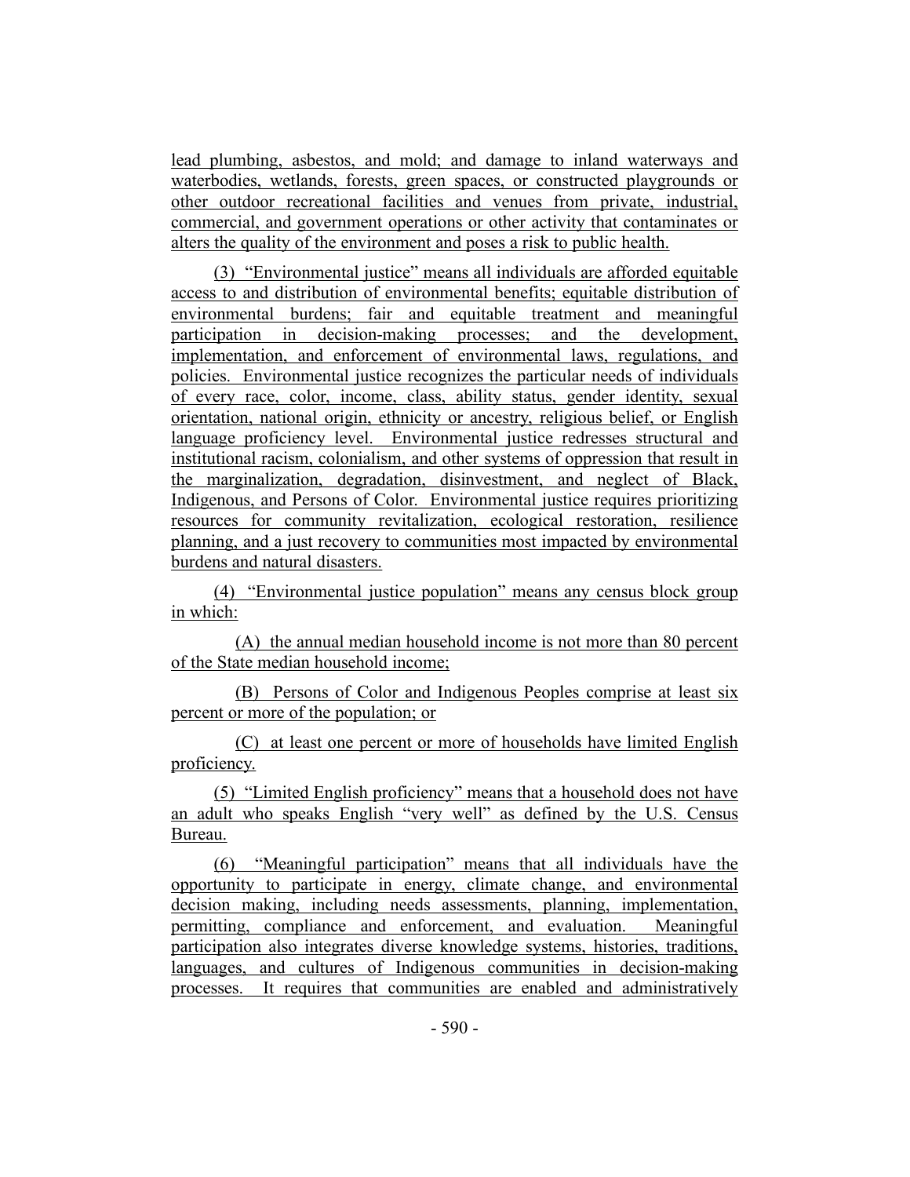lead plumbing, asbestos, and mold; and damage to inland waterways and waterbodies, wetlands, forests, green spaces, or constructed playgrounds or other outdoor recreational facilities and venues from private, industrial, commercial, and government operations or other activity that contaminates or alters the quality of the environment and poses a risk to public health.

(3) "Environmental justice" means all individuals are afforded equitable access to and distribution of environmental benefits; equitable distribution of environmental burdens; fair and equitable treatment and meaningful participation in decision-making processes; and the development, implementation, and enforcement of environmental laws, regulations, and policies. Environmental justice recognizes the particular needs of individuals of every race, color, income, class, ability status, gender identity, sexual orientation, national origin, ethnicity or ancestry, religious belief, or English language proficiency level. Environmental justice redresses structural and institutional racism, colonialism, and other systems of oppression that result in the marginalization, degradation, disinvestment, and neglect of Black, Indigenous, and Persons of Color. Environmental justice requires prioritizing resources for community revitalization, ecological restoration, resilience planning, and a just recovery to communities most impacted by environmental burdens and natural disasters.

(4) "Environmental justice population" means any census block group in which:

(A) the annual median household income is not more than 80 percent of the State median household income;

(B) Persons of Color and Indigenous Peoples comprise at least six percent or more of the population; or

(C) at least one percent or more of households have limited English proficiency.

(5) "Limited English proficiency" means that a household does not have an adult who speaks English "very well" as defined by the U.S. Census Bureau.

(6) "Meaningful participation" means that all individuals have the opportunity to participate in energy, climate change, and environmental decision making, including needs assessments, planning, implementation, permitting, compliance and enforcement, and evaluation. Meaningful participation also integrates diverse knowledge systems, histories, traditions, languages, and cultures of Indigenous communities in decision-making processes. It requires that communities are enabled and administratively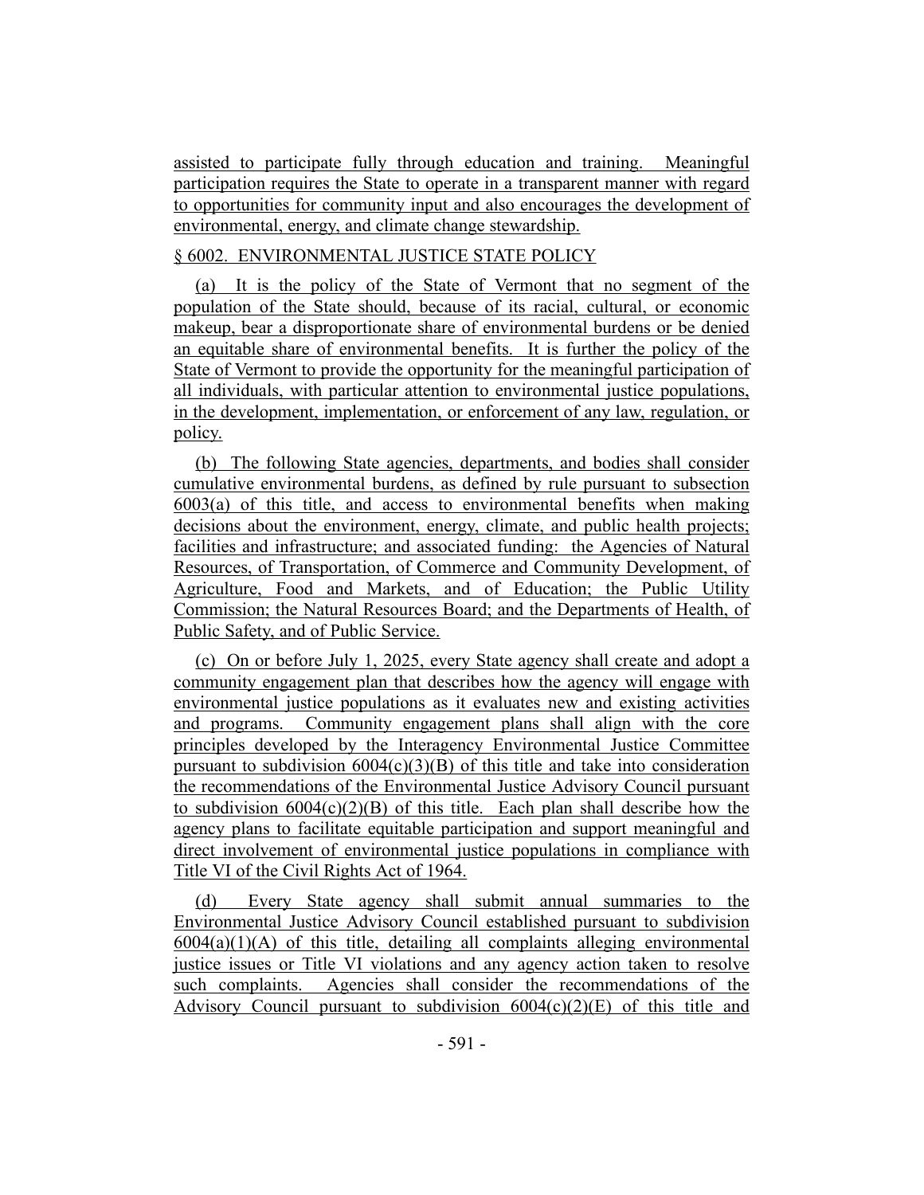assisted to participate fully through education and training. Meaningful participation requires the State to operate in a transparent manner with regard to opportunities for community input and also encourages the development of environmental, energy, and climate change stewardship.

§ 6002. ENVIRONMENTAL JUSTICE STATE POLICY

(a) It is the policy of the State of Vermont that no segment of the population of the State should, because of its racial, cultural, or economic makeup, bear a disproportionate share of environmental burdens or be denied an equitable share of environmental benefits. It is further the policy of the State of Vermont to provide the opportunity for the meaningful participation of all individuals, with particular attention to environmental justice populations, in the development, implementation, or enforcement of any law, regulation, or policy.

(b) The following State agencies, departments, and bodies shall consider cumulative environmental burdens, as defined by rule pursuant to subsection 6003(a) of this title, and access to environmental benefits when making decisions about the environment, energy, climate, and public health projects; facilities and infrastructure; and associated funding: the Agencies of Natural Resources, of Transportation, of Commerce and Community Development, of Agriculture, Food and Markets, and of Education; the Public Utility Commission; the Natural Resources Board; and the Departments of Health, of Public Safety, and of Public Service.

(c) On or before July 1, 2025, every State agency shall create and adopt a community engagement plan that describes how the agency will engage with environmental justice populations as it evaluates new and existing activities and programs. Community engagement plans shall align with the core principles developed by the Interagency Environmental Justice Committee pursuant to subdivision 6004(c)(3)(B) of this title and take into consideration the recommendations of the Environmental Justice Advisory Council pursuant to subdivision 6004(c)(2)(B) of this title. Each plan shall describe how the agency plans to facilitate equitable participation and support meaningful and direct involvement of environmental justice populations in compliance with Title VI of the Civil Rights Act of 1964.

(d) Every State agency shall submit annual summaries to the Environmental Justice Advisory Council established pursuant to subdivision 6004(a)(1)(A) of this title, detailing all complaints alleging environmental justice issues or Title VI violations and any agency action taken to resolve such complaints. Agencies shall consider the recommendations of the Advisory Council pursuant to subdivision 6004(c)(2)(E) of this title and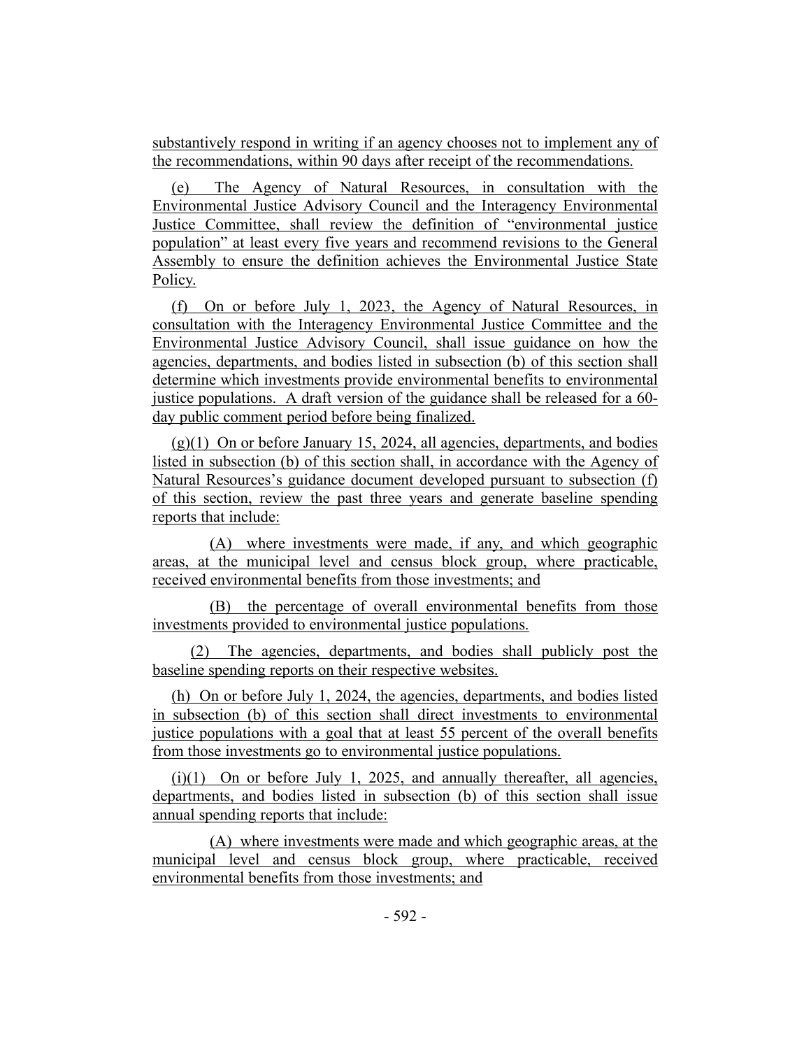substantively respond in writing if an agency chooses not to implement any of the recommendations, within 90 days after receipt of the recommendations.

(e) The Agency of Natural Resources, in consultation with the Environmental Justice Advisory Council and the Interagency Environmental Justice Committee, shall review the definition of "environmental justice population" at least every five years and recommend revisions to the General Assembly to ensure the definition achieves the Environmental Justice State Policy.

(f) On or before July 1, 2023, the Agency of Natural Resources, in consultation with the Interagency Environmental Justice Committee and the Environmental Justice Advisory Council, shall issue guidance on how the agencies, departments, and bodies listed in subsection (b) of this section shall determine which investments provide environmental benefits to environmental justice populations. A draft version of the guidance shall be released for a 60-day public comment period before being finalized.

(g)(1) On or before January 15, 2024, all agencies, departments, and bodies listed in subsection (b) of this section shall, in accordance with the Agency of Natural Resources's guidance document developed pursuant to subsection (f) of this section, review the past three years and generate baseline spending reports that include:

(A) where investments were made, if any, and which geographic areas, at the municipal level and census block group, where practicable, received environmental benefits from those investments; and

(B) the percentage of overall environmental benefits from those investments provided to environmental justice populations.

(2) The agencies, departments, and bodies shall publicly post the baseline spending reports on their respective websites.

(h) On or before July 1, 2024, the agencies, departments, and bodies listed in subsection (b) of this section shall direct investments to environmental justice populations with a goal that at least 55 percent of the overall benefits from those investments go to environmental justice populations.

(i)(1) On or before July 1, 2025, and annually thereafter, all agencies, departments, and bodies listed in subsection (b) of this section shall issue annual spending reports that include:

(A) where investments were made and which geographic areas, at the municipal level and census block group, where practicable, received environmental benefits from those investments; and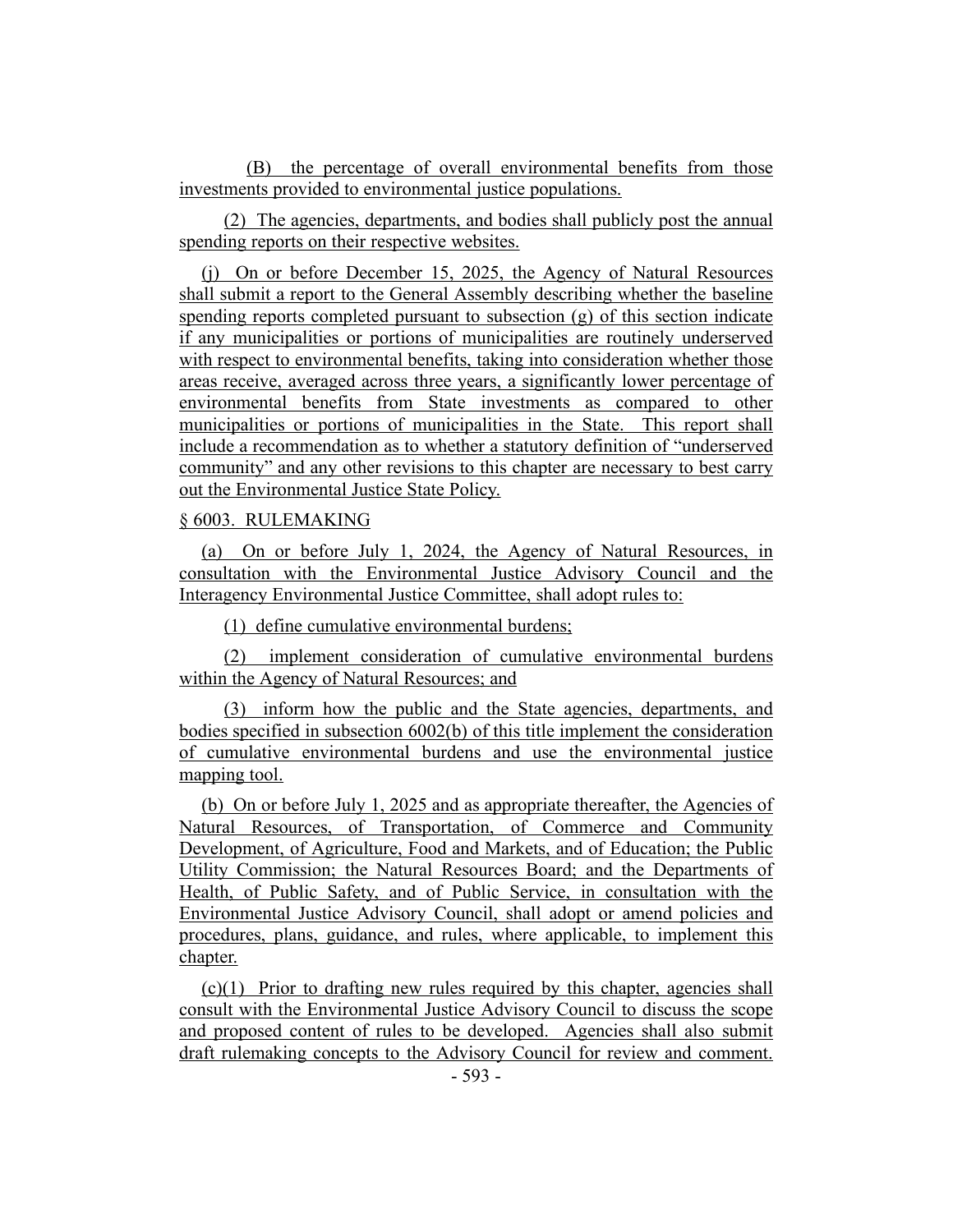(B) the percentage of overall environmental benefits from those investments provided to environmental justice populations.

(2) The agencies, departments, and bodies shall publicly post the annual spending reports on their respective websites.

(j) On or before December 15, 2025, the Agency of Natural Resources shall submit a report to the General Assembly describing whether the baseline spending reports completed pursuant to subsection (g) of this section indicate if any municipalities or portions of municipalities are routinely underserved with respect to environmental benefits, taking into consideration whether those areas receive, averaged across three years, a significantly lower percentage of environmental benefits from State investments as compared to other municipalities or portions of municipalities in the State. This report shall include a recommendation as to whether a statutory definition of "underserved community" and any other revisions to this chapter are necessary to best carry out the Environmental Justice State Policy.

§ 6003. RULEMAKING

(a) On or before July 1, 2024, the Agency of Natural Resources, in consultation with the Environmental Justice Advisory Council and the Interagency Environmental Justice Committee, shall adopt rules to:

(1) define cumulative environmental burdens;

(2) implement consideration of cumulative environmental burdens within the Agency of Natural Resources; and

(3) inform how the public and the State agencies, departments, and bodies specified in subsection 6002(b) of this title implement the consideration of cumulative environmental burdens and use the environmental justice mapping tool.

(b) On or before July 1, 2025 and as appropriate thereafter, the Agencies of Natural Resources, of Transportation, of Commerce and Community Development, of Agriculture, Food and Markets, and of Education; the Public Utility Commission; the Natural Resources Board; and the Departments of Health, of Public Safety, and of Public Service, in consultation with the Environmental Justice Advisory Council, shall adopt or amend policies and procedures, plans, guidance, and rules, where applicable, to implement this chapter.

(c)(1) Prior to drafting new rules required by this chapter, agencies shall consult with the Environmental Justice Advisory Council to discuss the scope and proposed content of rules to be developed. Agencies shall also submit draft rulemaking concepts to the Advisory Council for review and comment.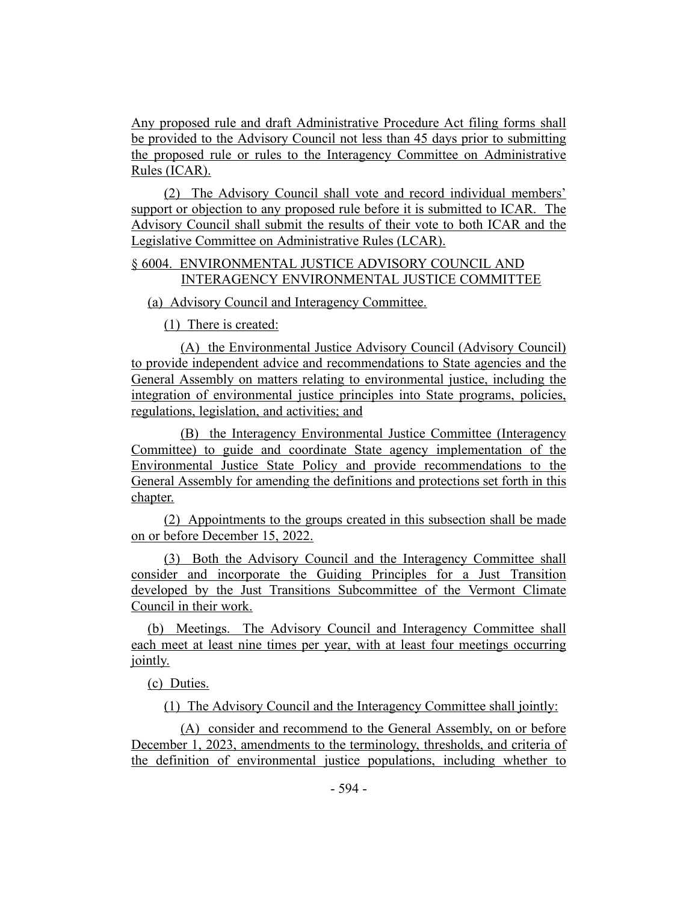Any proposed rule and draft Administrative Procedure Act filing forms shall be provided to the Advisory Council not less than 45 days prior to submitting the proposed rule or rules to the Interagency Committee on Administrative Rules (ICAR).

(2) The Advisory Council shall vote and record individual members' support or objection to any proposed rule before it is submitted to ICAR. The Advisory Council shall submit the results of their vote to both ICAR and the Legislative Committee on Administrative Rules (LCAR).

§ 6004. ENVIRONMENTAL JUSTICE ADVISORY COUNCIL AND INTERAGENCY ENVIRONMENTAL JUSTICE COMMITTEE

(a) Advisory Council and Interagency Committee.

(1) There is created:

(A) the Environmental Justice Advisory Council (Advisory Council) to provide independent advice and recommendations to State agencies and the General Assembly on matters relating to environmental justice, including the integration of environmental justice principles into State programs, policies, regulations, legislation, and activities; and

(B) the Interagency Environmental Justice Committee (Interagency Committee) to guide and coordinate State agency implementation of the Environmental Justice State Policy and provide recommendations to the General Assembly for amending the definitions and protections set forth in this chapter.

(2) Appointments to the groups created in this subsection shall be made on or before December 15, 2022.

(3) Both the Advisory Council and the Interagency Committee shall consider and incorporate the Guiding Principles for a Just Transition developed by the Just Transitions Subcommittee of the Vermont Climate Council in their work.

(b) Meetings. The Advisory Council and Interagency Committee shall each meet at least nine times per year, with at least four meetings occurring jointly.

(c) Duties.

(1) The Advisory Council and the Interagency Committee shall jointly:

(A) consider and recommend to the General Assembly, on or before December 1, 2023, amendments to the terminology, thresholds, and criteria of the definition of environmental justice populations, including whether to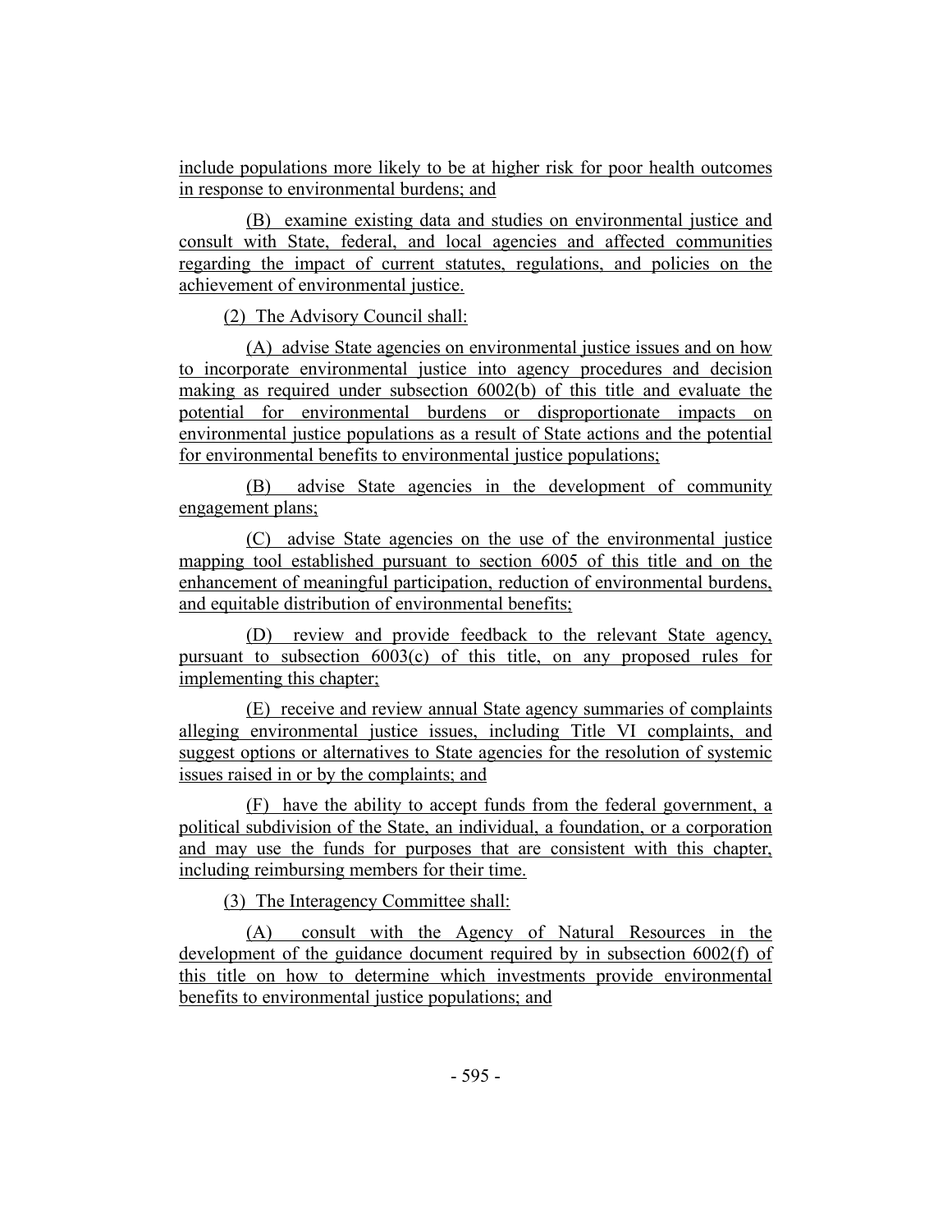include populations more likely to be at higher risk for poor health outcomes in response to environmental burdens; and

(B) examine existing data and studies on environmental justice and consult with State, federal, and local agencies and affected communities regarding the impact of current statutes, regulations, and policies on the achievement of environmental justice.

(2) The Advisory Council shall:

(A) advise State agencies on environmental justice issues and on how to incorporate environmental justice into agency procedures and decision making as required under subsection 6002(b) of this title and evaluate the potential for environmental burdens or disproportionate impacts on environmental justice populations as a result of State actions and the potential for environmental benefits to environmental justice populations;

(B) advise State agencies in the development of community engagement plans;

(C) advise State agencies on the use of the environmental justice mapping tool established pursuant to section 6005 of this title and on the enhancement of meaningful participation, reduction of environmental burdens, and equitable distribution of environmental benefits;

(D) review and provide feedback to the relevant State agency, pursuant to subsection 6003(c) of this title, on any proposed rules for implementing this chapter;

(E) receive and review annual State agency summaries of complaints alleging environmental justice issues, including Title VI complaints, and suggest options or alternatives to State agencies for the resolution of systemic issues raised in or by the complaints; and

(F) have the ability to accept funds from the federal government, a political subdivision of the State, an individual, a foundation, or a corporation and may use the funds for purposes that are consistent with this chapter, including reimbursing members for their time.

(3) The Interagency Committee shall:

(A) consult with the Agency of Natural Resources in the development of the guidance document required by in subsection 6002(f) of this title on how to determine which investments provide environmental benefits to environmental justice populations; and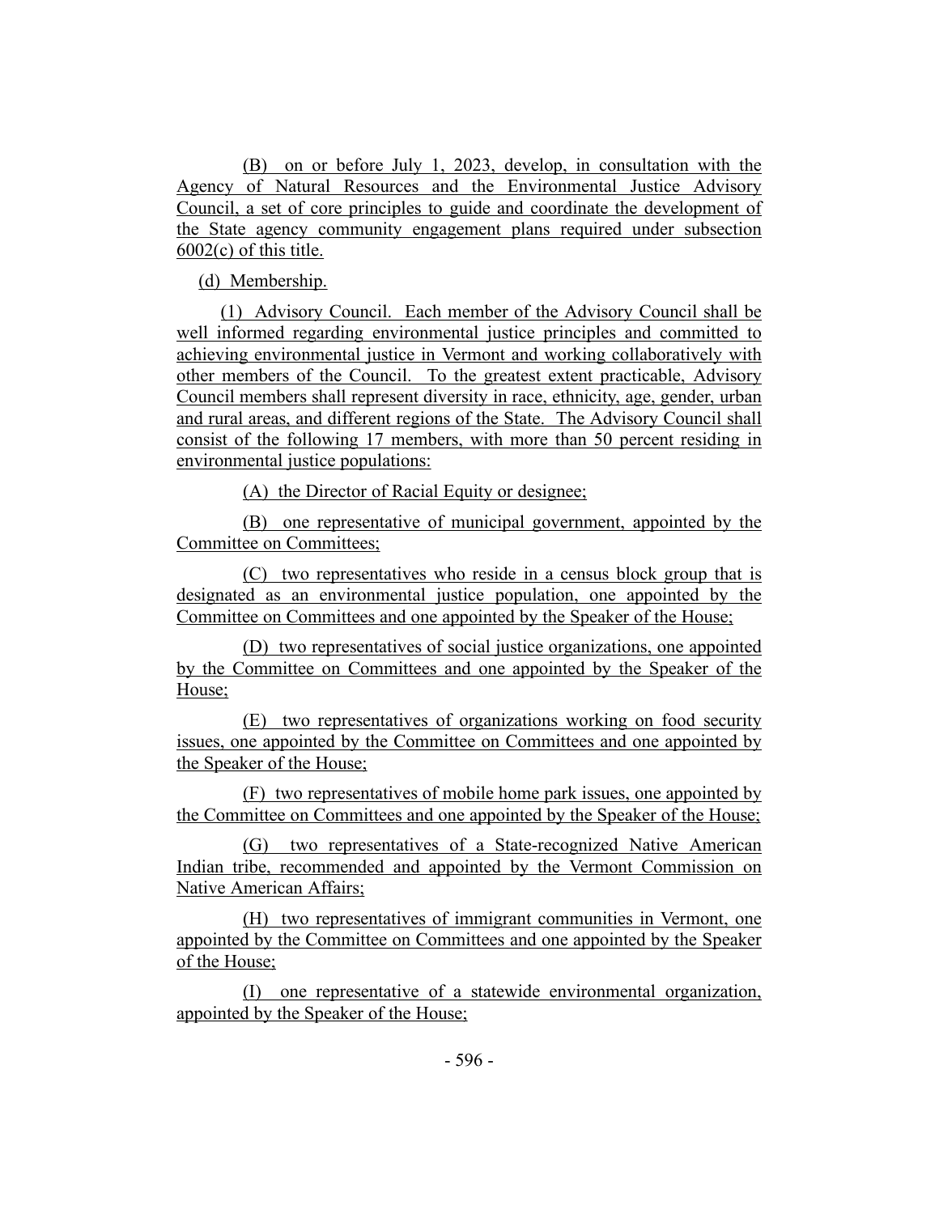(B) on or before July 1, 2023, develop, in consultation with the Agency of Natural Resources and the Environmental Justice Advisory Council, a set of core principles to guide and coordinate the development of the State agency community engagement plans required under subsection 6002(c) of this title.

(d) Membership.

(1) Advisory Council. Each member of the Advisory Council shall be well informed regarding environmental justice principles and committed to achieving environmental justice in Vermont and working collaboratively with other members of the Council. To the greatest extent practicable, Advisory Council members shall represent diversity in race, ethnicity, age, gender, urban and rural areas, and different regions of the State. The Advisory Council shall consist of the following 17 members, with more than 50 percent residing in environmental justice populations:

(A) the Director of Racial Equity or designee;

(B) one representative of municipal government, appointed by the Committee on Committees;

(C) two representatives who reside in a census block group that is designated as an environmental justice population, one appointed by the Committee on Committees and one appointed by the Speaker of the House;

(D) two representatives of social justice organizations, one appointed by the Committee on Committees and one appointed by the Speaker of the House;

(E) two representatives of organizations working on food security issues, one appointed by the Committee on Committees and one appointed by the Speaker of the House;

(F) two representatives of mobile home park issues, one appointed by the Committee on Committees and one appointed by the Speaker of the House;

(G) two representatives of a State-recognized Native American Indian tribe, recommended and appointed by the Vermont Commission on Native American Affairs;

(H) two representatives of immigrant communities in Vermont, one appointed by the Committee on Committees and one appointed by the Speaker of the House;

(I) one representative of a statewide environmental organization, appointed by the Speaker of the House;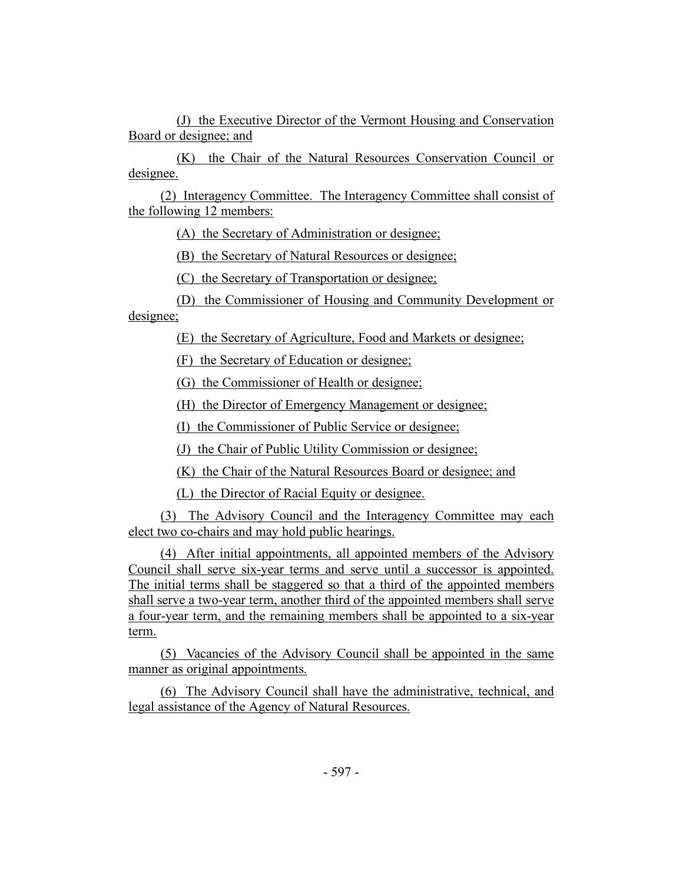(J) the Executive Director of the Vermont Housing and Conservation Board or designee; and

(K) the Chair of the Natural Resources Conservation Council or designee.

(2) Interagency Committee. The Interagency Committee shall consist of the following 12 members:

(A) the Secretary of Administration or designee;

(B) the Secretary of Natural Resources or designee;

(C) the Secretary of Transportation or designee;

(D) the Commissioner of Housing and Community Development or designee;

(E) the Secretary of Agriculture, Food and Markets or designee;

(F) the Secretary of Education or designee;

(G) the Commissioner of Health or designee;

(H) the Director of Emergency Management or designee;

(I) the Commissioner of Public Service or designee;

(J) the Chair of Public Utility Commission or designee;

(K) the Chair of the Natural Resources Board or designee; and

(L) the Director of Racial Equity or designee.

(3) The Advisory Council and the Interagency Committee may each elect two co-chairs and may hold public hearings.

(4) After initial appointments, all appointed members of the Advisory Council shall serve six-year terms and serve until a successor is appointed. The initial terms shall be staggered so that a third of the appointed members shall serve a two-year term, another third of the appointed members shall serve a four-year term, and the remaining members shall be appointed to a six-year term.

(5) Vacancies of the Advisory Council shall be appointed in the same manner as original appointments.

(6) The Advisory Council shall have the administrative, technical, and legal assistance of the Agency of Natural Resources.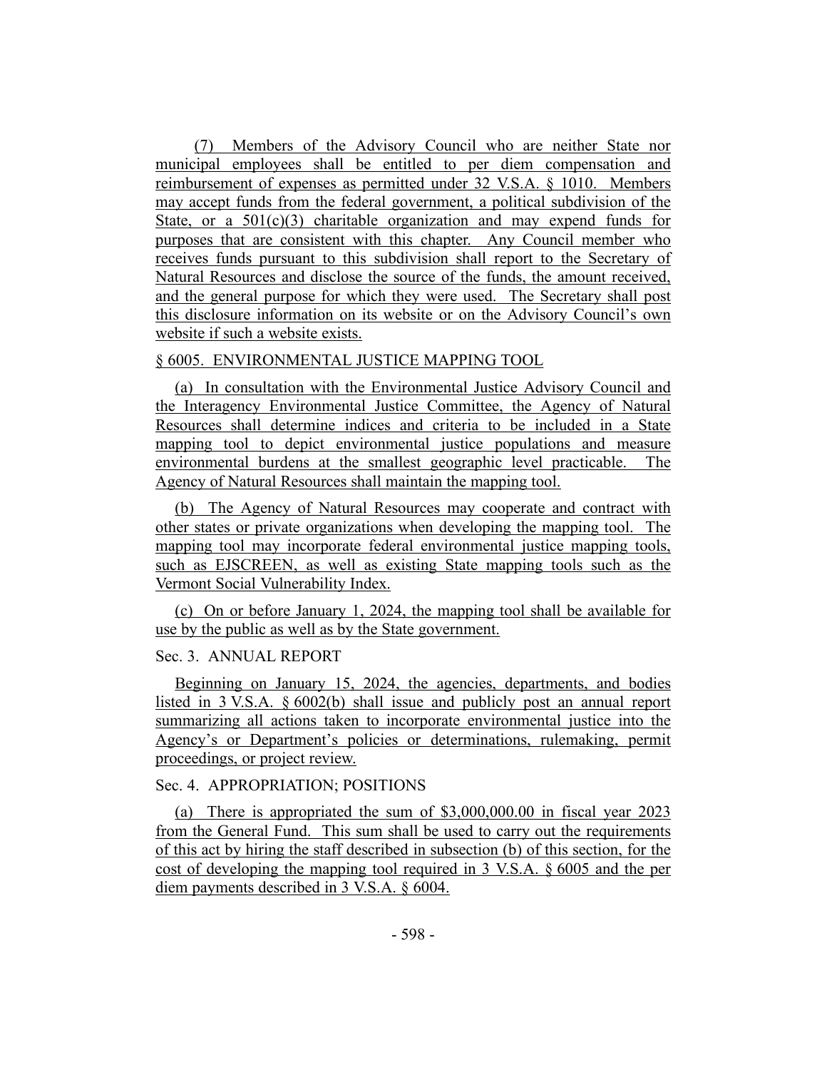(7) Members of the Advisory Council who are neither State nor municipal employees shall be entitled to per diem compensation and reimbursement of expenses as permitted under 32 V.S.A. § 1010. Members may accept funds from the federal government, a political subdivision of the State, or a 501(c)(3) charitable organization and may expend funds for purposes that are consistent with this chapter. Any Council member who receives funds pursuant to this subdivision shall report to the Secretary of Natural Resources and disclose the source of the funds, the amount received, and the general purpose for which they were used. The Secretary shall post this disclosure information on its website or on the Advisory Council's own website if such a website exists.

§ 6005. ENVIRONMENTAL JUSTICE MAPPING TOOL

(a) In consultation with the Environmental Justice Advisory Council and the Interagency Environmental Justice Committee, the Agency of Natural Resources shall determine indices and criteria to be included in a State mapping tool to depict environmental justice populations and measure environmental burdens at the smallest geographic level practicable. The Agency of Natural Resources shall maintain the mapping tool.

(b) The Agency of Natural Resources may cooperate and contract with other states or private organizations when developing the mapping tool. The mapping tool may incorporate federal environmental justice mapping tools, such as EJSCREEN, as well as existing State mapping tools such as the Vermont Social Vulnerability Index.

(c) On or before January 1, 2024, the mapping tool shall be available for use by the public as well as by the State government.

Sec. 3. ANNUAL REPORT

Beginning on January 15, 2024, the agencies, departments, and bodies listed in 3 V.S.A. § 6002(b) shall issue and publicly post an annual report summarizing all actions taken to incorporate environmental justice into the Agency's or Department's policies or determinations, rulemaking, permit proceedings, or project review.

Sec. 4. APPROPRIATION; POSITIONS

(a) There is appropriated the sum of $3,000,000.00 in fiscal year 2023 from the General Fund. This sum shall be used to carry out the requirements of this act by hiring the staff described in subsection (b) of this section, for the cost of developing the mapping tool required in 3 V.S.A. § 6005 and the per diem payments described in 3 V.S.A. § 6004.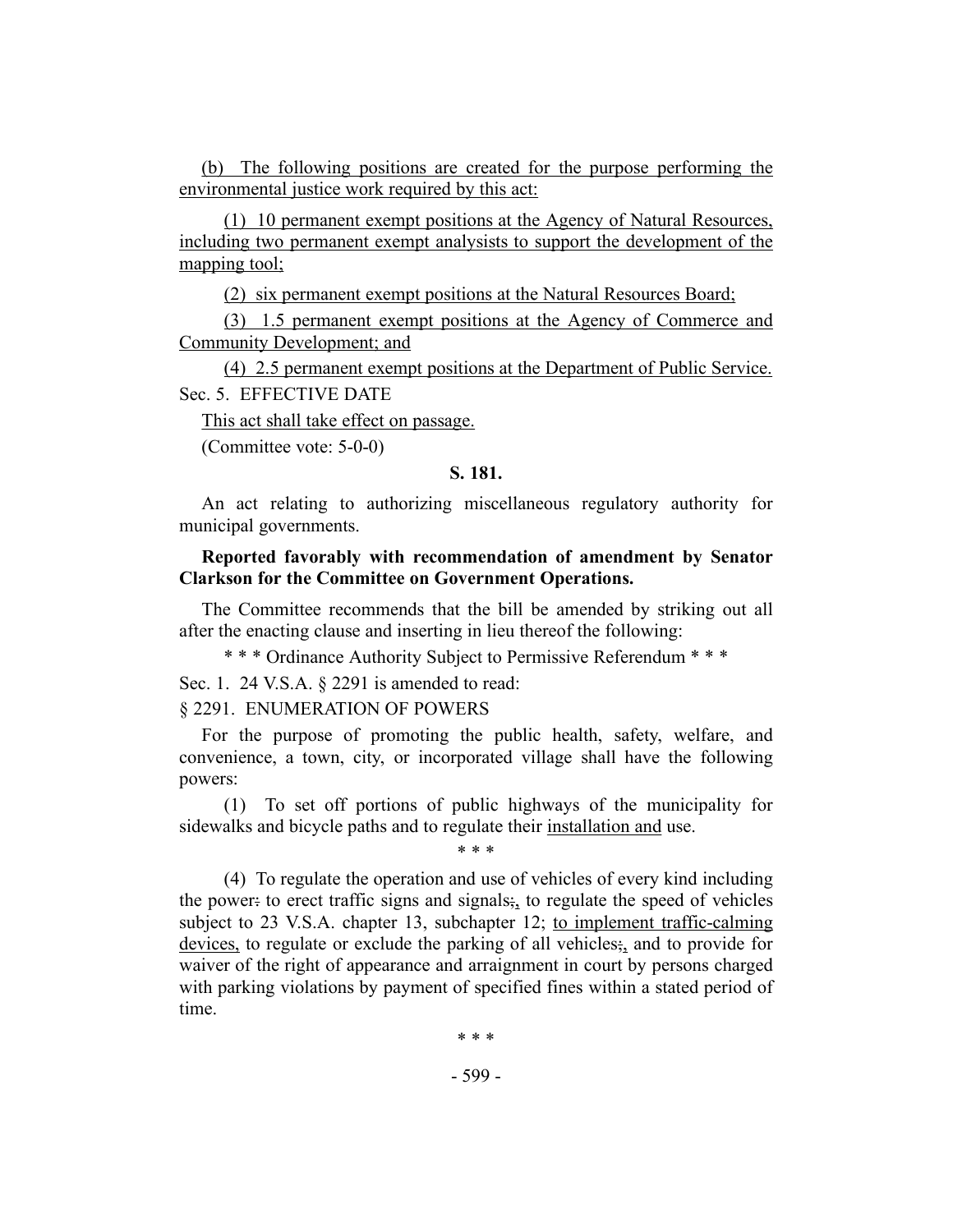(b) The following positions are created for the purpose performing the environmental justice work required by this act:

(1) 10 permanent exempt positions at the Agency of Natural Resources, including two permanent exempt analysists to support the development of the mapping tool;

(2) six permanent exempt positions at the Natural Resources Board;

(3) 1.5 permanent exempt positions at the Agency of Commerce and Community Development; and

(4) 2.5 permanent exempt positions at the Department of Public Service.

Sec. 5. EFFECTIVE DATE

This act shall take effect on passage.

(Committee vote: 5-0-0)

**S. 181.**

An act relating to authorizing miscellaneous regulatory authority for municipal governments.

**Reported favorably with recommendation of amendment by Senator Clarkson for the Committee on Government Operations.**

The Committee recommends that the bill be amended by striking out all after the enacting clause and inserting in lieu thereof the following:

\* \* \* Ordinance Authority Subject to Permissive Referendum \* \* \*

Sec. 1. 24 V.S.A. § 2291 is amended to read:

§ 2291. ENUMERATION OF POWERS

For the purpose of promoting the public health, safety, welfare, and convenience, a town, city, or incorporated village shall have the following powers:

(1) To set off portions of public highways of the municipality for sidewalks and bicycle paths and to regulate their installation and use.

\* \* \*

(4) To regulate the operation and use of vehicles of every kind including the power: to erect traffic signs and signals;, to regulate the speed of vehicles subject to 23 V.S.A. chapter 13, subchapter 12; to implement traffic-calming devices, to regulate or exclude the parking of all vehicles;, and to provide for waiver of the right of appearance and arraignment in court by persons charged with parking violations by payment of specified fines within a stated period of time.

\* \* \*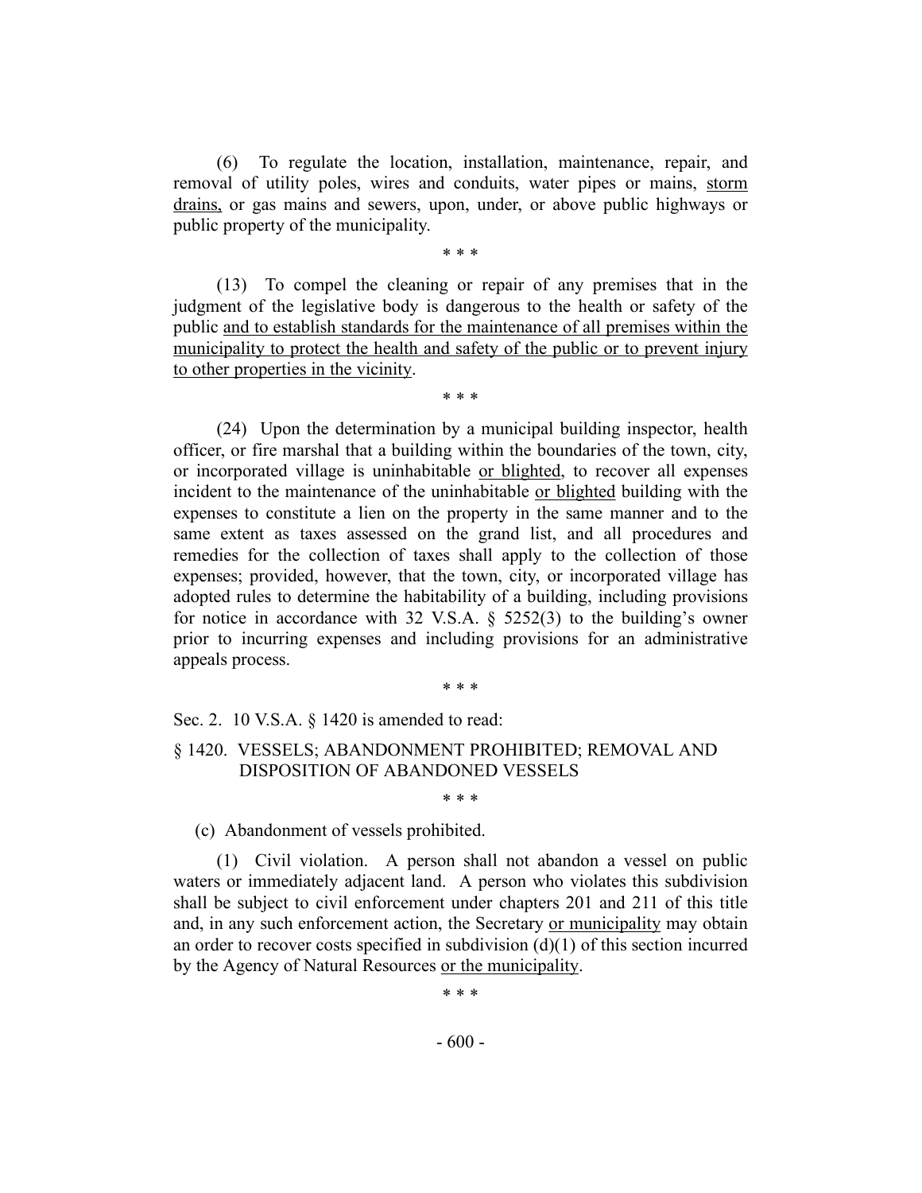(6) To regulate the location, installation, maintenance, repair, and removal of utility poles, wires and conduits, water pipes or mains, storm drains, or gas mains and sewers, upon, under, or above public highways or public property of the municipality.

\* \* \*

(13) To compel the cleaning or repair of any premises that in the judgment of the legislative body is dangerous to the health or safety of the public and to establish standards for the maintenance of all premises within the municipality to protect the health and safety of the public or to prevent injury to other properties in the vicinity.

\* \* \*

(24) Upon the determination by a municipal building inspector, health officer, or fire marshal that a building within the boundaries of the town, city, or incorporated village is uninhabitable or blighted, to recover all expenses incident to the maintenance of the uninhabitable or blighted building with the expenses to constitute a lien on the property in the same manner and to the same extent as taxes assessed on the grand list, and all procedures and remedies for the collection of taxes shall apply to the collection of those expenses; provided, however, that the town, city, or incorporated village has adopted rules to determine the habitability of a building, including provisions for notice in accordance with 32 V.S.A. § 5252(3) to the building's owner prior to incurring expenses and including provisions for an administrative appeals process.

\* \* \*

Sec. 2. 10 V.S.A. § 1420 is amended to read:

§ 1420. VESSELS; ABANDONMENT PROHIBITED; REMOVAL AND DISPOSITION OF ABANDONED VESSELS

\* \* \*

(c) Abandonment of vessels prohibited.

(1) Civil violation. A person shall not abandon a vessel on public waters or immediately adjacent land. A person who violates this subdivision shall be subject to civil enforcement under chapters 201 and 211 of this title and, in any such enforcement action, the Secretary or municipality may obtain an order to recover costs specified in subdivision (d)(1) of this section incurred by the Agency of Natural Resources or the municipality.

\* \* \*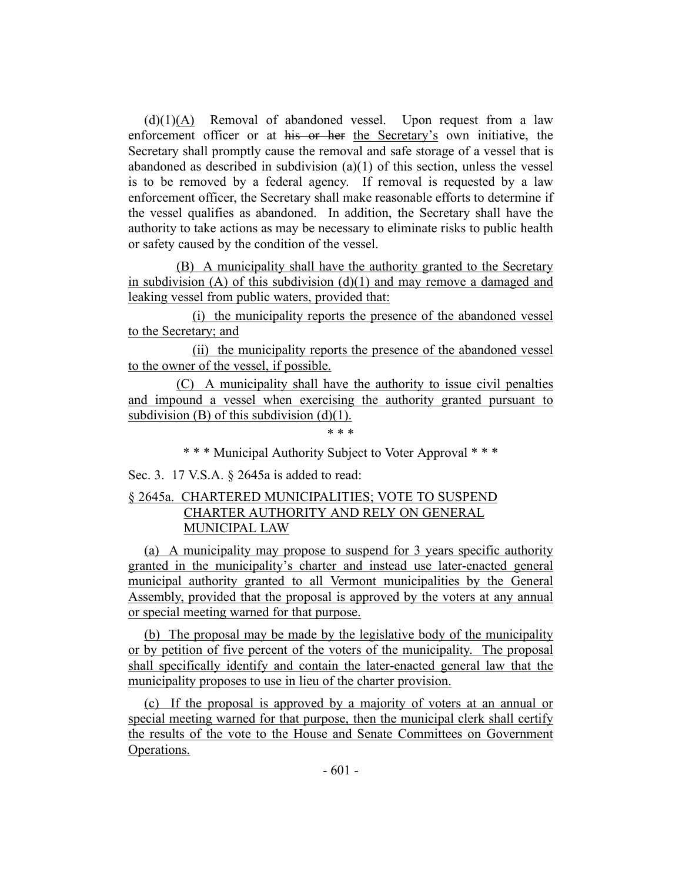(d)(1)(A) Removal of abandoned vessel. Upon request from a law enforcement officer or at ~~his or her~~ the Secretary's own initiative, the Secretary shall promptly cause the removal and safe storage of a vessel that is abandoned as described in subdivision (a)(1) of this section, unless the vessel is to be removed by a federal agency. If removal is requested by a law enforcement officer, the Secretary shall make reasonable efforts to determine if the vessel qualifies as abandoned. In addition, the Secretary shall have the authority to take actions as may be necessary to eliminate risks to public health or safety caused by the condition of the vessel.

(B) A municipality shall have the authority granted to the Secretary in subdivision (A) of this subdivision (d)(1) and may remove a damaged and leaking vessel from public waters, provided that:

(i) the municipality reports the presence of the abandoned vessel to the Secretary; and

(ii) the municipality reports the presence of the abandoned vessel to the owner of the vessel, if possible.

(C) A municipality shall have the authority to issue civil penalties and impound a vessel when exercising the authority granted pursuant to subdivision (B) of this subdivision (d)(1).

\* \* \*

\* \* \* Municipal Authority Subject to Voter Approval \* \* \*

Sec. 3. 17 V.S.A. § 2645a is added to read:

§ 2645a. CHARTERED MUNICIPALITIES; VOTE TO SUSPEND CHARTER AUTHORITY AND RELY ON GENERAL MUNICIPAL LAW

(a) A municipality may propose to suspend for 3 years specific authority granted in the municipality's charter and instead use later-enacted general municipal authority granted to all Vermont municipalities by the General Assembly, provided that the proposal is approved by the voters at any annual or special meeting warned for that purpose.

(b) The proposal may be made by the legislative body of the municipality or by petition of five percent of the voters of the municipality. The proposal shall specifically identify and contain the later-enacted general law that the municipality proposes to use in lieu of the charter provision.

(c) If the proposal is approved by a majority of voters at an annual or special meeting warned for that purpose, then the municipal clerk shall certify the results of the vote to the House and Senate Committees on Government Operations.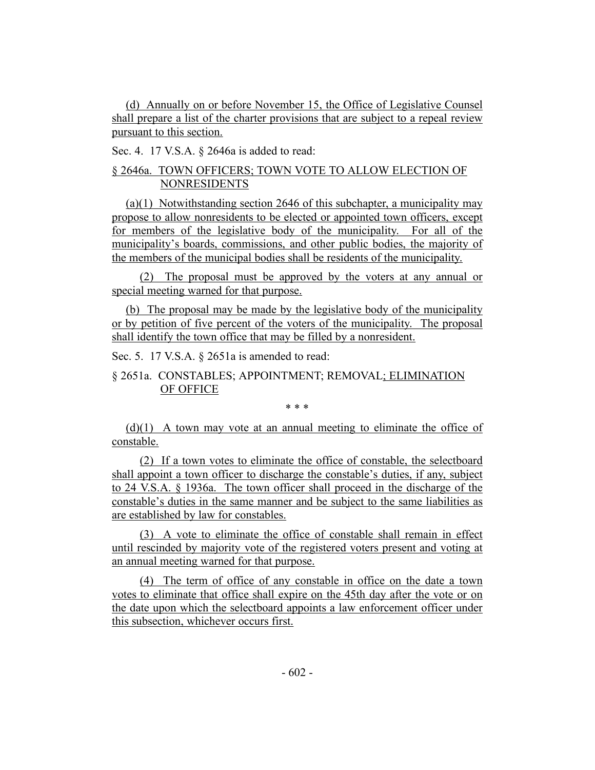(d) Annually on or before November 15, the Office of Legislative Counsel shall prepare a list of the charter provisions that are subject to a repeal review pursuant to this section.

Sec. 4. 17 V.S.A. § 2646a is added to read:

§ 2646a. TOWN OFFICERS; TOWN VOTE TO ALLOW ELECTION OF NONRESIDENTS

(a)(1) Notwithstanding section 2646 of this subchapter, a municipality may propose to allow nonresidents to be elected or appointed town officers, except for members of the legislative body of the municipality. For all of the municipality's boards, commissions, and other public bodies, the majority of the members of the municipal bodies shall be residents of the municipality.

(2) The proposal must be approved by the voters at any annual or special meeting warned for that purpose.

(b) The proposal may be made by the legislative body of the municipality or by petition of five percent of the voters of the municipality. The proposal shall identify the town office that may be filled by a nonresident.

Sec. 5. 17 V.S.A. § 2651a is amended to read:

§ 2651a. CONSTABLES; APPOINTMENT; REMOVAL; ELIMINATION OF OFFICE

\* \* \*

(d)(1) A town may vote at an annual meeting to eliminate the office of constable.

(2) If a town votes to eliminate the office of constable, the selectboard shall appoint a town officer to discharge the constable's duties, if any, subject to 24 V.S.A. § 1936a. The town officer shall proceed in the discharge of the constable's duties in the same manner and be subject to the same liabilities as are established by law for constables.

(3) A vote to eliminate the office of constable shall remain in effect until rescinded by majority vote of the registered voters present and voting at an annual meeting warned for that purpose.

(4) The term of office of any constable in office on the date a town votes to eliminate that office shall expire on the 45th day after the vote or on the date upon which the selectboard appoints a law enforcement officer under this subsection, whichever occurs first.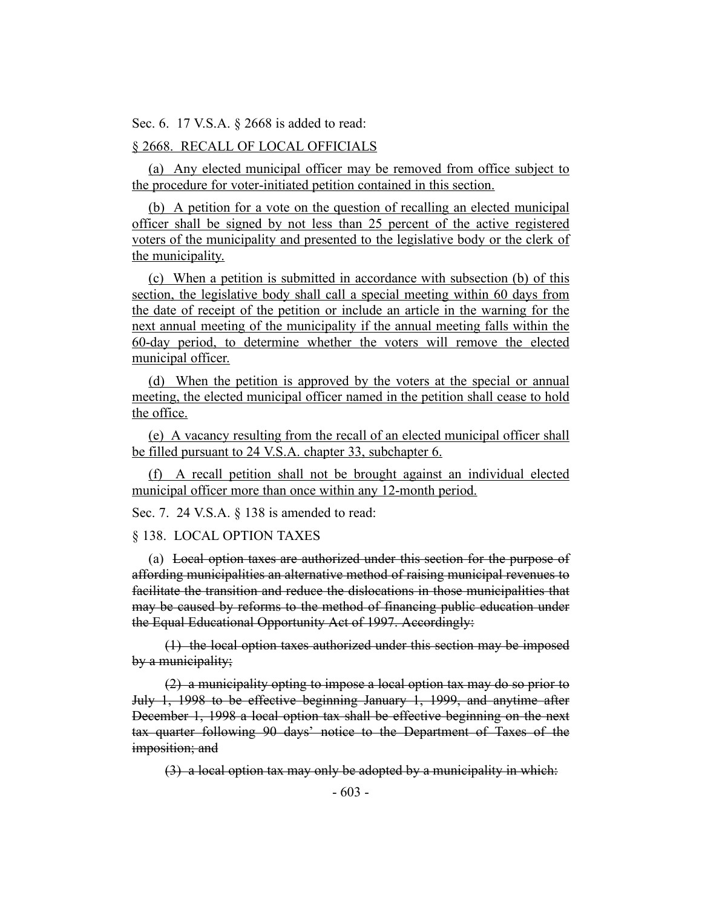Sec. 6. 17 V.S.A. § 2668 is added to read:

<u>§ 2668. RECALL OF LOCAL OFFICIALS</u>

<u>(a) Any elected municipal officer may be removed from office subject to the procedure for voter-initiated petition contained in this section.</u>

<u>(b) A petition for a vote on the question of recalling an elected municipal officer shall be signed by not less than 25 percent of the active registered voters of the municipality and presented to the legislative body or the clerk of the municipality.</u>

<u>(c) When a petition is submitted in accordance with subsection (b) of this section, the legislative body shall call a special meeting within 60 days from the date of receipt of the petition or include an article in the warning for the next annual meeting of the municipality if the annual meeting falls within the 60-day period, to determine whether the voters will remove the elected municipal officer.</u>

<u>(d) When the petition is approved by the voters at the special or annual meeting, the elected municipal officer named in the petition shall cease to hold the office.</u>

<u>(e) A vacancy resulting from the recall of an elected municipal officer shall be filled pursuant to 24 V.S.A. chapter 33, subchapter 6.</u>

<u>(f) A recall petition shall not be brought against an individual elected municipal officer more than once within any 12-month period.</u>

Sec. 7. 24 V.S.A. § 138 is amended to read:

§ 138. LOCAL OPTION TAXES

(a) ~~Local option taxes are authorized under this section for the purpose of affording municipalities an alternative method of raising municipal revenues to facilitate the transition and reduce the dislocations in those municipalities that may be caused by reforms to the method of financing public education under the Equal Educational Opportunity Act of 1997. Accordingly:~~

~~(1) the local option taxes authorized under this section may be imposed by a municipality;~~

~~(2) a municipality opting to impose a local option tax may do so prior to July 1, 1998 to be effective beginning January 1, 1999, and anytime after December 1, 1998 a local option tax shall be effective beginning on the next tax quarter following 90 days' notice to the Department of Taxes of the imposition; and~~

~~(3) a local option tax may only be adopted by a municipality in which:~~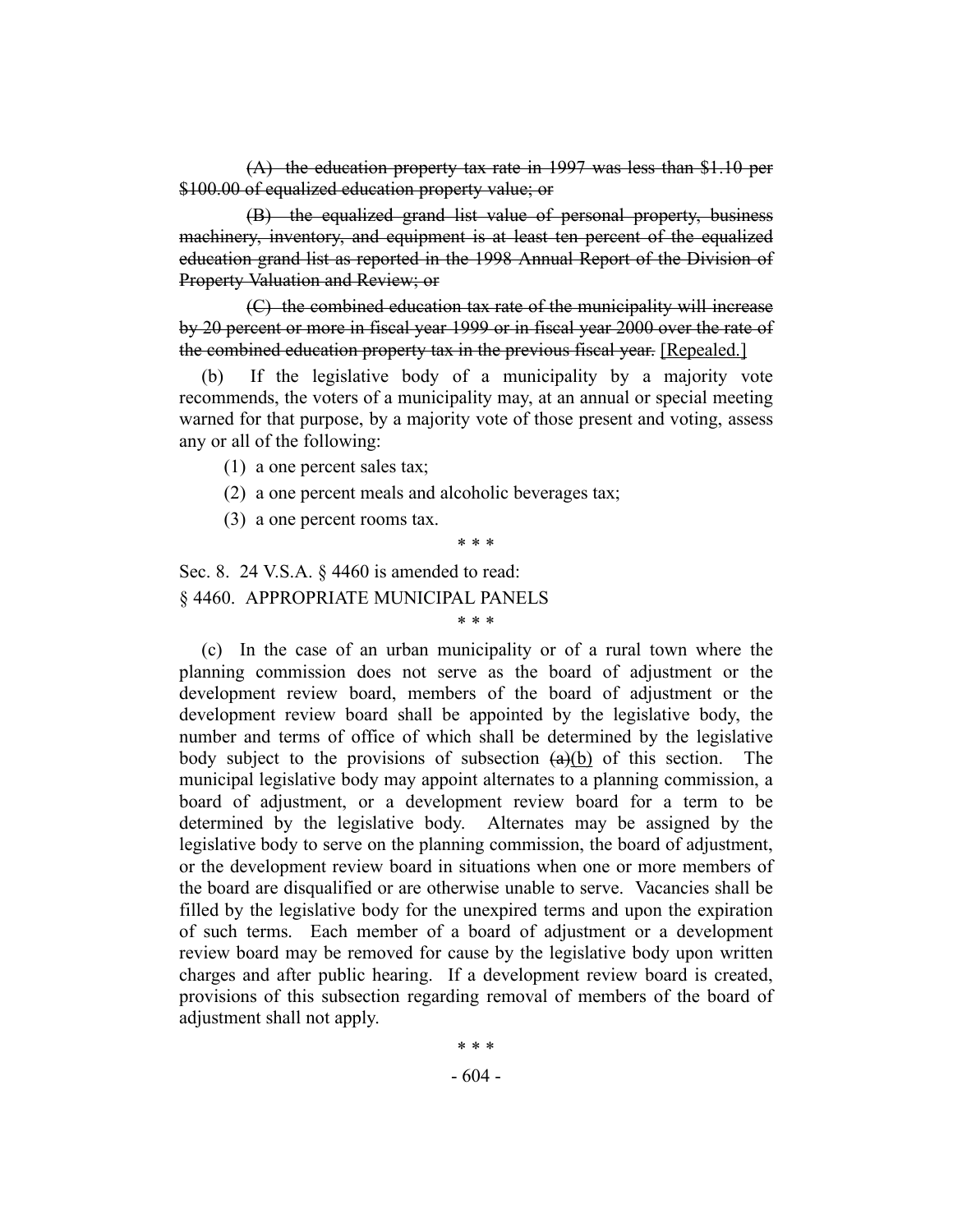~~(A) the education property tax rate in 1997 was less than $1.10 per $100.00 of equalized education property value; or~~

~~(B) the equalized grand list value of personal property, business machinery, inventory, and equipment is at least ten percent of the equalized education grand list as reported in the 1998 Annual Report of the Division of Property Valuation and Review; or~~

~~(C) the combined education tax rate of the municipality will increase by 20 percent or more in fiscal year 1999 or in fiscal year 2000 over the rate of the combined education property tax in the previous fiscal year.~~ [Repealed.]

(b) If the legislative body of a municipality by a majority vote recommends, the voters of a municipality may, at an annual or special meeting warned for that purpose, by a majority vote of those present and voting, assess any or all of the following:

(1) a one percent sales tax;

(2) a one percent meals and alcoholic beverages tax;

(3) a one percent rooms tax.

\* \* \*

Sec. 8. 24 V.S.A. § 4460 is amended to read:

§ 4460. APPROPRIATE MUNICIPAL PANELS

\* \* \*

(c) In the case of an urban municipality or of a rural town where the planning commission does not serve as the board of adjustment or the development review board, members of the board of adjustment or the development review board shall be appointed by the legislative body, the number and terms of office of which shall be determined by the legislative body subject to the provisions of subsection ~~(a)~~(b) of this section. The municipal legislative body may appoint alternates to a planning commission, a board of adjustment, or a development review board for a term to be determined by the legislative body. Alternates may be assigned by the legislative body to serve on the planning commission, the board of adjustment, or the development review board in situations when one or more members of the board are disqualified or are otherwise unable to serve. Vacancies shall be filled by the legislative body for the unexpired terms and upon the expiration of such terms. Each member of a board of adjustment or a development review board may be removed for cause by the legislative body upon written charges and after public hearing. If a development review board is created, provisions of this subsection regarding removal of members of the board of adjustment shall not apply.

\* \* \*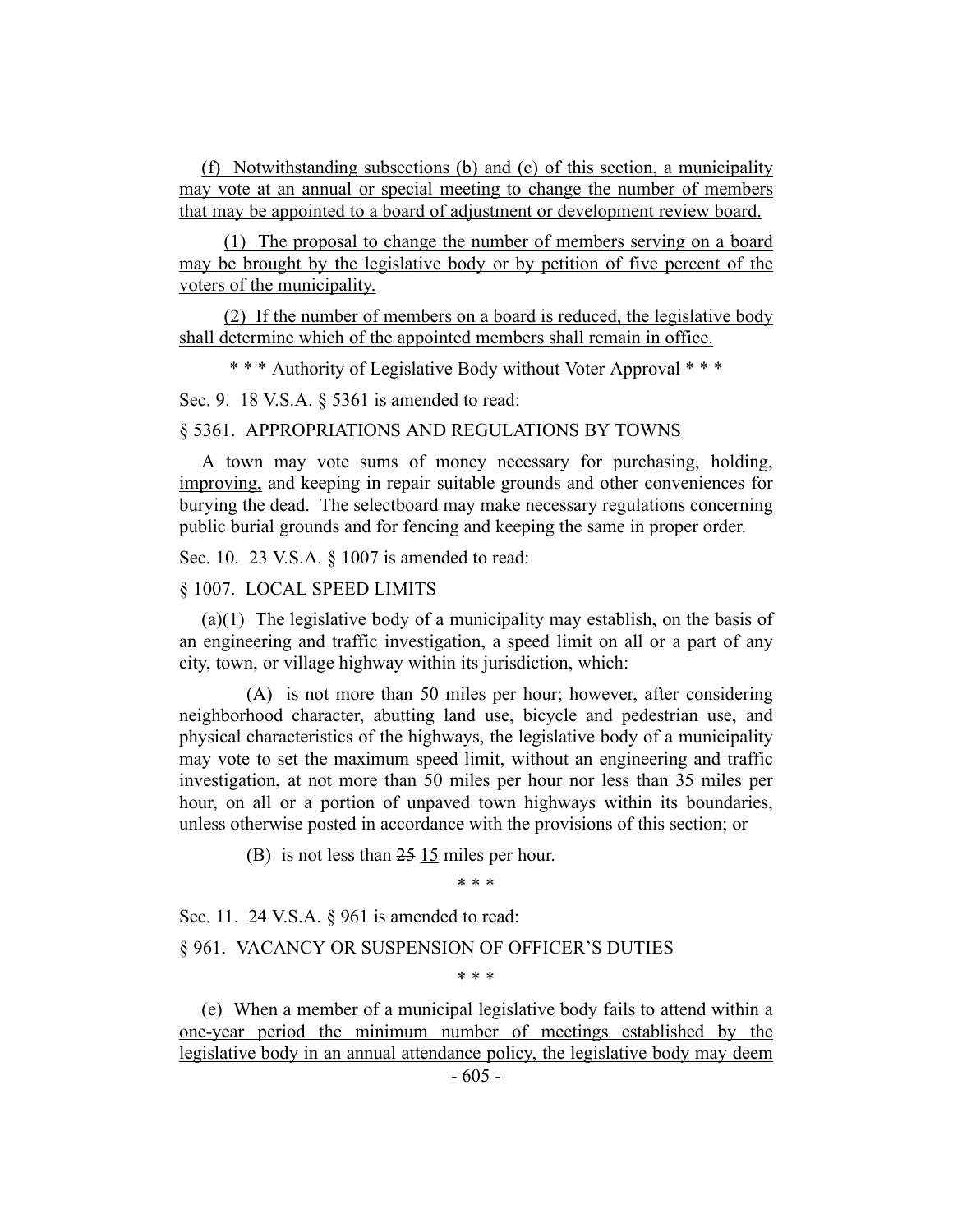(f) Notwithstanding subsections (b) and (c) of this section, a municipality may vote at an annual or special meeting to change the number of members that may be appointed to a board of adjustment or development review board.

(1) The proposal to change the number of members serving on a board may be brought by the legislative body or by petition of five percent of the voters of the municipality.

(2) If the number of members on a board is reduced, the legislative body shall determine which of the appointed members shall remain in office.

\* \* \* Authority of Legislative Body without Voter Approval \* \* \*

Sec. 9. 18 V.S.A. § 5361 is amended to read:

§ 5361. APPROPRIATIONS AND REGULATIONS BY TOWNS

A town may vote sums of money necessary for purchasing, holding, improving, and keeping in repair suitable grounds and other conveniences for burying the dead. The selectboard may make necessary regulations concerning public burial grounds and for fencing and keeping the same in proper order.

Sec. 10. 23 V.S.A. § 1007 is amended to read:

§ 1007. LOCAL SPEED LIMITS

(a)(1) The legislative body of a municipality may establish, on the basis of an engineering and traffic investigation, a speed limit on all or a part of any city, town, or village highway within its jurisdiction, which:

(A) is not more than 50 miles per hour; however, after considering neighborhood character, abutting land use, bicycle and pedestrian use, and physical characteristics of the highways, the legislative body of a municipality may vote to set the maximum speed limit, without an engineering and traffic investigation, at not more than 50 miles per hour nor less than 35 miles per hour, on all or a portion of unpaved town highways within its boundaries, unless otherwise posted in accordance with the provisions of this section; or

(B) is not less than ~~25~~ 15 miles per hour.

\* \* \*

Sec. 11. 24 V.S.A. § 961 is amended to read:

§ 961. VACANCY OR SUSPENSION OF OFFICER'S DUTIES

\* \* \*

(e) When a member of a municipal legislative body fails to attend within a one-year period the minimum number of meetings established by the legislative body in an annual attendance policy, the legislative body may deem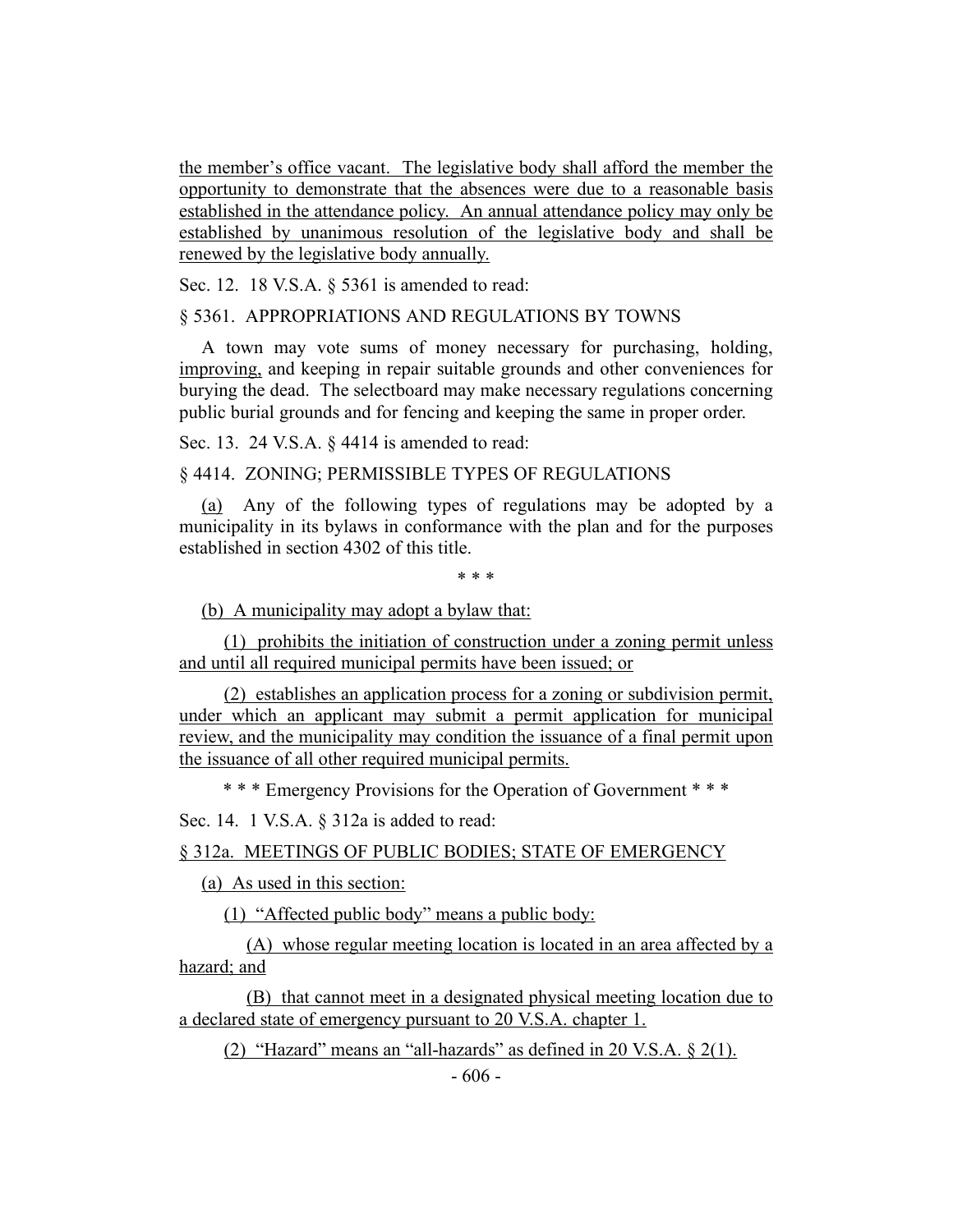the member's office vacant. The legislative body shall afford the member the opportunity to demonstrate that the absences were due to a reasonable basis established in the attendance policy. An annual attendance policy may only be established by unanimous resolution of the legislative body and shall be renewed by the legislative body annually.

Sec. 12. 18 V.S.A. § 5361 is amended to read:

§ 5361. APPROPRIATIONS AND REGULATIONS BY TOWNS

A town may vote sums of money necessary for purchasing, holding, improving, and keeping in repair suitable grounds and other conveniences for burying the dead. The selectboard may make necessary regulations concerning public burial grounds and for fencing and keeping the same in proper order.

Sec. 13. 24 V.S.A. § 4414 is amended to read:

§ 4414. ZONING; PERMISSIBLE TYPES OF REGULATIONS

(a) Any of the following types of regulations may be adopted by a municipality in its bylaws in conformance with the plan and for the purposes established in section 4302 of this title.

\* \* \*

(b) A municipality may adopt a bylaw that:

(1) prohibits the initiation of construction under a zoning permit unless and until all required municipal permits have been issued; or

(2) establishes an application process for a zoning or subdivision permit, under which an applicant may submit a permit application for municipal review, and the municipality may condition the issuance of a final permit upon the issuance of all other required municipal permits.

\* \* \* Emergency Provisions for the Operation of Government \* \* \*

Sec. 14. 1 V.S.A. § 312a is added to read:

§ 312a. MEETINGS OF PUBLIC BODIES; STATE OF EMERGENCY

(a) As used in this section:

(1) "Affected public body" means a public body:

(A) whose regular meeting location is located in an area affected by a hazard; and

(B) that cannot meet in a designated physical meeting location due to a declared state of emergency pursuant to 20 V.S.A. chapter 1.

(2) "Hazard" means an "all-hazards" as defined in 20 V.S.A. § 2(1).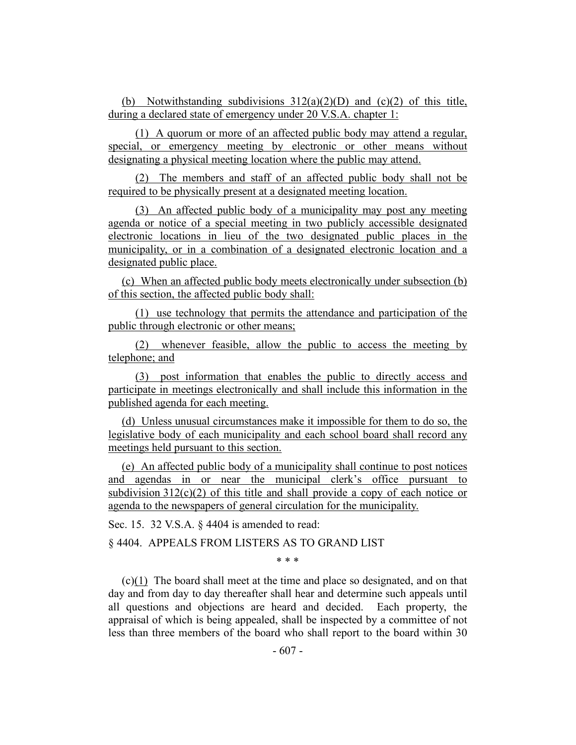(b) Notwithstanding subdivisions 312(a)(2)(D) and (c)(2) of this title, during a declared state of emergency under 20 V.S.A. chapter 1:

(1) A quorum or more of an affected public body may attend a regular, special, or emergency meeting by electronic or other means without designating a physical meeting location where the public may attend.

(2) The members and staff of an affected public body shall not be required to be physically present at a designated meeting location.

(3) An affected public body of a municipality may post any meeting agenda or notice of a special meeting in two publicly accessible designated electronic locations in lieu of the two designated public places in the municipality, or in a combination of a designated electronic location and a designated public place.

(c) When an affected public body meets electronically under subsection (b) of this section, the affected public body shall:

(1) use technology that permits the attendance and participation of the public through electronic or other means;

(2) whenever feasible, allow the public to access the meeting by telephone; and

(3) post information that enables the public to directly access and participate in meetings electronically and shall include this information in the published agenda for each meeting.

(d) Unless unusual circumstances make it impossible for them to do so, the legislative body of each municipality and each school board shall record any meetings held pursuant to this section.

(e) An affected public body of a municipality shall continue to post notices and agendas in or near the municipal clerk's office pursuant to subdivision 312(c)(2) of this title and shall provide a copy of each notice or agenda to the newspapers of general circulation for the municipality.

Sec. 15. 32 V.S.A. § 4404 is amended to read:

§ 4404. APPEALS FROM LISTERS AS TO GRAND LIST

\* \* \*

(c)(1) The board shall meet at the time and place so designated, and on that day and from day to day thereafter shall hear and determine such appeals until all questions and objections are heard and decided. Each property, the appraisal of which is being appealed, shall be inspected by a committee of not less than three members of the board who shall report to the board within 30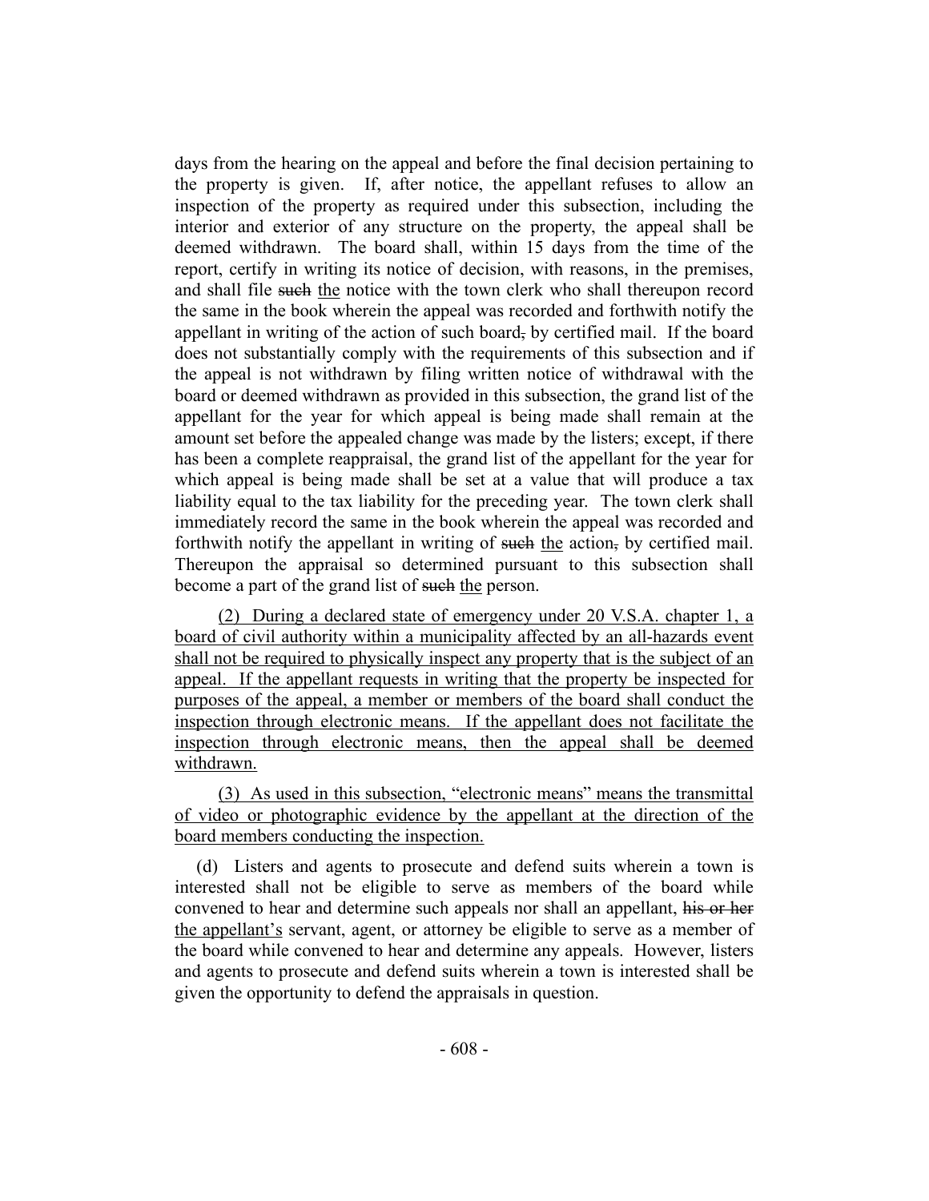days from the hearing on the appeal and before the final decision pertaining to the property is given. If, after notice, the appellant refuses to allow an inspection of the property as required under this subsection, including the interior and exterior of any structure on the property, the appeal shall be deemed withdrawn. The board shall, within 15 days from the time of the report, certify in writing its notice of decision, with reasons, in the premises, and shall file ~~such~~ the notice with the town clerk who shall thereupon record the same in the book wherein the appeal was recorded and forthwith notify the appellant in writing of the action of such board~~,~~ by certified mail. If the board does not substantially comply with the requirements of this subsection and if the appeal is not withdrawn by filing written notice of withdrawal with the board or deemed withdrawn as provided in this subsection, the grand list of the appellant for the year for which appeal is being made shall remain at the amount set before the appealed change was made by the listers; except, if there has been a complete reappraisal, the grand list of the appellant for the year for which appeal is being made shall be set at a value that will produce a tax liability equal to the tax liability for the preceding year. The town clerk shall immediately record the same in the book wherein the appeal was recorded and forthwith notify the appellant in writing of ~~such~~ the action~~,~~ by certified mail. Thereupon the appraisal so determined pursuant to this subsection shall become a part of the grand list of ~~such~~ the person.

(2) During a declared state of emergency under 20 V.S.A. chapter 1, a board of civil authority within a municipality affected by an all-hazards event shall not be required to physically inspect any property that is the subject of an appeal. If the appellant requests in writing that the property be inspected for purposes of the appeal, a member or members of the board shall conduct the inspection through electronic means. If the appellant does not facilitate the inspection through electronic means, then the appeal shall be deemed withdrawn.

(3) As used in this subsection, "electronic means" means the transmittal of video or photographic evidence by the appellant at the direction of the board members conducting the inspection.

(d) Listers and agents to prosecute and defend suits wherein a town is interested shall not be eligible to serve as members of the board while convened to hear and determine such appeals nor shall an appellant, ~~his or her~~ the appellant's servant, agent, or attorney be eligible to serve as a member of the board while convened to hear and determine any appeals. However, listers and agents to prosecute and defend suits wherein a town is interested shall be given the opportunity to defend the appraisals in question.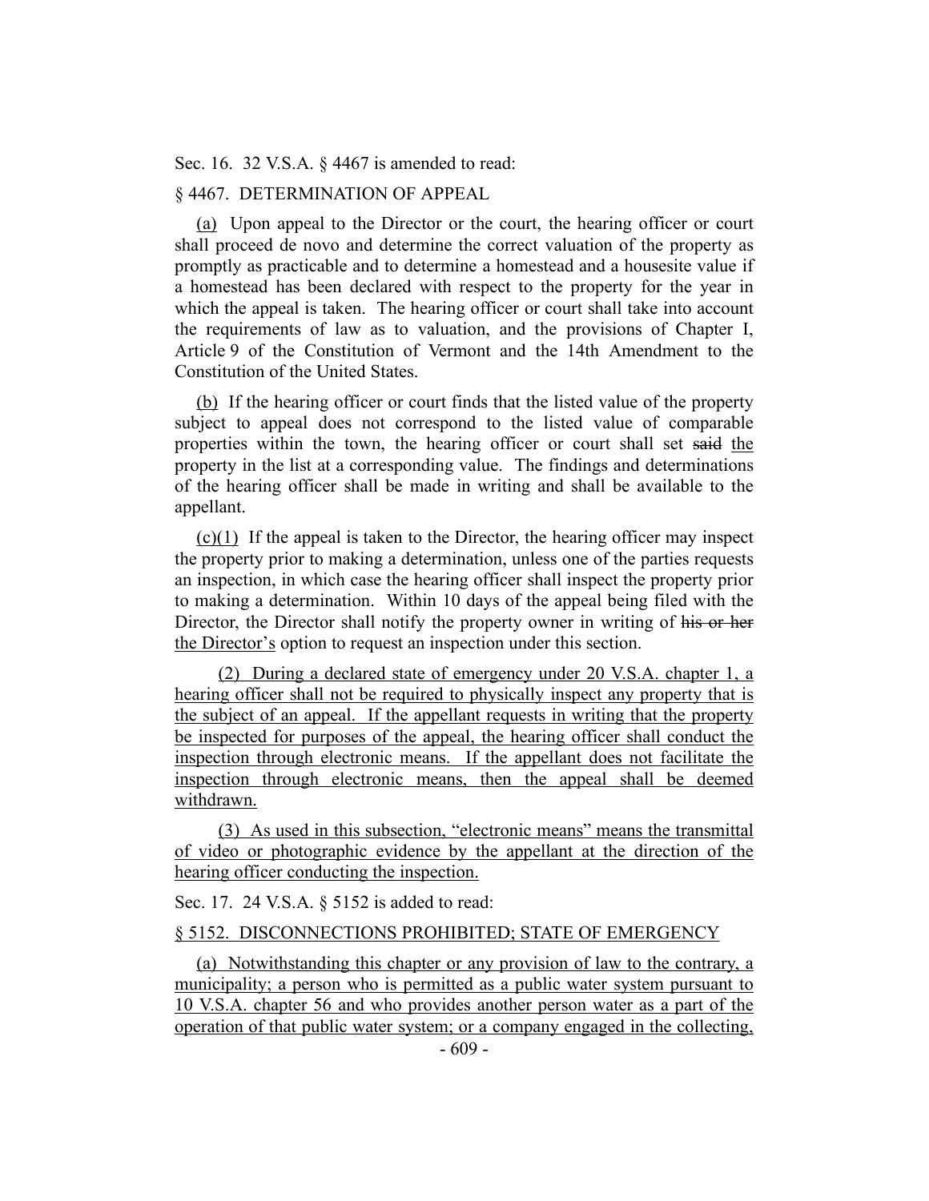Sec. 16. 32 V.S.A. § 4467 is amended to read:

§ 4467. DETERMINATION OF APPEAL

(a) Upon appeal to the Director or the court, the hearing officer or court shall proceed de novo and determine the correct valuation of the property as promptly as practicable and to determine a homestead and a housesite value if a homestead has been declared with respect to the property for the year in which the appeal is taken. The hearing officer or court shall take into account the requirements of law as to valuation, and the provisions of Chapter I, Article 9 of the Constitution of Vermont and the 14th Amendment to the Constitution of the United States.

(b) If the hearing officer or court finds that the listed value of the property subject to appeal does not correspond to the listed value of comparable properties within the town, the hearing officer or court shall set ~~said~~ the property in the list at a corresponding value. The findings and determinations of the hearing officer shall be made in writing and shall be available to the appellant.

(c)(1) If the appeal is taken to the Director, the hearing officer may inspect the property prior to making a determination, unless one of the parties requests an inspection, in which case the hearing officer shall inspect the property prior to making a determination. Within 10 days of the appeal being filed with the Director, the Director shall notify the property owner in writing of ~~his or her~~ the Director's option to request an inspection under this section.

(2) During a declared state of emergency under 20 V.S.A. chapter 1, a hearing officer shall not be required to physically inspect any property that is the subject of an appeal. If the appellant requests in writing that the property be inspected for purposes of the appeal, the hearing officer shall conduct the inspection through electronic means. If the appellant does not facilitate the inspection through electronic means, then the appeal shall be deemed withdrawn.

(3) As used in this subsection, "electronic means" means the transmittal of video or photographic evidence by the appellant at the direction of the hearing officer conducting the inspection.

Sec. 17. 24 V.S.A. § 5152 is added to read:

§ 5152. DISCONNECTIONS PROHIBITED; STATE OF EMERGENCY

(a) Notwithstanding this chapter or any provision of law to the contrary, a municipality; a person who is permitted as a public water system pursuant to 10 V.S.A. chapter 56 and who provides another person water as a part of the operation of that public water system; or a company engaged in the collecting,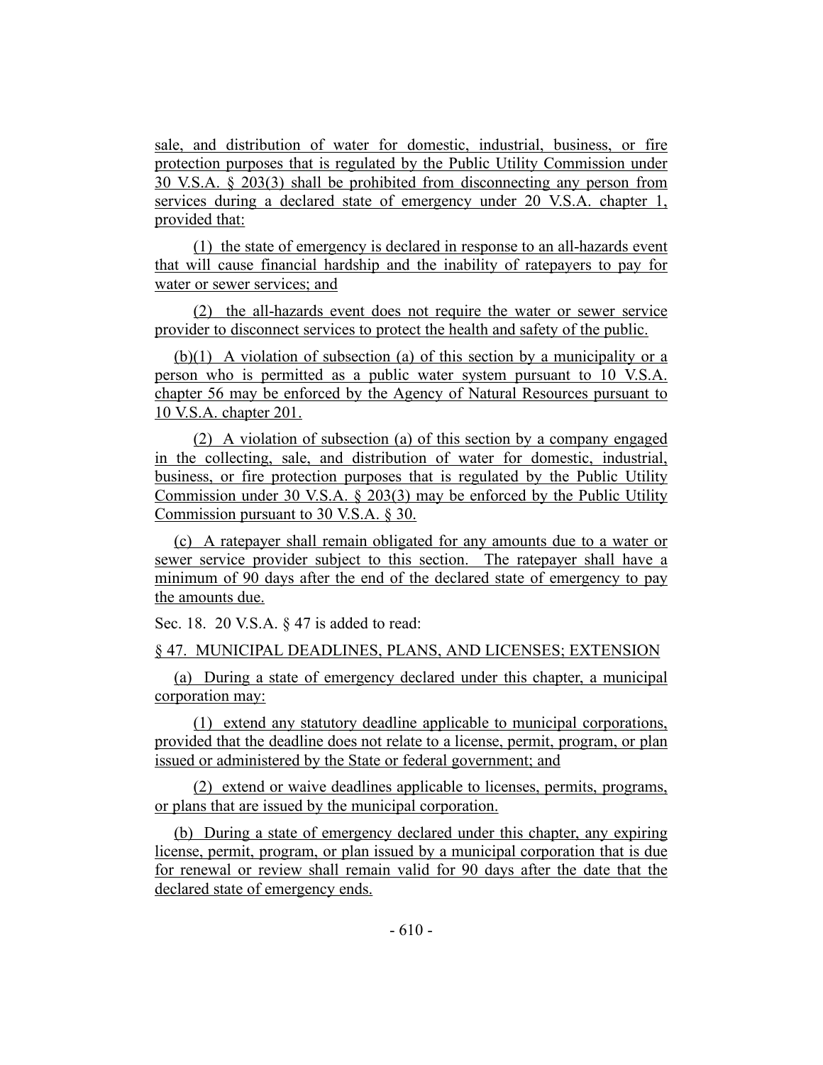sale, and distribution of water for domestic, industrial, business, or fire protection purposes that is regulated by the Public Utility Commission under 30 V.S.A. § 203(3) shall be prohibited from disconnecting any person from services during a declared state of emergency under 20 V.S.A. chapter 1, provided that:

(1) the state of emergency is declared in response to an all-hazards event that will cause financial hardship and the inability of ratepayers to pay for water or sewer services; and

(2) the all-hazards event does not require the water or sewer service provider to disconnect services to protect the health and safety of the public.

(b)(1) A violation of subsection (a) of this section by a municipality or a person who is permitted as a public water system pursuant to 10 V.S.A. chapter 56 may be enforced by the Agency of Natural Resources pursuant to 10 V.S.A. chapter 201.

(2) A violation of subsection (a) of this section by a company engaged in the collecting, sale, and distribution of water for domestic, industrial, business, or fire protection purposes that is regulated by the Public Utility Commission under 30 V.S.A. § 203(3) may be enforced by the Public Utility Commission pursuant to 30 V.S.A. § 30.

(c) A ratepayer shall remain obligated for any amounts due to a water or sewer service provider subject to this section. The ratepayer shall have a minimum of 90 days after the end of the declared state of emergency to pay the amounts due.

Sec. 18. 20 V.S.A. § 47 is added to read:

§ 47. MUNICIPAL DEADLINES, PLANS, AND LICENSES; EXTENSION

(a) During a state of emergency declared under this chapter, a municipal corporation may:

(1) extend any statutory deadline applicable to municipal corporations, provided that the deadline does not relate to a license, permit, program, or plan issued or administered by the State or federal government; and

(2) extend or waive deadlines applicable to licenses, permits, programs, or plans that are issued by the municipal corporation.

(b) During a state of emergency declared under this chapter, any expiring license, permit, program, or plan issued by a municipal corporation that is due for renewal or review shall remain valid for 90 days after the date that the declared state of emergency ends.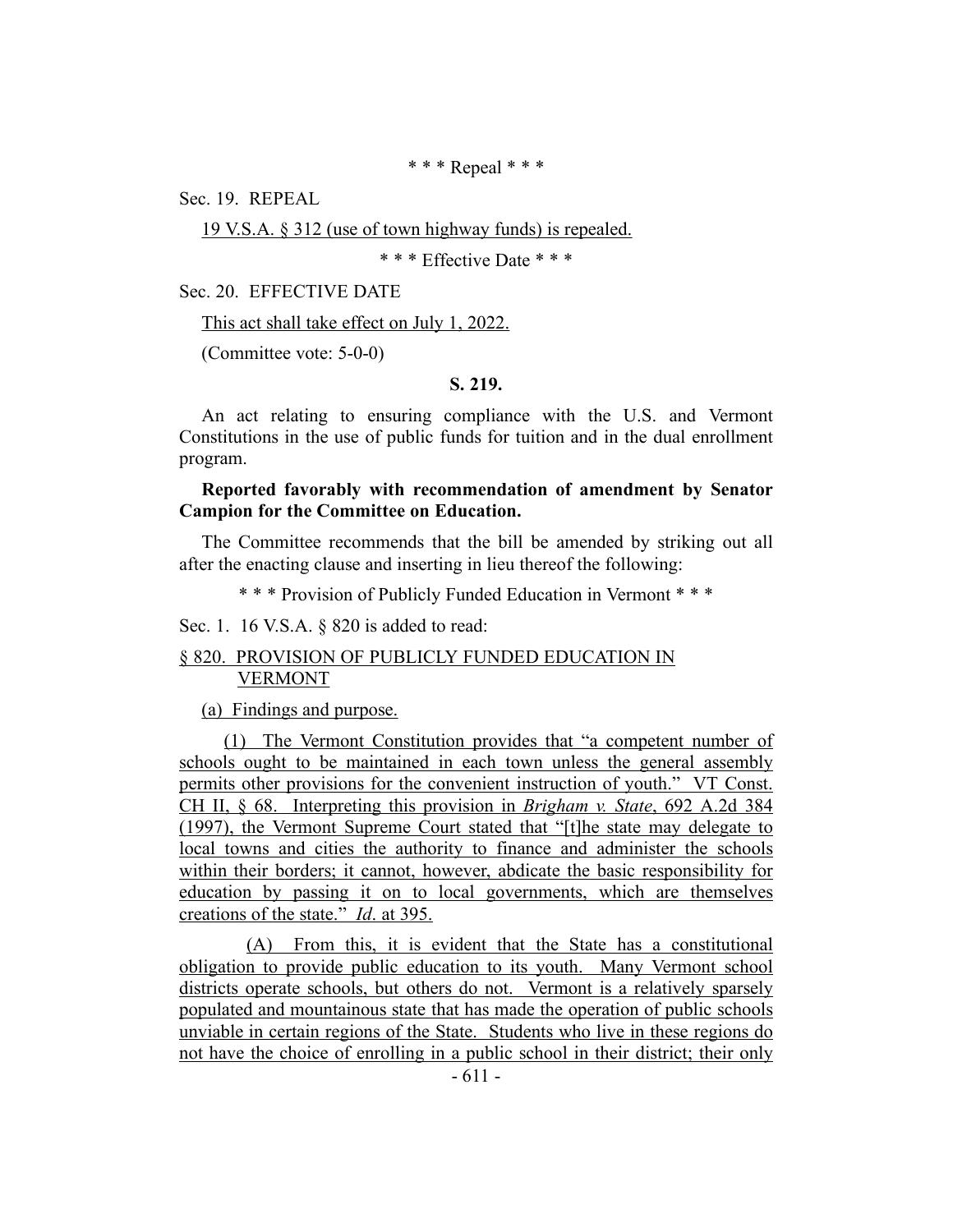\* \* \* Repeal \* \* \*

Sec. 19. REPEAL

19 V.S.A. § 312 (use of town highway funds) is repealed.

\* \* \* Effective Date \* \* \*

Sec. 20. EFFECTIVE DATE

This act shall take effect on July 1, 2022.

(Committee vote: 5-0-0)

**S. 219.**

An act relating to ensuring compliance with the U.S. and Vermont Constitutions in the use of public funds for tuition and in the dual enrollment program.

**Reported favorably with recommendation of amendment by Senator Campion for the Committee on Education.**

The Committee recommends that the bill be amended by striking out all after the enacting clause and inserting in lieu thereof the following:

\* \* \* Provision of Publicly Funded Education in Vermont \* \* \*

Sec. 1. 16 V.S.A. § 820 is added to read:

§ 820. PROVISION OF PUBLICLY FUNDED EDUCATION IN VERMONT

(a) Findings and purpose.

(1) The Vermont Constitution provides that "a competent number of schools ought to be maintained in each town unless the general assembly permits other provisions for the convenient instruction of youth." VT Const. CH II, § 68. Interpreting this provision in *Brigham v. State*, 692 A.2d 384 (1997), the Vermont Supreme Court stated that "[t]he state may delegate to local towns and cities the authority to finance and administer the schools within their borders; it cannot, however, abdicate the basic responsibility for education by passing it on to local governments, which are themselves creations of the state." *Id*. at 395.

(A) From this, it is evident that the State has a constitutional obligation to provide public education to its youth. Many Vermont school districts operate schools, but others do not. Vermont is a relatively sparsely populated and mountainous state that has made the operation of public schools unviable in certain regions of the State. Students who live in these regions do not have the choice of enrolling in a public school in their district; their only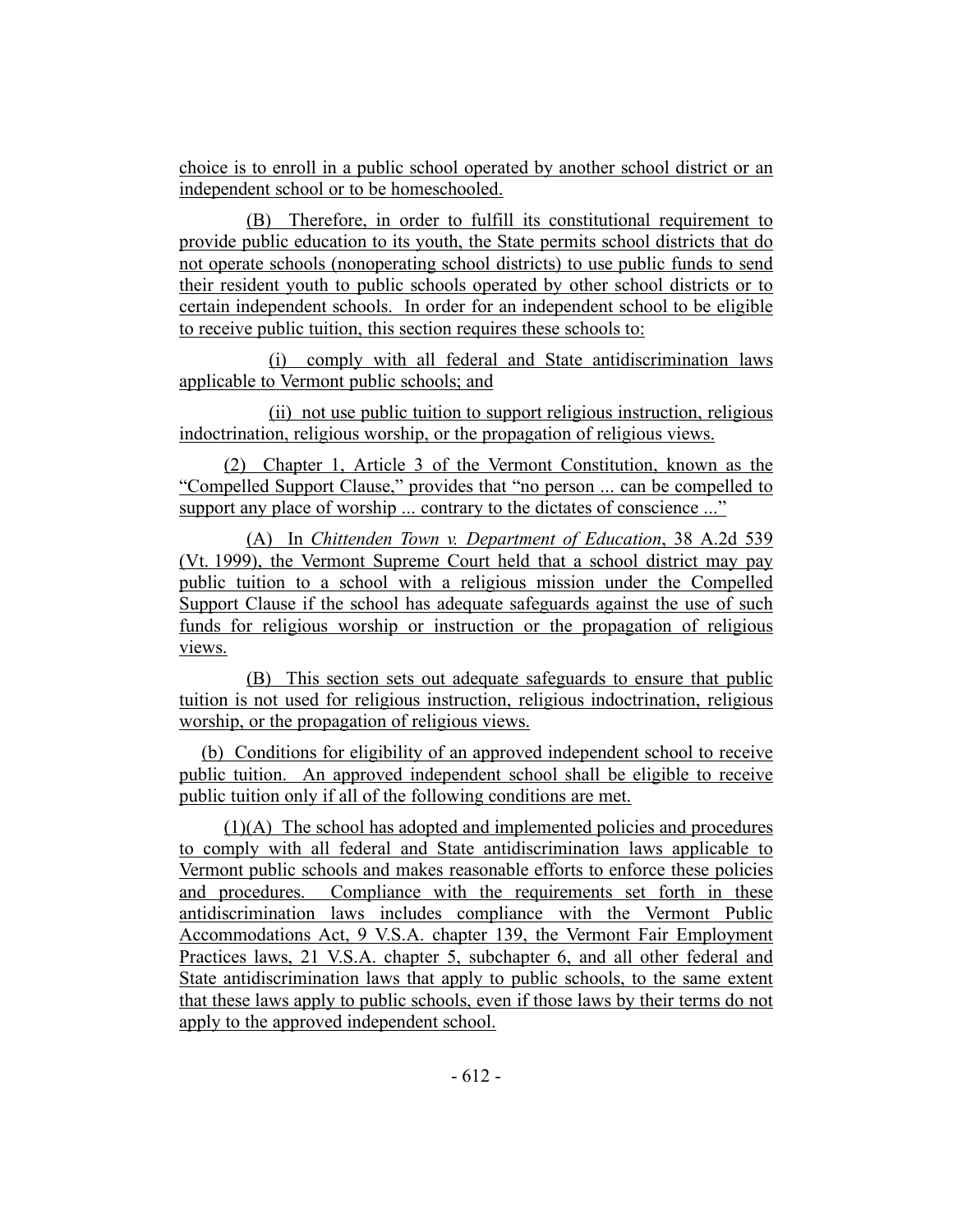choice is to enroll in a public school operated by another school district or an independent school or to be homeschooled.

(B) Therefore, in order to fulfill its constitutional requirement to provide public education to its youth, the State permits school districts that do not operate schools (nonoperating school districts) to use public funds to send their resident youth to public schools operated by other school districts or to certain independent schools. In order for an independent school to be eligible to receive public tuition, this section requires these schools to:

(i) comply with all federal and State antidiscrimination laws applicable to Vermont public schools; and

(ii) not use public tuition to support religious instruction, religious indoctrination, religious worship, or the propagation of religious views.

(2) Chapter 1, Article 3 of the Vermont Constitution, known as the "Compelled Support Clause," provides that "no person ... can be compelled to support any place of worship ... contrary to the dictates of conscience ..."

(A) In *Chittenden Town v. Department of Education*, 38 A.2d 539 (Vt. 1999), the Vermont Supreme Court held that a school district may pay public tuition to a school with a religious mission under the Compelled Support Clause if the school has adequate safeguards against the use of such funds for religious worship or instruction or the propagation of religious views.

(B) This section sets out adequate safeguards to ensure that public tuition is not used for religious instruction, religious indoctrination, religious worship, or the propagation of religious views.

(b) Conditions for eligibility of an approved independent school to receive public tuition. An approved independent school shall be eligible to receive public tuition only if all of the following conditions are met.

(1)(A) The school has adopted and implemented policies and procedures to comply with all federal and State antidiscrimination laws applicable to Vermont public schools and makes reasonable efforts to enforce these policies and procedures. Compliance with the requirements set forth in these antidiscrimination laws includes compliance with the Vermont Public Accommodations Act, 9 V.S.A. chapter 139, the Vermont Fair Employment Practices laws, 21 V.S.A. chapter 5, subchapter 6, and all other federal and State antidiscrimination laws that apply to public schools, to the same extent that these laws apply to public schools, even if those laws by their terms do not apply to the approved independent school.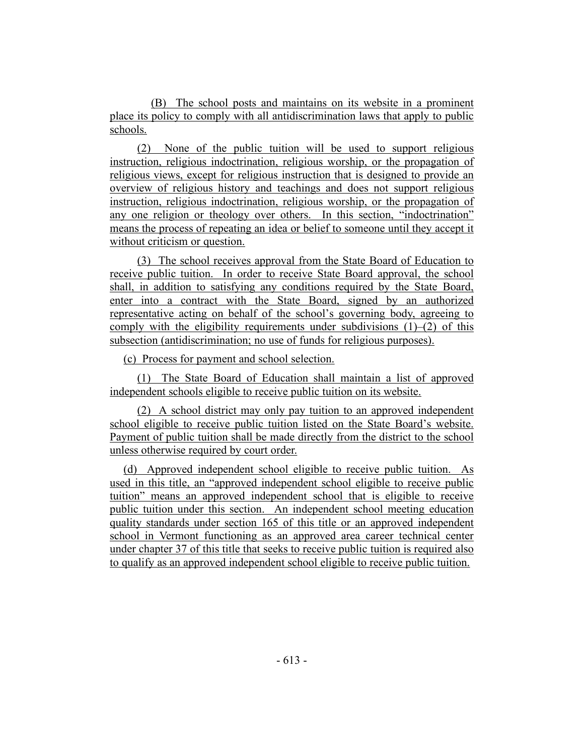(B) The school posts and maintains on its website in a prominent place its policy to comply with all antidiscrimination laws that apply to public schools.

(2) None of the public tuition will be used to support religious instruction, religious indoctrination, religious worship, or the propagation of religious views, except for religious instruction that is designed to provide an overview of religious history and teachings and does not support religious instruction, religious indoctrination, religious worship, or the propagation of any one religion or theology over others. In this section, "indoctrination" means the process of repeating an idea or belief to someone until they accept it without criticism or question.

(3) The school receives approval from the State Board of Education to receive public tuition. In order to receive State Board approval, the school shall, in addition to satisfying any conditions required by the State Board, enter into a contract with the State Board, signed by an authorized representative acting on behalf of the school's governing body, agreeing to comply with the eligibility requirements under subdivisions (1)–(2) of this subsection (antidiscrimination; no use of funds for religious purposes).

(c) Process for payment and school selection.

(1) The State Board of Education shall maintain a list of approved independent schools eligible to receive public tuition on its website.

(2) A school district may only pay tuition to an approved independent school eligible to receive public tuition listed on the State Board's website. Payment of public tuition shall be made directly from the district to the school unless otherwise required by court order.

(d) Approved independent school eligible to receive public tuition. As used in this title, an "approved independent school eligible to receive public tuition" means an approved independent school that is eligible to receive public tuition under this section. An independent school meeting education quality standards under section 165 of this title or an approved independent school in Vermont functioning as an approved area career technical center under chapter 37 of this title that seeks to receive public tuition is required also to qualify as an approved independent school eligible to receive public tuition.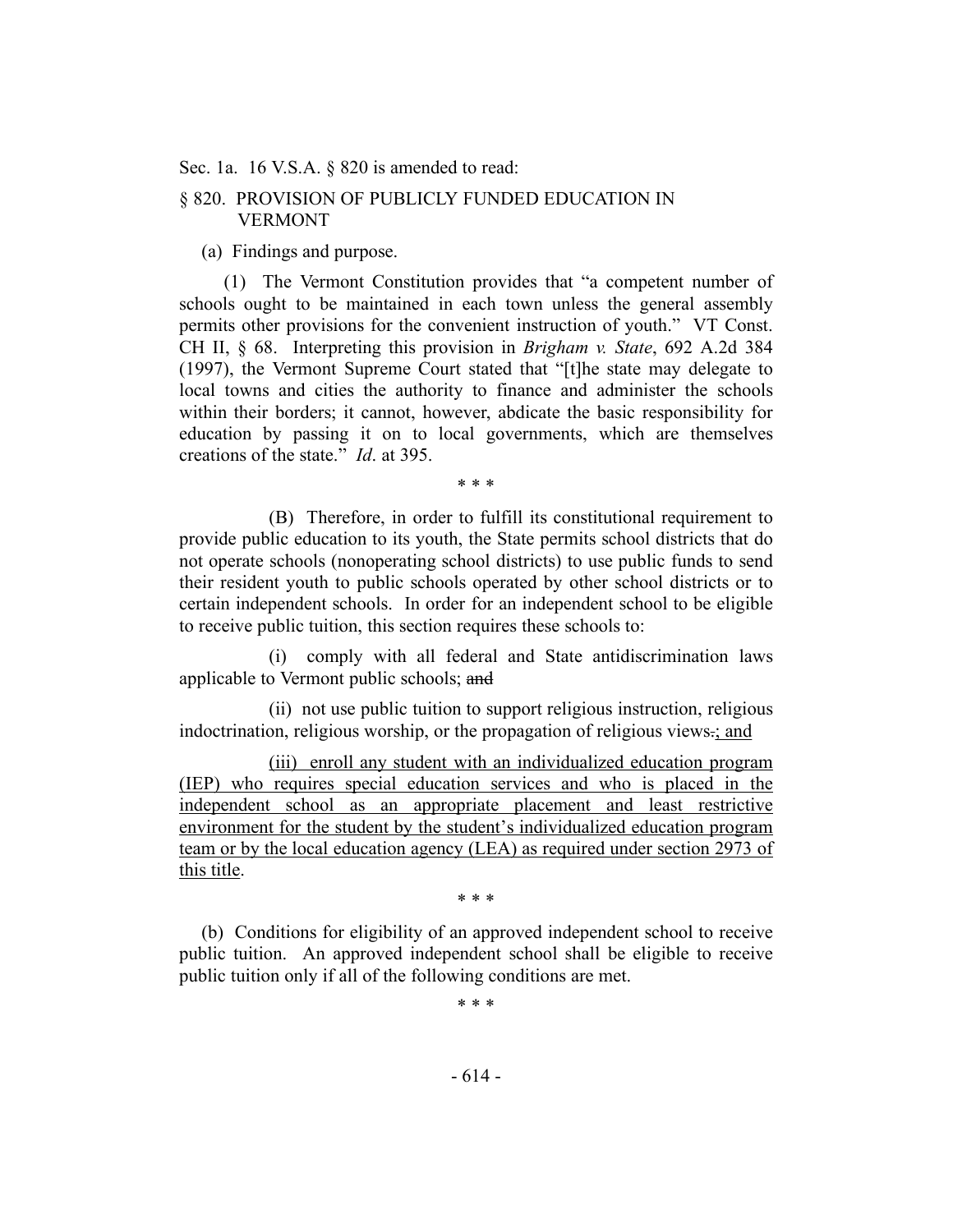Sec. 1a. 16 V.S.A. § 820 is amended to read:

§ 820. PROVISION OF PUBLICLY FUNDED EDUCATION IN VERMONT

(a) Findings and purpose.

(1) The Vermont Constitution provides that "a competent number of schools ought to be maintained in each town unless the general assembly permits other provisions for the convenient instruction of youth." VT Const. CH II, § 68. Interpreting this provision in *Brigham v. State*, 692 A.2d 384 (1997), the Vermont Supreme Court stated that "[t]he state may delegate to local towns and cities the authority to finance and administer the schools within their borders; it cannot, however, abdicate the basic responsibility for education by passing it on to local governments, which are themselves creations of the state." *Id*. at 395.

\* \* \*

(B) Therefore, in order to fulfill its constitutional requirement to provide public education to its youth, the State permits school districts that do not operate schools (nonoperating school districts) to use public funds to send their resident youth to public schools operated by other school districts or to certain independent schools. In order for an independent school to be eligible to receive public tuition, this section requires these schools to:

(i) comply with all federal and State antidiscrimination laws applicable to Vermont public schools; ~~and~~

(ii) not use public tuition to support religious instruction, religious indoctrination, religious worship, or the propagation of religious views~~.~~<u>; and</u>

<u>(iii) enroll any student with an individualized education program (IEP) who requires special education services and who is placed in the independent school as an appropriate placement and least restrictive environment for the student by the student's individualized education program team or by the local education agency (LEA) as required under section 2973 of this title</u>.

\* \* \*

(b) Conditions for eligibility of an approved independent school to receive public tuition. An approved independent school shall be eligible to receive public tuition only if all of the following conditions are met.

\* \* \*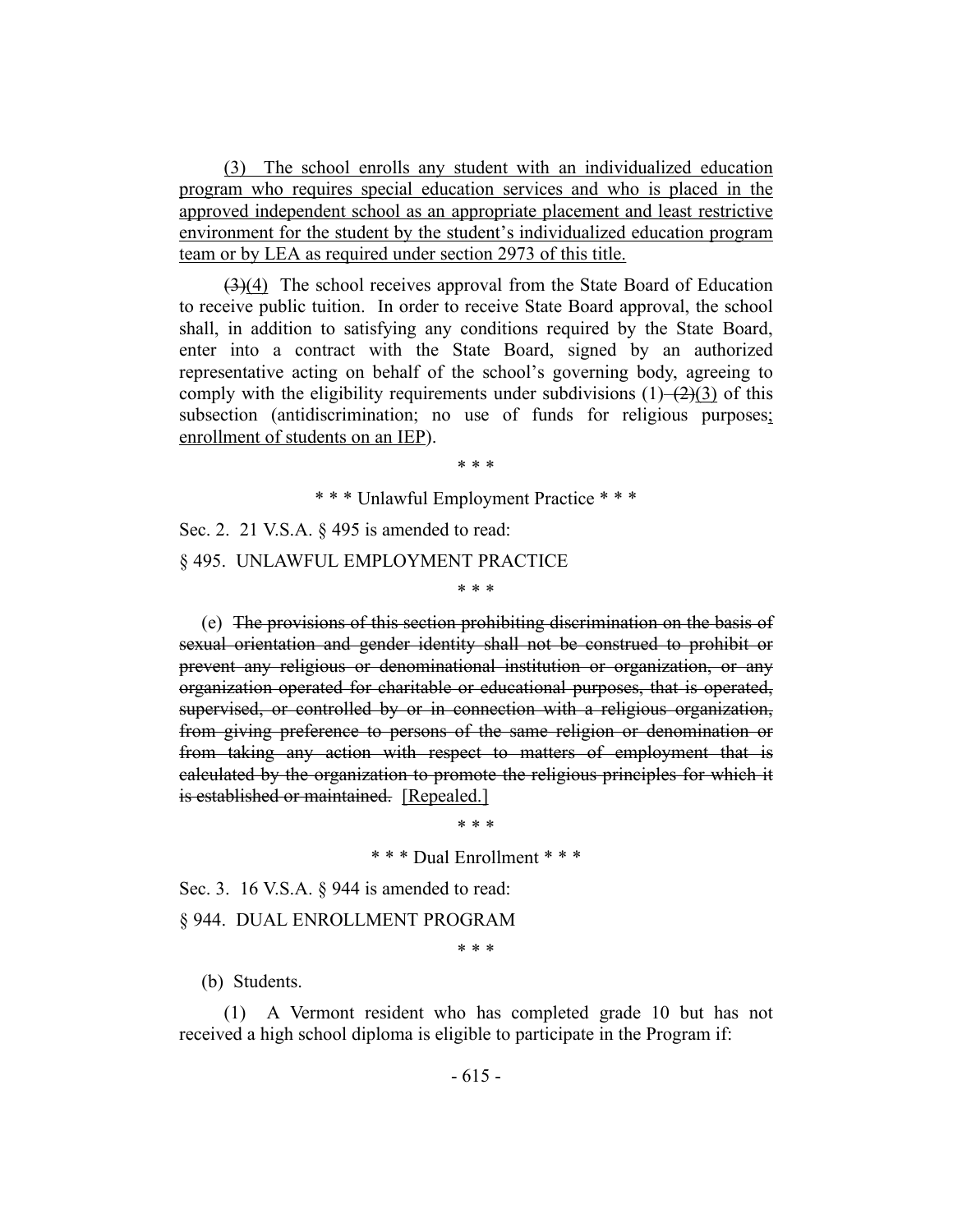(3) The school enrolls any student with an individualized education program who requires special education services and who is placed in the approved independent school as an appropriate placement and least restrictive environment for the student by the student's individualized education program team or by LEA as required under section 2973 of this title.

~~(3)~~(4) The school receives approval from the State Board of Education to receive public tuition. In order to receive State Board approval, the school shall, in addition to satisfying any conditions required by the State Board, enter into a contract with the State Board, signed by an authorized representative acting on behalf of the school's governing body, agreeing to comply with the eligibility requirements under subdivisions (1)~~–(2)~~(3) of this subsection (antidiscrimination; no use of funds for religious purposes; enrollment of students on an IEP).

\* \* \*

\* \* \* Unlawful Employment Practice \* \* \*

Sec. 2. 21 V.S.A. § 495 is amended to read:

§ 495. UNLAWFUL EMPLOYMENT PRACTICE

\* \* \*

(e) ~~The provisions of this section prohibiting discrimination on the basis of sexual orientation and gender identity shall not be construed to prohibit or prevent any religious or denominational institution or organization, or any organization operated for charitable or educational purposes, that is operated, supervised, or controlled by or in connection with a religious organization, from giving preference to persons of the same religion or denomination or from taking any action with respect to matters of employment that is calculated by the organization to promote the religious principles for which it is established or maintained.~~ [Repealed.]

\* \* \*

\* \* \* Dual Enrollment \* \* \*

Sec. 3. 16 V.S.A. § 944 is amended to read:

§ 944. DUAL ENROLLMENT PROGRAM

\* \* \*

(b) Students.

(1) A Vermont resident who has completed grade 10 but has not received a high school diploma is eligible to participate in the Program if: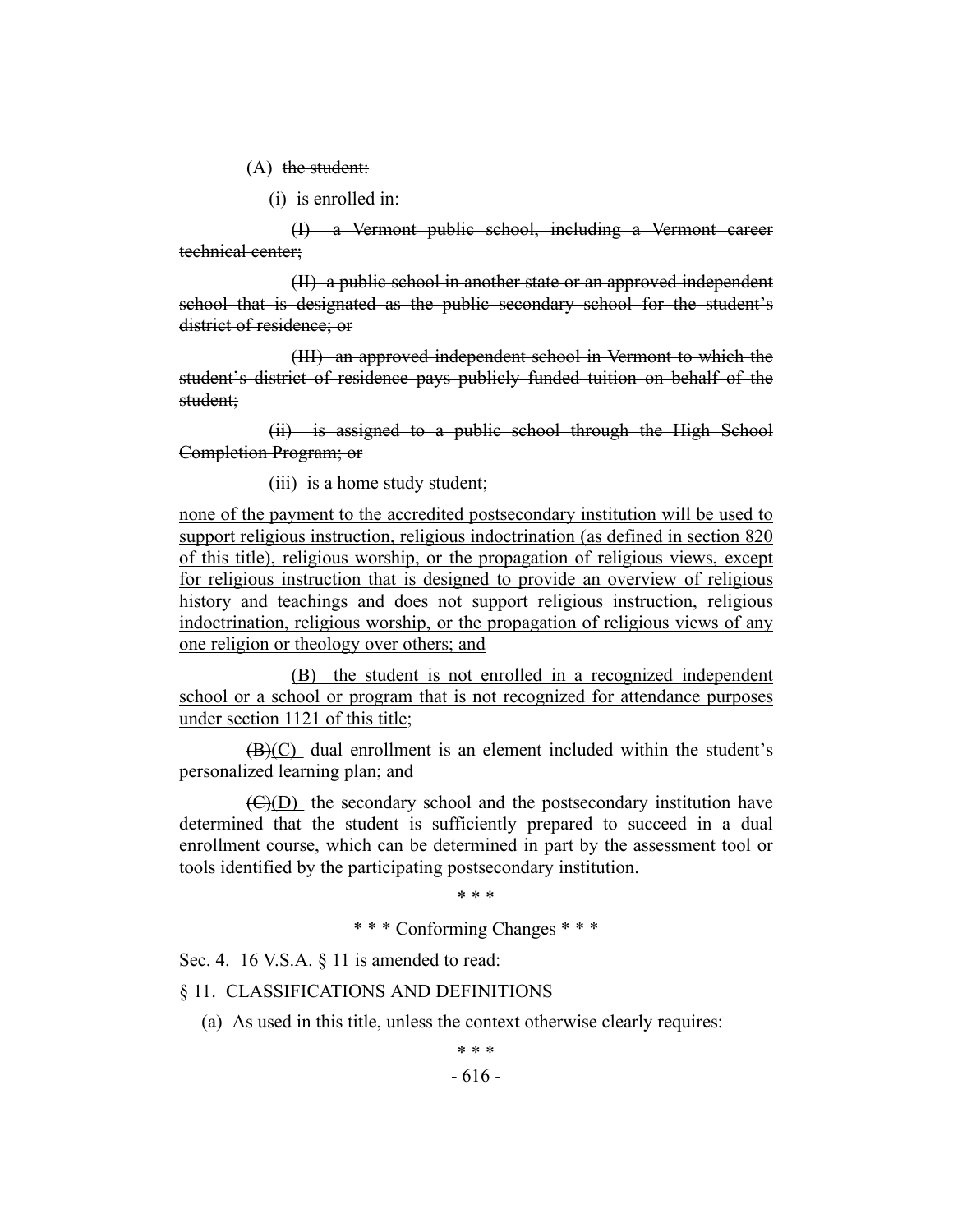(A) ~~the student:~~

~~(i) is enrolled in:~~

~~(I) a Vermont public school, including a Vermont career technical center;~~

~~(II) a public school in another state or an approved independent school that is designated as the public secondary school for the student's district of residence; or~~

~~(III) an approved independent school in Vermont to which the student's district of residence pays publicly funded tuition on behalf of the student;~~

~~(ii) is assigned to a public school through the High School Completion Program; or~~

~~(iii) is a home study student;~~

<u>none of the payment to the accredited postsecondary institution will be used to support religious instruction, religious indoctrination (as defined in section 820 of this title), religious worship, or the propagation of religious views, except for religious instruction that is designed to provide an overview of religious history and teachings and does not support religious instruction, religious indoctrination, religious worship, or the propagation of religious views of any one religion or theology over others; and</u>

<u>(B) the student is not enrolled in a recognized independent school or a school or program that is not recognized for attendance purposes under section 1121 of this title;</u>

~~(B)~~<u>(C)</u> dual enrollment is an element included within the student's personalized learning plan; and

~~(C)~~<u>(D)</u> the secondary school and the postsecondary institution have determined that the student is sufficiently prepared to succeed in a dual enrollment course, which can be determined in part by the assessment tool or tools identified by the participating postsecondary institution.

\* \* \*

\* \* \* Conforming Changes \* \* \*

Sec. 4. 16 V.S.A. § 11 is amended to read:

§ 11. CLASSIFICATIONS AND DEFINITIONS

(a) As used in this title, unless the context otherwise clearly requires:

\* \* \*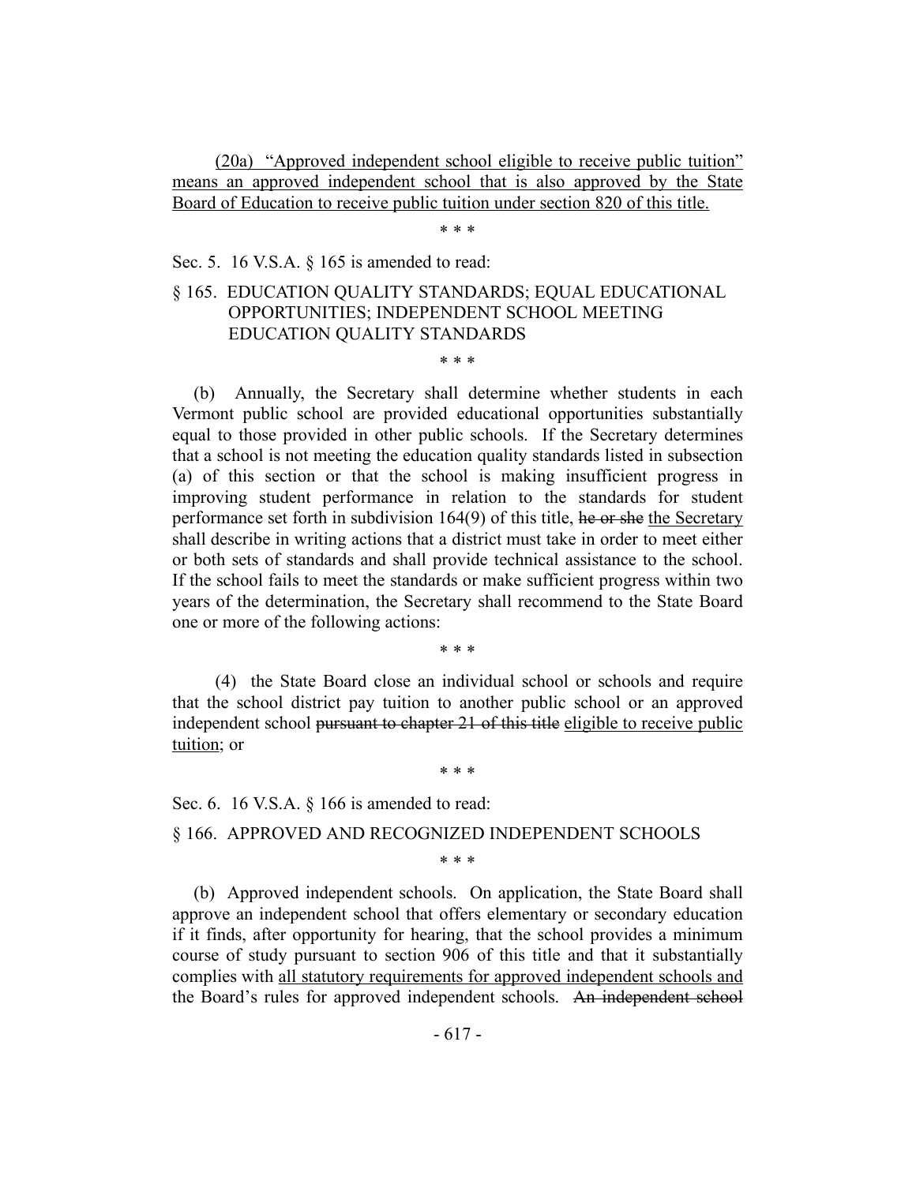(20a) <u>"Approved independent school eligible to receive public tuition" means an approved independent school that is also approved by the State Board of Education to receive public tuition under section 820 of this title.</u>

\* \* \*

Sec. 5. 16 V.S.A. § 165 is amended to read:

§ 165. EDUCATION QUALITY STANDARDS; EQUAL EDUCATIONAL OPPORTUNITIES; INDEPENDENT SCHOOL MEETING EDUCATION QUALITY STANDARDS

\* \* \*

(b) Annually, the Secretary shall determine whether students in each Vermont public school are provided educational opportunities substantially equal to those provided in other public schools. If the Secretary determines that a school is not meeting the education quality standards listed in subsection (a) of this section or that the school is making insufficient progress in improving student performance in relation to the standards for student performance set forth in subdivision 164(9) of this title, ~~he or she~~ <u>the Secretary</u> shall describe in writing actions that a district must take in order to meet either or both sets of standards and shall provide technical assistance to the school. If the school fails to meet the standards or make sufficient progress within two years of the determination, the Secretary shall recommend to the State Board one or more of the following actions:

\* \* \*

(4) the State Board close an individual school or schools and require that the school district pay tuition to another public school or an approved independent school ~~pursuant to chapter 21 of this title~~ <u>eligible to receive public tuition</u>; or

\* \* \*

Sec. 6. 16 V.S.A. § 166 is amended to read:

§ 166. APPROVED AND RECOGNIZED INDEPENDENT SCHOOLS

\* \* \*

(b) Approved independent schools. On application, the State Board shall approve an independent school that offers elementary or secondary education if it finds, after opportunity for hearing, that the school provides a minimum course of study pursuant to section 906 of this title and that it substantially complies with <u>all statutory requirements for approved independent schools and</u> the Board's rules for approved independent schools. ~~An independent school~~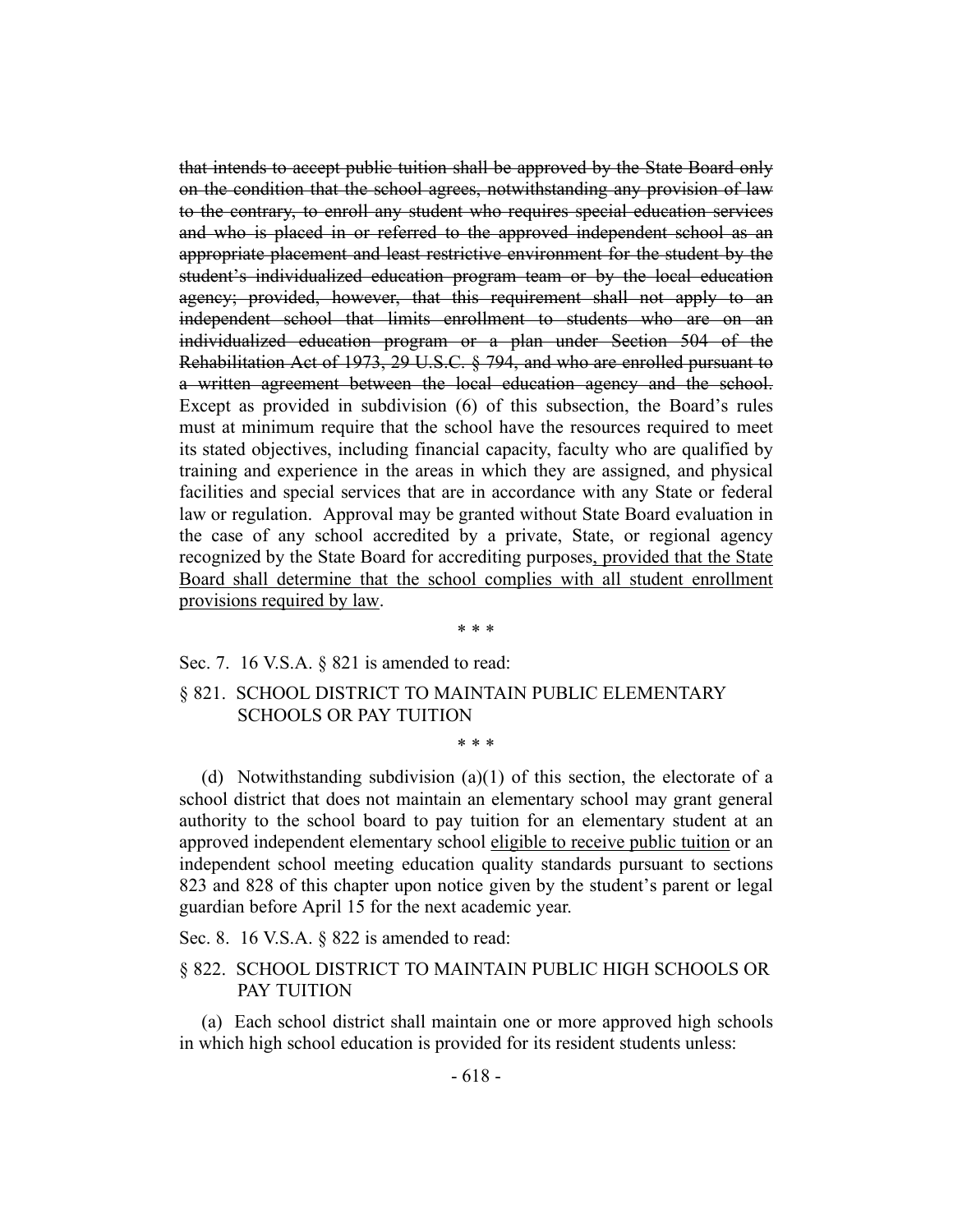~~that intends to accept public tuition shall be approved by the State Board only on the condition that the school agrees, notwithstanding any provision of law to the contrary, to enroll any student who requires special education services and who is placed in or referred to the approved independent school as an appropriate placement and least restrictive environment for the student by the student's individualized education program team or by the local education agency; provided, however, that this requirement shall not apply to an independent school that limits enrollment to students who are on an individualized education program or a plan under Section 504 of the Rehabilitation Act of 1973, 29 U.S.C. § 794, and who are enrolled pursuant to a written agreement between the local education agency and the school.~~ Except as provided in subdivision (6) of this subsection, the Board's rules must at minimum require that the school have the resources required to meet its stated objectives, including financial capacity, faculty who are qualified by training and experience in the areas in which they are assigned, and physical facilities and special services that are in accordance with any State or federal law or regulation. Approval may be granted without State Board evaluation in the case of any school accredited by a private, State, or regional agency recognized by the State Board for accrediting purposes<u>, provided that the State Board shall determine that the school complies with all student enrollment provisions required by law</u>.

\* \* \*

Sec. 7. 16 V.S.A. § 821 is amended to read:

§ 821. SCHOOL DISTRICT TO MAINTAIN PUBLIC ELEMENTARY SCHOOLS OR PAY TUITION

\* \* \*

(d) Notwithstanding subdivision (a)(1) of this section, the electorate of a school district that does not maintain an elementary school may grant general authority to the school board to pay tuition for an elementary student at an approved independent elementary school <u>eligible to receive public tuition</u> or an independent school meeting education quality standards pursuant to sections 823 and 828 of this chapter upon notice given by the student's parent or legal guardian before April 15 for the next academic year.

Sec. 8. 16 V.S.A. § 822 is amended to read:

§ 822. SCHOOL DISTRICT TO MAINTAIN PUBLIC HIGH SCHOOLS OR PAY TUITION

(a) Each school district shall maintain one or more approved high schools in which high school education is provided for its resident students unless: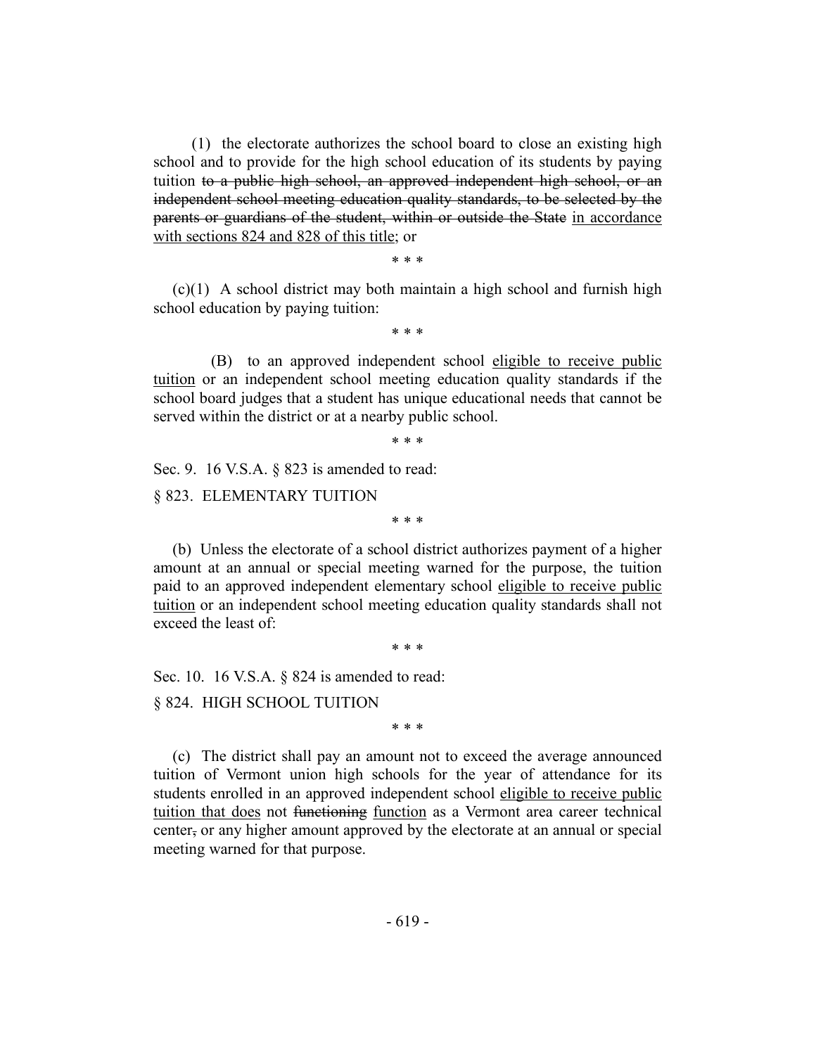(1) the electorate authorizes the school board to close an existing high school and to provide for the high school education of its students by paying tuition ~~to a public high school, an approved independent high school, or an independent school meeting education quality standards, to be selected by the parents or guardians of the student, within or outside the State~~ <u>in accordance with sections 824 and 828 of this title</u>; or

\* \* \*

(c)(1) A school district may both maintain a high school and furnish high school education by paying tuition:

\* \* \*

(B) to an approved independent school <u>eligible to receive public tuition</u> or an independent school meeting education quality standards if the school board judges that a student has unique educational needs that cannot be served within the district or at a nearby public school.

\* \* \*

Sec. 9. 16 V.S.A. § 823 is amended to read:

§ 823. ELEMENTARY TUITION

\* \* \*

(b) Unless the electorate of a school district authorizes payment of a higher amount at an annual or special meeting warned for the purpose, the tuition paid to an approved independent elementary school <u>eligible to receive public tuition</u> or an independent school meeting education quality standards shall not exceed the least of:

\* \* \*

Sec. 10. 16 V.S.A. § 824 is amended to read:

§ 824. HIGH SCHOOL TUITION

\* \* \*

(c) The district shall pay an amount not to exceed the average announced tuition of Vermont union high schools for the year of attendance for its students enrolled in an approved independent school <u>eligible to receive public tuition that does</u> not ~~functioning~~ <u>function</u> as a Vermont area career technical center~~,~~ or any higher amount approved by the electorate at an annual or special meeting warned for that purpose.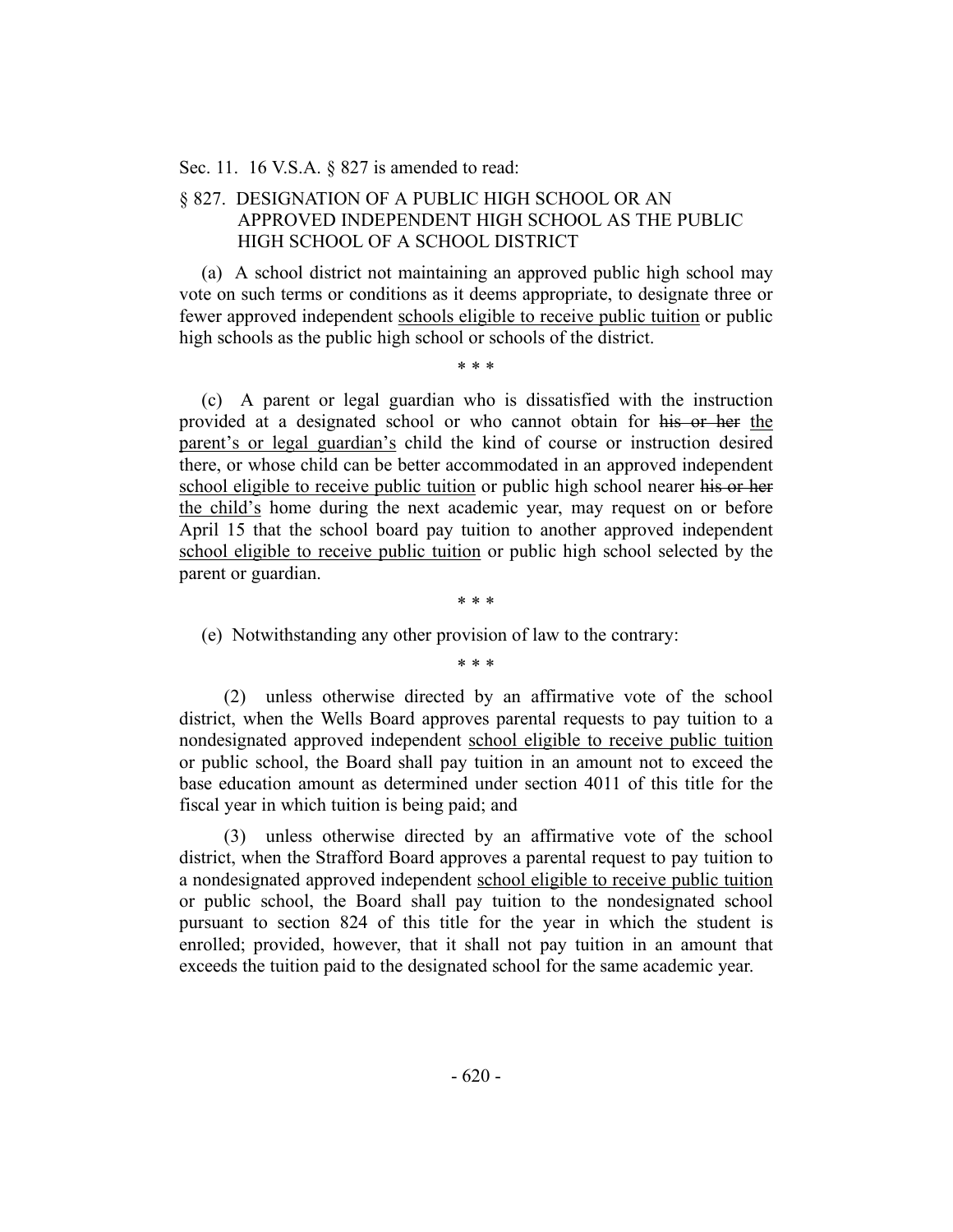Sec. 11. 16 V.S.A. § 827 is amended to read:

§ 827. DESIGNATION OF A PUBLIC HIGH SCHOOL OR AN APPROVED INDEPENDENT HIGH SCHOOL AS THE PUBLIC HIGH SCHOOL OF A SCHOOL DISTRICT

(a) A school district not maintaining an approved public high school may vote on such terms or conditions as it deems appropriate, to designate three or fewer approved independent schools eligible to receive public tuition or public high schools as the public high school or schools of the district.

\* \* \*

(c) A parent or legal guardian who is dissatisfied with the instruction provided at a designated school or who cannot obtain for ~~his or her~~ the parent's or legal guardian's child the kind of course or instruction desired there, or whose child can be better accommodated in an approved independent school eligible to receive public tuition or public high school nearer ~~his or her~~ the child's home during the next academic year, may request on or before April 15 that the school board pay tuition to another approved independent school eligible to receive public tuition or public high school selected by the parent or guardian.

\* \* \*

(e) Notwithstanding any other provision of law to the contrary:

\* \* \*

(2) unless otherwise directed by an affirmative vote of the school district, when the Wells Board approves parental requests to pay tuition to a nondesignated approved independent school eligible to receive public tuition or public school, the Board shall pay tuition in an amount not to exceed the base education amount as determined under section 4011 of this title for the fiscal year in which tuition is being paid; and

(3) unless otherwise directed by an affirmative vote of the school district, when the Strafford Board approves a parental request to pay tuition to a nondesignated approved independent school eligible to receive public tuition or public school, the Board shall pay tuition to the nondesignated school pursuant to section 824 of this title for the year in which the student is enrolled; provided, however, that it shall not pay tuition in an amount that exceeds the tuition paid to the designated school for the same academic year.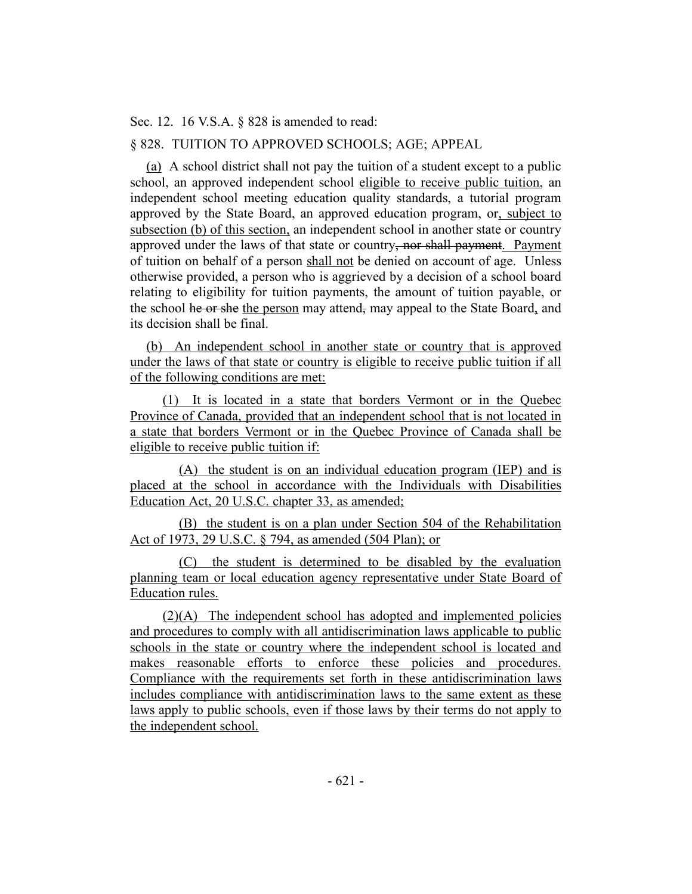Sec. 12. 16 V.S.A. § 828 is amended to read:

§ 828. TUITION TO APPROVED SCHOOLS; AGE; APPEAL

(a) A school district shall not pay the tuition of a student except to a public school, an approved independent school eligible to receive public tuition, an independent school meeting education quality standards, a tutorial program approved by the State Board, an approved education program, or, subject to subsection (b) of this section, an independent school in another state or country approved under the laws of that state or country, ~~nor shall payment~~. Payment of tuition on behalf of a person shall not be denied on account of age. Unless otherwise provided, a person who is aggrieved by a decision of a school board relating to eligibility for tuition payments, the amount of tuition payable, or the school ~~he or she~~ the person may attend~~,~~ may appeal to the State Board, and its decision shall be final.

(b) An independent school in another state or country that is approved under the laws of that state or country is eligible to receive public tuition if all of the following conditions are met:

(1) It is located in a state that borders Vermont or in the Quebec Province of Canada, provided that an independent school that is not located in a state that borders Vermont or in the Quebec Province of Canada shall be eligible to receive public tuition if:

(A) the student is on an individual education program (IEP) and is placed at the school in accordance with the Individuals with Disabilities Education Act, 20 U.S.C. chapter 33, as amended;

(B) the student is on a plan under Section 504 of the Rehabilitation Act of 1973, 29 U.S.C. § 794, as amended (504 Plan); or

(C) the student is determined to be disabled by the evaluation planning team or local education agency representative under State Board of Education rules.

(2)(A) The independent school has adopted and implemented policies and procedures to comply with all antidiscrimination laws applicable to public schools in the state or country where the independent school is located and makes reasonable efforts to enforce these policies and procedures. Compliance with the requirements set forth in these antidiscrimination laws includes compliance with antidiscrimination laws to the same extent as these laws apply to public schools, even if those laws by their terms do not apply to the independent school.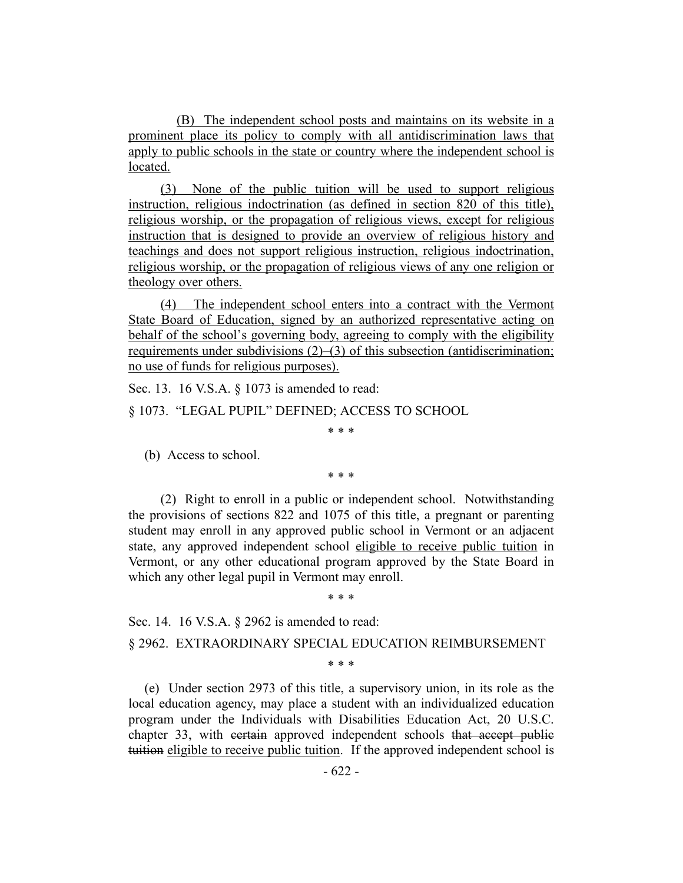(B) The independent school posts and maintains on its website in a prominent place its policy to comply with all antidiscrimination laws that apply to public schools in the state or country where the independent school is located.

(3) None of the public tuition will be used to support religious instruction, religious indoctrination (as defined in section 820 of this title), religious worship, or the propagation of religious views, except for religious instruction that is designed to provide an overview of religious history and teachings and does not support religious instruction, religious indoctrination, religious worship, or the propagation of religious views of any one religion or theology over others.

(4) The independent school enters into a contract with the Vermont State Board of Education, signed by an authorized representative acting on behalf of the school's governing body, agreeing to comply with the eligibility requirements under subdivisions (2)–(3) of this subsection (antidiscrimination; no use of funds for religious purposes).

Sec. 13. 16 V.S.A. § 1073 is amended to read:

§ 1073. "LEGAL PUPIL" DEFINED; ACCESS TO SCHOOL

\* \* \*

(b) Access to school.

\* \* \*

(2) Right to enroll in a public or independent school. Notwithstanding the provisions of sections 822 and 1075 of this title, a pregnant or parenting student may enroll in any approved public school in Vermont or an adjacent state, any approved independent school eligible to receive public tuition in Vermont, or any other educational program approved by the State Board in which any other legal pupil in Vermont may enroll.

\* \* \*

Sec. 14. 16 V.S.A. § 2962 is amended to read:

§ 2962. EXTRAORDINARY SPECIAL EDUCATION REIMBURSEMENT

\* \* \*

(e) Under section 2973 of this title, a supervisory union, in its role as the local education agency, may place a student with an individualized education program under the Individuals with Disabilities Education Act, 20 U.S.C. chapter 33, with ~~certain~~ approved independent schools ~~that accept public tuition~~ eligible to receive public tuition. If the approved independent school is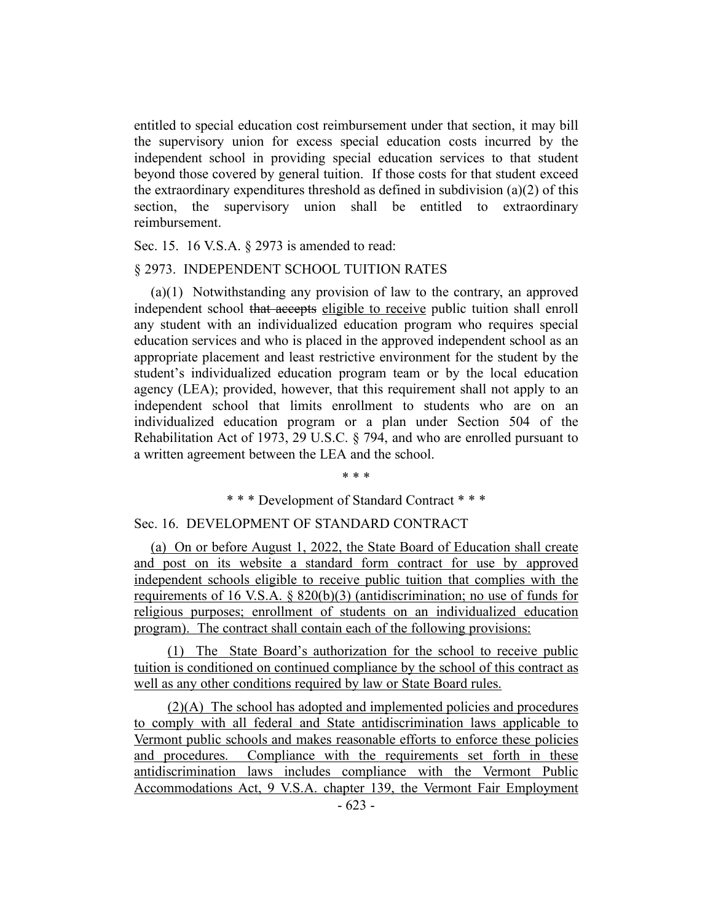entitled to special education cost reimbursement under that section, it may bill the supervisory union for excess special education costs incurred by the independent school in providing special education services to that student beyond those covered by general tuition. If those costs for that student exceed the extraordinary expenditures threshold as defined in subdivision (a)(2) of this section, the supervisory union shall be entitled to extraordinary reimbursement.

Sec. 15. 16 V.S.A. § 2973 is amended to read:

§ 2973. INDEPENDENT SCHOOL TUITION RATES

(a)(1) Notwithstanding any provision of law to the contrary, an approved independent school ~~that accepts~~ <u>eligible to receive</u> public tuition shall enroll any student with an individualized education program who requires special education services and who is placed in the approved independent school as an appropriate placement and least restrictive environment for the student by the student's individualized education program team or by the local education agency (LEA); provided, however, that this requirement shall not apply to an independent school that limits enrollment to students who are on an individualized education program or a plan under Section 504 of the Rehabilitation Act of 1973, 29 U.S.C. § 794, and who are enrolled pursuant to a written agreement between the LEA and the school.

\* \* \*

\* \* \* Development of Standard Contract \* \* \*

Sec. 16. DEVELOPMENT OF STANDARD CONTRACT

<u>(a) On or before August 1, 2022, the State Board of Education shall create and post on its website a standard form contract for use by approved independent schools eligible to receive public tuition that complies with the requirements of 16 V.S.A. § 820(b)(3) (antidiscrimination; no use of funds for religious purposes; enrollment of students on an individualized education program). The contract shall contain each of the following provisions:</u>

<u>(1) The State Board's authorization for the school to receive public tuition is conditioned on continued compliance by the school of this contract as well as any other conditions required by law or State Board rules.</u>

<u>(2)(A) The school has adopted and implemented policies and procedures to comply with all federal and State antidiscrimination laws applicable to Vermont public schools and makes reasonable efforts to enforce these policies and procedures. Compliance with the requirements set forth in these antidiscrimination laws includes compliance with the Vermont Public Accommodations Act, 9 V.S.A. chapter 139, the Vermont Fair Employment</u>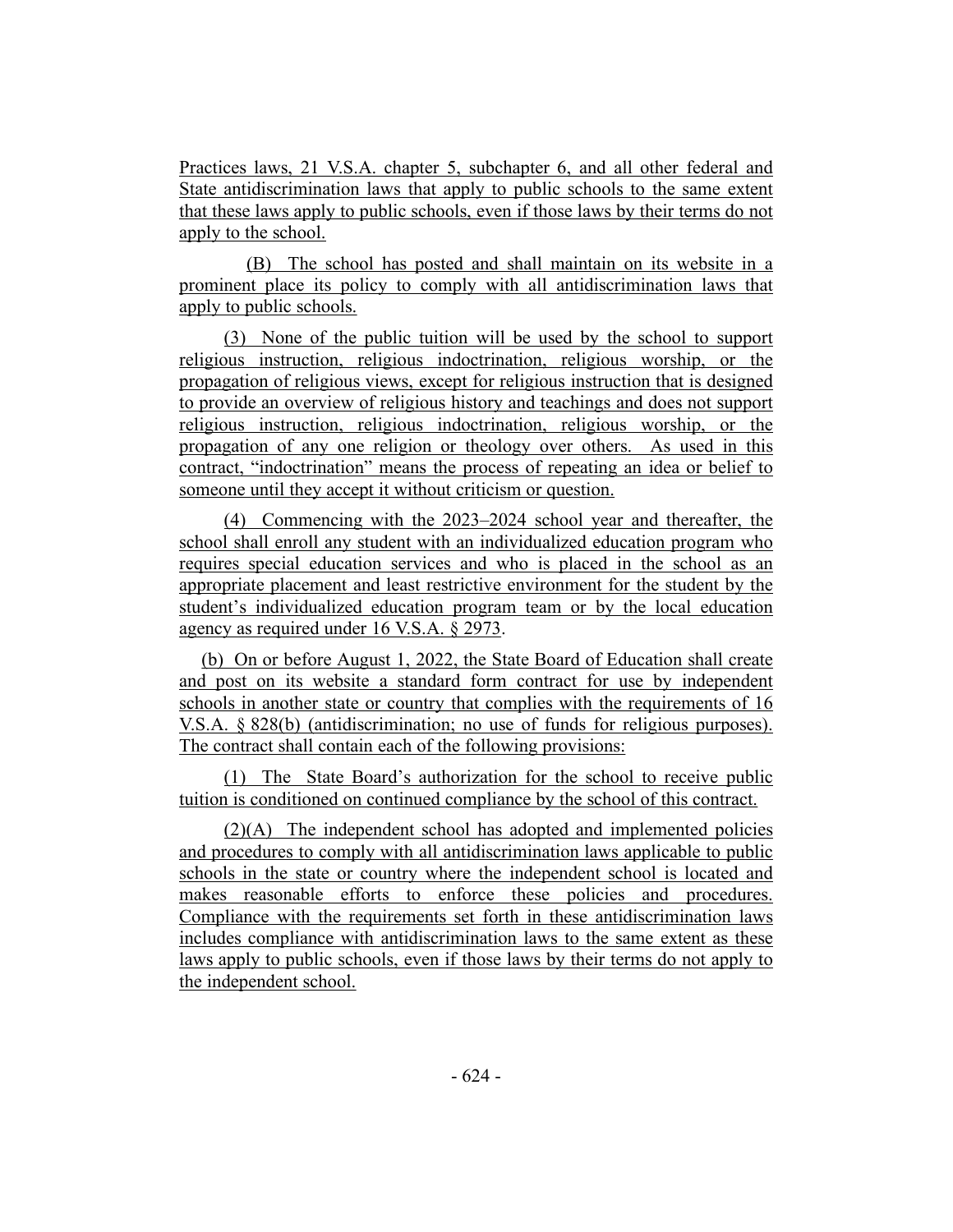Practices laws, 21 V.S.A. chapter 5, subchapter 6, and all other federal and State antidiscrimination laws that apply to public schools to the same extent that these laws apply to public schools, even if those laws by their terms do not apply to the school.

(B) The school has posted and shall maintain on its website in a prominent place its policy to comply with all antidiscrimination laws that apply to public schools.

(3) None of the public tuition will be used by the school to support religious instruction, religious indoctrination, religious worship, or the propagation of religious views, except for religious instruction that is designed to provide an overview of religious history and teachings and does not support religious instruction, religious indoctrination, religious worship, or the propagation of any one religion or theology over others. As used in this contract, "indoctrination" means the process of repeating an idea or belief to someone until they accept it without criticism or question.

(4) Commencing with the 2023–2024 school year and thereafter, the school shall enroll any student with an individualized education program who requires special education services and who is placed in the school as an appropriate placement and least restrictive environment for the student by the student's individualized education program team or by the local education agency as required under 16 V.S.A. § 2973.

(b) On or before August 1, 2022, the State Board of Education shall create and post on its website a standard form contract for use by independent schools in another state or country that complies with the requirements of 16 V.S.A. § 828(b) (antidiscrimination; no use of funds for religious purposes). The contract shall contain each of the following provisions:

(1) The State Board's authorization for the school to receive public tuition is conditioned on continued compliance by the school of this contract.

(2)(A) The independent school has adopted and implemented policies and procedures to comply with all antidiscrimination laws applicable to public schools in the state or country where the independent school is located and makes reasonable efforts to enforce these policies and procedures. Compliance with the requirements set forth in these antidiscrimination laws includes compliance with antidiscrimination laws to the same extent as these laws apply to public schools, even if those laws by their terms do not apply to the independent school.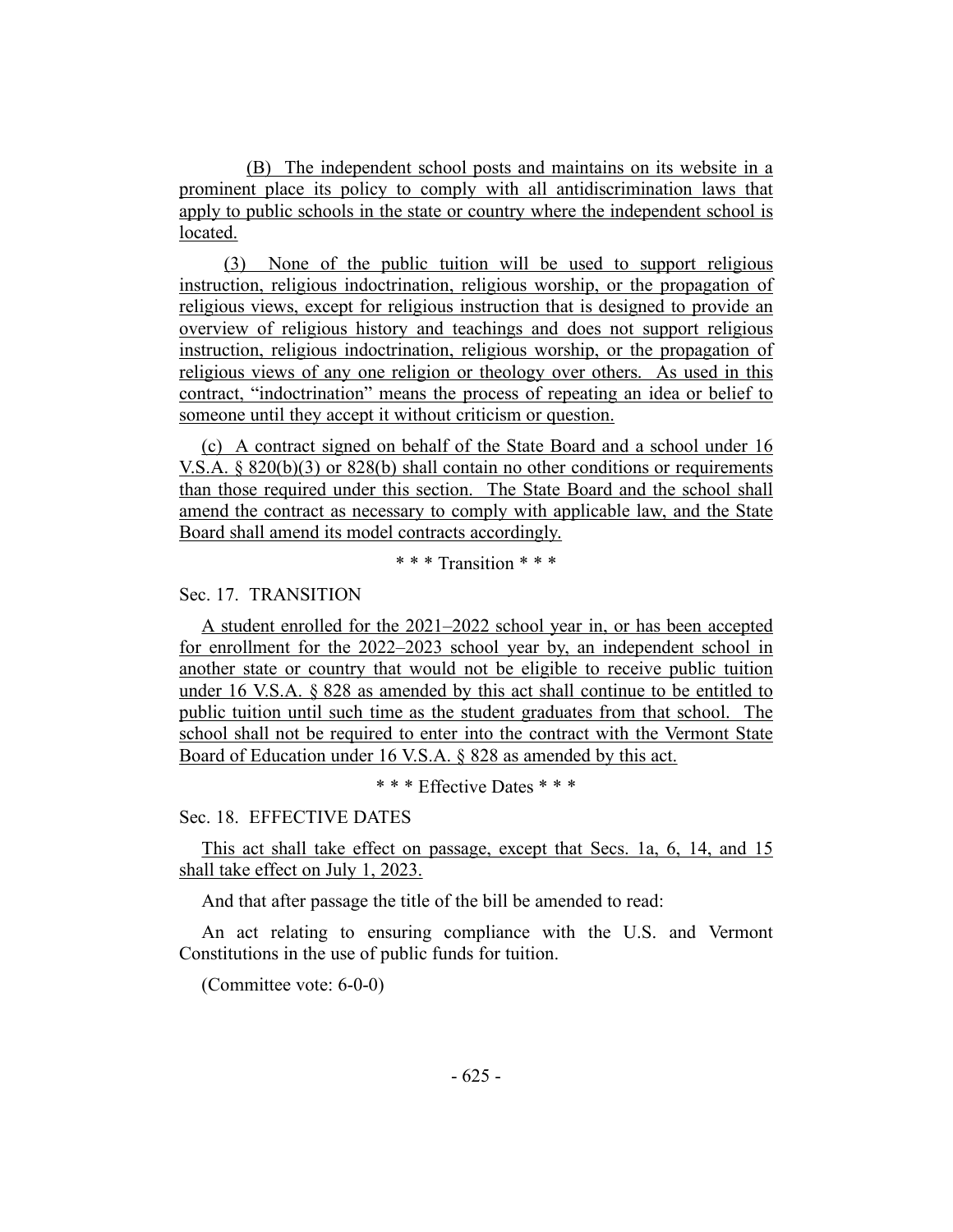(B) The independent school posts and maintains on its website in a prominent place its policy to comply with all antidiscrimination laws that apply to public schools in the state or country where the independent school is located.

(3) None of the public tuition will be used to support religious instruction, religious indoctrination, religious worship, or the propagation of religious views, except for religious instruction that is designed to provide an overview of religious history and teachings and does not support religious instruction, religious indoctrination, religious worship, or the propagation of religious views of any one religion or theology over others. As used in this contract, "indoctrination" means the process of repeating an idea or belief to someone until they accept it without criticism or question.

(c) A contract signed on behalf of the State Board and a school under 16 V.S.A. § 820(b)(3) or 828(b) shall contain no other conditions or requirements than those required under this section. The State Board and the school shall amend the contract as necessary to comply with applicable law, and the State Board shall amend its model contracts accordingly.

\* \* \* Transition \* \* \*

Sec. 17. TRANSITION

A student enrolled for the 2021–2022 school year in, or has been accepted for enrollment for the 2022–2023 school year by, an independent school in another state or country that would not be eligible to receive public tuition under 16 V.S.A. § 828 as amended by this act shall continue to be entitled to public tuition until such time as the student graduates from that school. The school shall not be required to enter into the contract with the Vermont State Board of Education under 16 V.S.A. § 828 as amended by this act.

\* \* \* Effective Dates \* \* \*

Sec. 18. EFFECTIVE DATES

This act shall take effect on passage, except that Secs. 1a, 6, 14, and 15 shall take effect on July 1, 2023.

And that after passage the title of the bill be amended to read:

An act relating to ensuring compliance with the U.S. and Vermont Constitutions in the use of public funds for tuition.

(Committee vote: 6-0-0)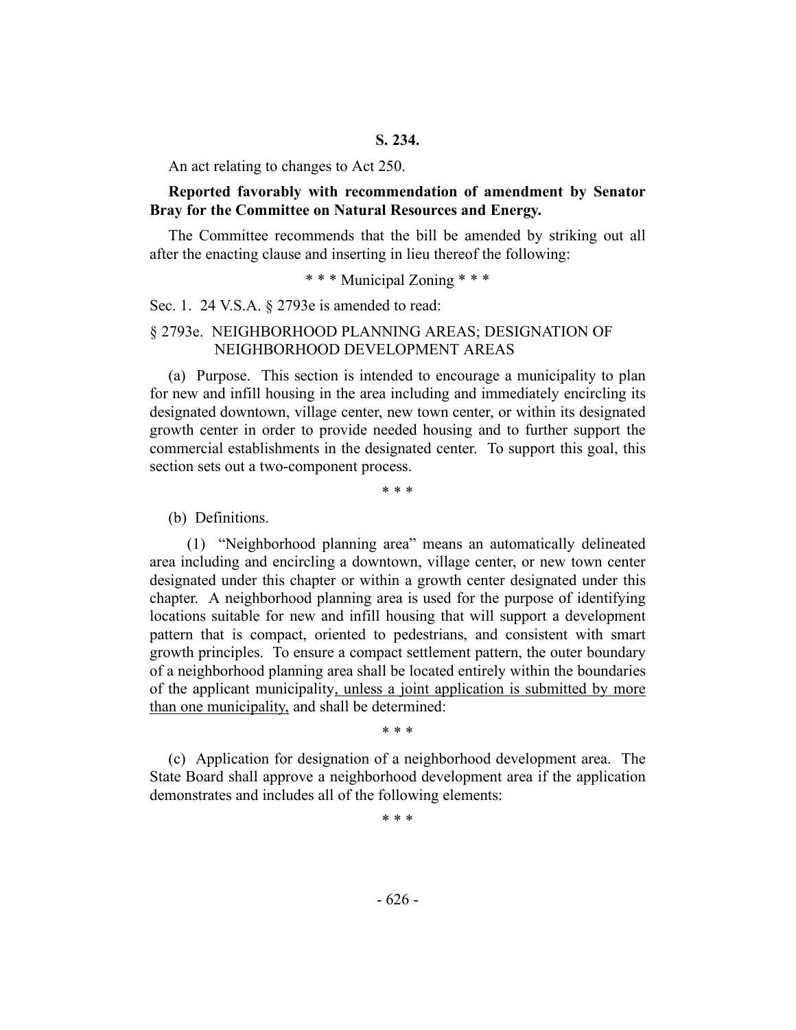**S. 234.**

An act relating to changes to Act 250.

**Reported favorably with recommendation of amendment by Senator Bray for the Committee on Natural Resources and Energy.**

The Committee recommends that the bill be amended by striking out all after the enacting clause and inserting in lieu thereof the following:

\* \* \* Municipal Zoning \* \* \*

Sec. 1. 24 V.S.A. § 2793e is amended to read:

§ 2793e. NEIGHBORHOOD PLANNING AREAS; DESIGNATION OF NEIGHBORHOOD DEVELOPMENT AREAS

(a) Purpose. This section is intended to encourage a municipality to plan for new and infill housing in the area including and immediately encircling its designated downtown, village center, new town center, or within its designated growth center in order to provide needed housing and to further support the commercial establishments in the designated center. To support this goal, this section sets out a two-component process.

\* \* \*

(b) Definitions.

(1) "Neighborhood planning area" means an automatically delineated area including and encircling a downtown, village center, or new town center designated under this chapter or within a growth center designated under this chapter. A neighborhood planning area is used for the purpose of identifying locations suitable for new and infill housing that will support a development pattern that is compact, oriented to pedestrians, and consistent with smart growth principles. To ensure a compact settlement pattern, the outer boundary of a neighborhood planning area shall be located entirely within the boundaries of the applicant municipality<u>, unless a joint application is submitted by more than one municipality,</u> and shall be determined:

\* \* \*

(c) Application for designation of a neighborhood development area. The State Board shall approve a neighborhood development area if the application demonstrates and includes all of the following elements:

\* \* \*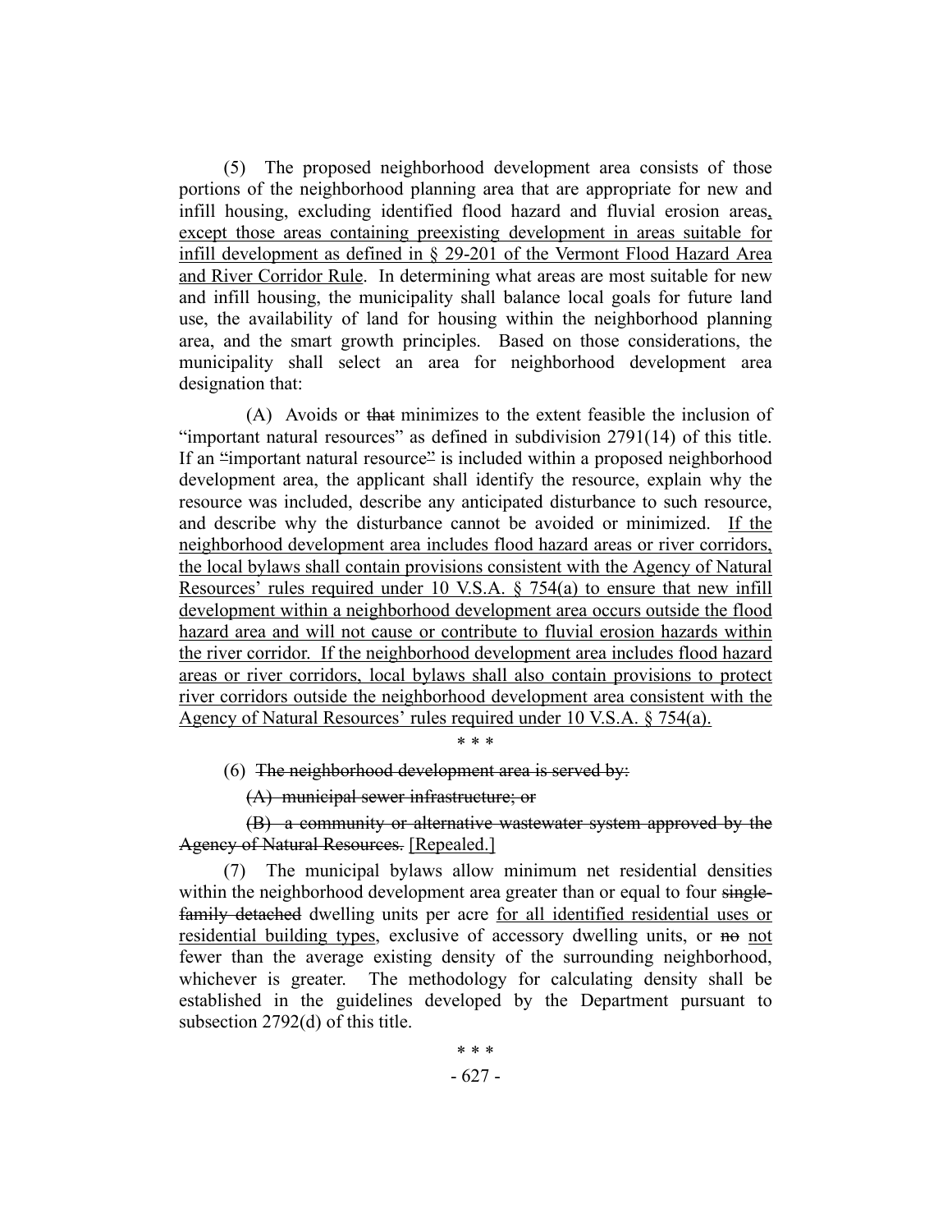(5) The proposed neighborhood development area consists of those portions of the neighborhood planning area that are appropriate for new and infill housing, excluding identified flood hazard and fluvial erosion areas, except those areas containing preexisting development in areas suitable for infill development as defined in § 29-201 of the Vermont Flood Hazard Area and River Corridor Rule. In determining what areas are most suitable for new and infill housing, the municipality shall balance local goals for future land use, the availability of land for housing within the neighborhood planning area, and the smart growth principles. Based on those considerations, the municipality shall select an area for neighborhood development area designation that:

(A) Avoids or ~~that~~ minimizes to the extent feasible the inclusion of "important natural resources" as defined in subdivision 2791(14) of this title. If an "important natural resource" is included within a proposed neighborhood development area, the applicant shall identify the resource, explain why the resource was included, describe any anticipated disturbance to such resource, and describe why the disturbance cannot be avoided or minimized. If the neighborhood development area includes flood hazard areas or river corridors, the local bylaws shall contain provisions consistent with the Agency of Natural Resources' rules required under 10 V.S.A. § 754(a) to ensure that new infill development within a neighborhood development area occurs outside the flood hazard area and will not cause or contribute to fluvial erosion hazards within the river corridor. If the neighborhood development area includes flood hazard areas or river corridors, local bylaws shall also contain provisions to protect river corridors outside the neighborhood development area consistent with the Agency of Natural Resources' rules required under 10 V.S.A. § 754(a).

\* \* \*

(6) ~~The neighborhood development area is served by:~~

~~(A) municipal sewer infrastructure; or~~

~~(B) a community or alternative wastewater system approved by the Agency of Natural Resources.~~ [Repealed.]

(7) The municipal bylaws allow minimum net residential densities within the neighborhood development area greater than or equal to four ~~single-family detached~~ dwelling units per acre for all identified residential uses or residential building types, exclusive of accessory dwelling units, or ~~no~~ not fewer than the average existing density of the surrounding neighborhood, whichever is greater. The methodology for calculating density shall be established in the guidelines developed by the Department pursuant to subsection 2792(d) of this title.

\* \* \*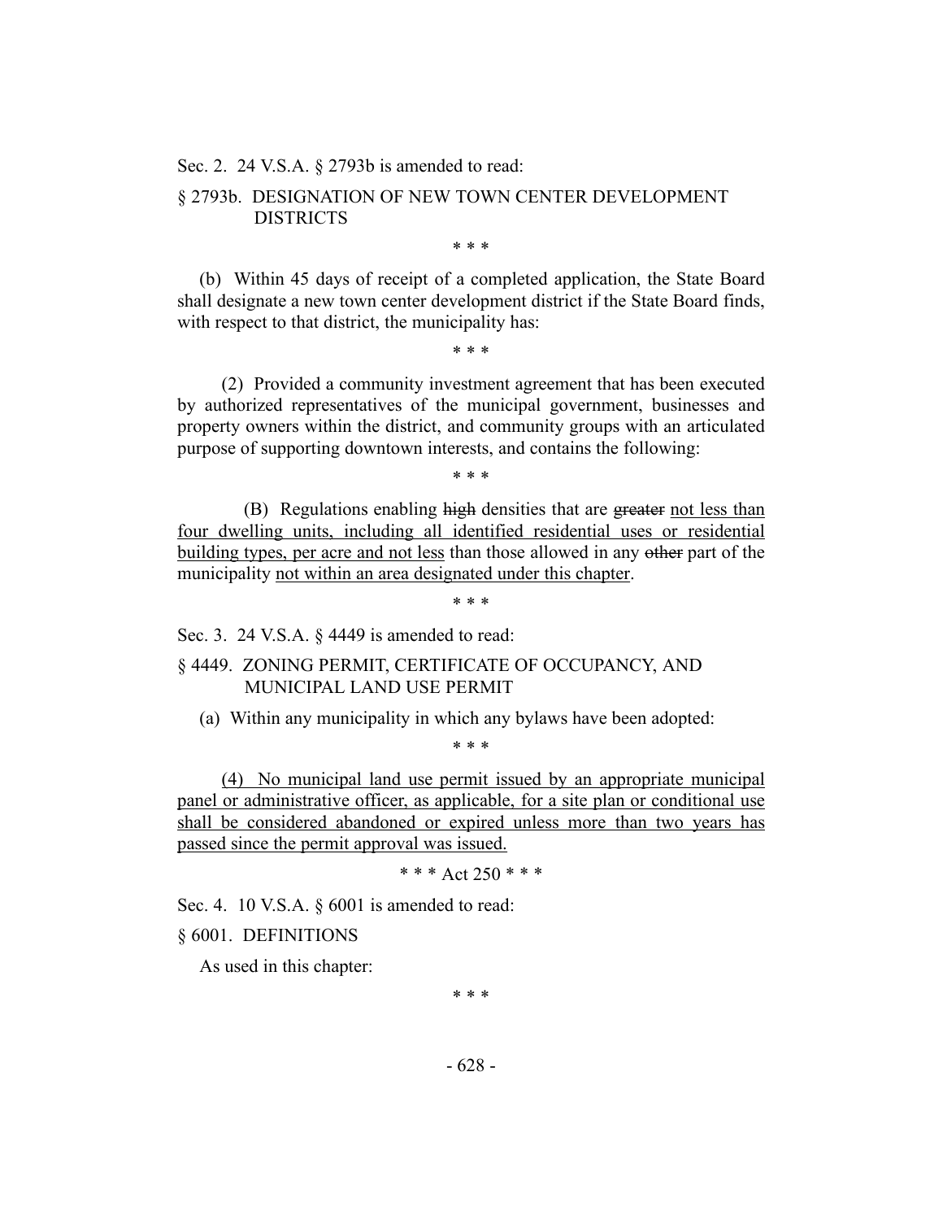Sec. 2. 24 V.S.A. § 2793b is amended to read:

§ 2793b. DESIGNATION OF NEW TOWN CENTER DEVELOPMENT DISTRICTS

\* \* \*

(b) Within 45 days of receipt of a completed application, the State Board shall designate a new town center development district if the State Board finds, with respect to that district, the municipality has:

\* \* \*

(2) Provided a community investment agreement that has been executed by authorized representatives of the municipal government, businesses and property owners within the district, and community groups with an articulated purpose of supporting downtown interests, and contains the following:

\* \* \*

(B) Regulations enabling ~~high~~ densities that are ~~greater~~ <u>not less than four dwelling units, including all identified residential uses or residential building types, per acre and not less</u> than those allowed in any ~~other~~ part of the municipality <u>not within an area designated under this chapter</u>.

\* \* \*

Sec. 3. 24 V.S.A. § 4449 is amended to read:

§ 4449. ZONING PERMIT, CERTIFICATE OF OCCUPANCY, AND MUNICIPAL LAND USE PERMIT

(a) Within any municipality in which any bylaws have been adopted:

\* \* \*

<u>(4) No municipal land use permit issued by an appropriate municipal panel or administrative officer, as applicable, for a site plan or conditional use shall be considered abandoned or expired unless more than two years has passed since the permit approval was issued.</u>

\* \* \* Act 250 \* \* \*

Sec. 4. 10 V.S.A. § 6001 is amended to read:

§ 6001. DEFINITIONS

As used in this chapter:

\* \* \*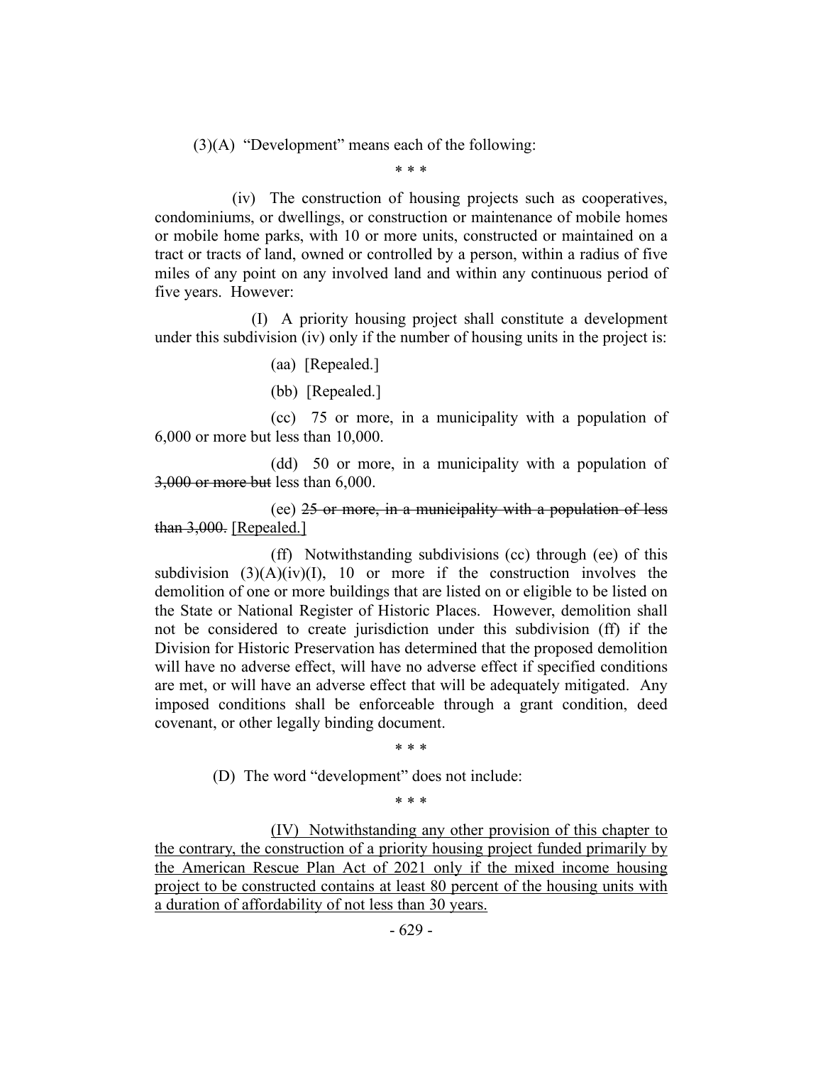(3)(A) "Development" means each of the following:

\* \* \*

(iv) The construction of housing projects such as cooperatives, condominiums, or dwellings, or construction or maintenance of mobile homes or mobile home parks, with 10 or more units, constructed or maintained on a tract or tracts of land, owned or controlled by a person, within a radius of five miles of any point on any involved land and within any continuous period of five years. However:

(I) A priority housing project shall constitute a development under this subdivision (iv) only if the number of housing units in the project is:

(aa) [Repealed.]

(bb) [Repealed.]

(cc) 75 or more, in a municipality with a population of 6,000 or more but less than 10,000.

(dd) 50 or more, in a municipality with a population of ~~3,000 or more but~~ less than 6,000.

(ee) ~~25 or more, in a municipality with a population of less than 3,000.~~ <u>[Repealed.]</u>

(ff) Notwithstanding subdivisions (cc) through (ee) of this subdivision (3)(A)(iv)(I), 10 or more if the construction involves the demolition of one or more buildings that are listed on or eligible to be listed on the State or National Register of Historic Places. However, demolition shall not be considered to create jurisdiction under this subdivision (ff) if the Division for Historic Preservation has determined that the proposed demolition will have no adverse effect, will have no adverse effect if specified conditions are met, or will have an adverse effect that will be adequately mitigated. Any imposed conditions shall be enforceable through a grant condition, deed covenant, or other legally binding document.

\* \* \*

(D) The word "development" does not include:

\* \* \*

<u>(IV) Notwithstanding any other provision of this chapter to the contrary, the construction of a priority housing project funded primarily by the American Rescue Plan Act of 2021 only if the mixed income housing project to be constructed contains at least 80 percent of the housing units with a duration of affordability of not less than 30 years.</u>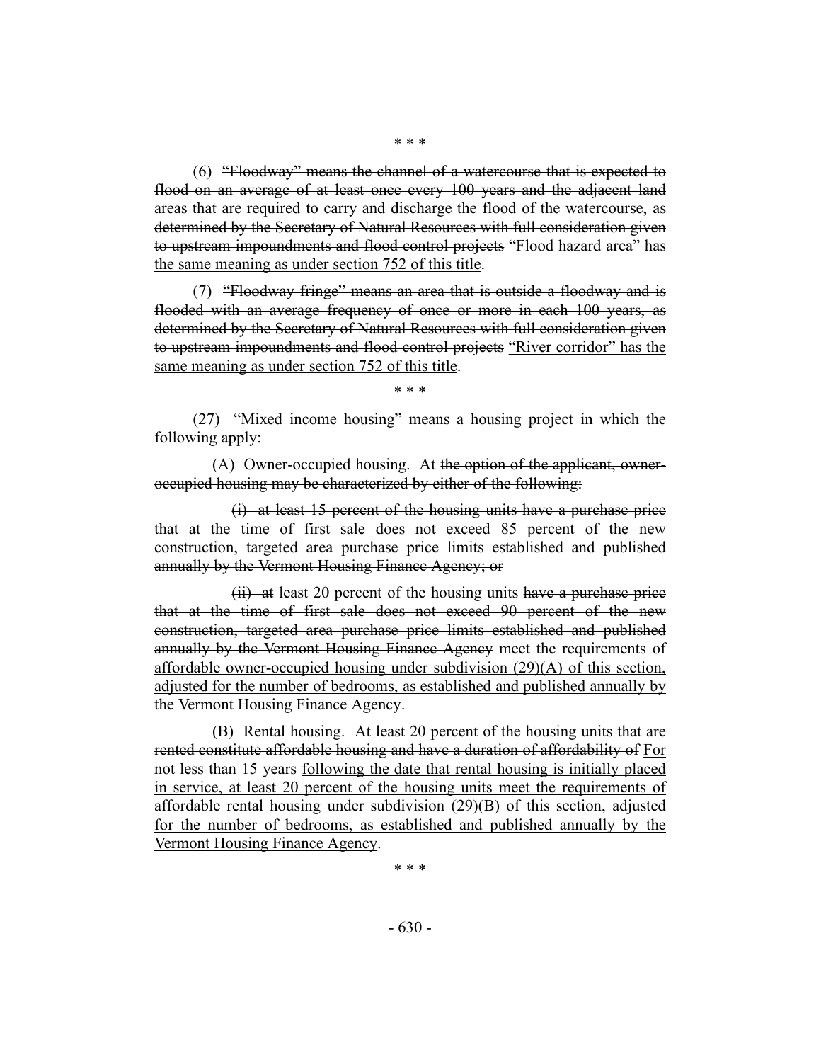\* \* \*

(6) ~~"Floodway" means the channel of a watercourse that is expected to flood on an average of at least once every 100 years and the adjacent land areas that are required to carry and discharge the flood of the watercourse, as determined by the Secretary of Natural Resources with full consideration given to upstream impoundments and flood control projects~~ <u>"Flood hazard area" has the same meaning as under section 752 of this title</u>.

(7) ~~"Floodway fringe" means an area that is outside a floodway and is flooded with an average frequency of once or more in each 100 years, as determined by the Secretary of Natural Resources with full consideration given to upstream impoundments and flood control projects~~ <u>"River corridor" has the same meaning as under section 752 of this title</u>.

\* \* \*

(27) "Mixed income housing" means a housing project in which the following apply:

(A) Owner-occupied housing. At ~~the option of the applicant, owner-occupied housing may be characterized by either of the following:~~

~~(i) at least 15 percent of the housing units have a purchase price that at the time of first sale does not exceed 85 percent of the new construction, targeted area purchase price limits established and published annually by the Vermont Housing Finance Agency; or~~

~~(ii) at~~ least 20 percent of the housing units ~~have a purchase price that at the time of first sale does not exceed 90 percent of the new construction, targeted area purchase price limits established and published annually by the Vermont Housing Finance Agency~~ <u>meet the requirements of affordable owner-occupied housing under subdivision (29)(A) of this section, adjusted for the number of bedrooms, as established and published annually by the Vermont Housing Finance Agency</u>.

(B) Rental housing. ~~At least 20 percent of the housing units that are rented constitute affordable housing and have a duration of affordability of~~ <u>For</u> not less than 15 years <u>following the date that rental housing is initially placed in service, at least 20 percent of the housing units meet the requirements of affordable rental housing under subdivision (29)(B) of this section, adjusted for the number of bedrooms, as established and published annually by the Vermont Housing Finance Agency</u>.

\* \* \*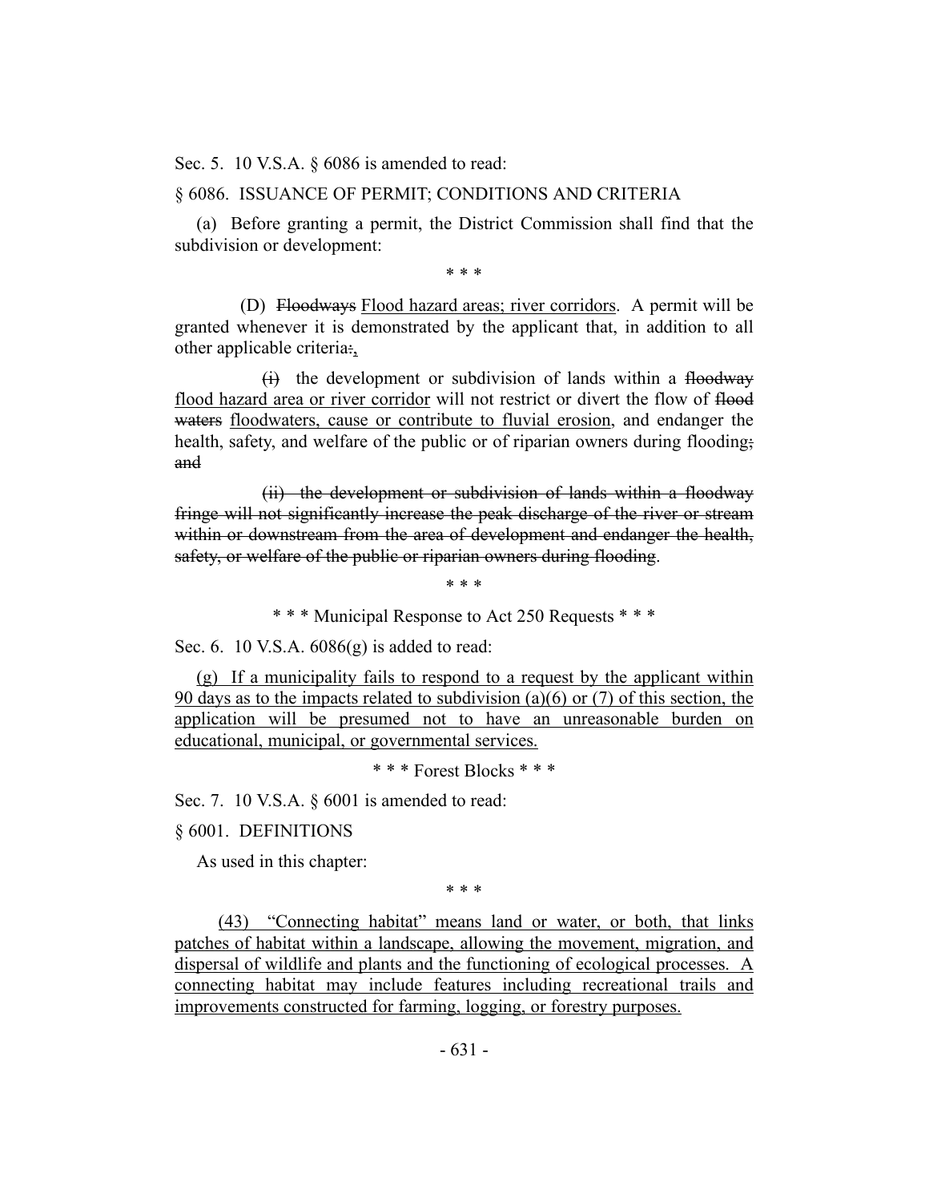Sec. 5. 10 V.S.A. § 6086 is amended to read:

§ 6086. ISSUANCE OF PERMIT; CONDITIONS AND CRITERIA

(a) Before granting a permit, the District Commission shall find that the subdivision or development:

\* \* \*

(D) ~~Floodways~~ <u>Flood hazard areas; river corridors</u>. A permit will be granted whenever it is demonstrated by the applicant that, in addition to all other applicable criteria~~:~~<u>,</u>

~~(i)~~ the development or subdivision of lands within a ~~floodway~~ <u>flood hazard area or river corridor</u> will not restrict or divert the flow of ~~flood waters~~ <u>floodwaters, cause or contribute to fluvial erosion</u>, and endanger the health, safety, and welfare of the public or of riparian owners during flooding~~; and~~

~~(ii) the development or subdivision of lands within a floodway fringe will not significantly increase the peak discharge of the river or stream within or downstream from the area of development and endanger the health, safety, or welfare of the public or riparian owners during flooding~~.

\* \* \*

\* \* \* Municipal Response to Act 250 Requests \* \* \*

Sec. 6. 10 V.S.A. 6086(g) is added to read:

<u>(g) If a municipality fails to respond to a request by the applicant within 90 days as to the impacts related to subdivision (a)(6) or (7) of this section, the application will be presumed not to have an unreasonable burden on educational, municipal, or governmental services.</u>

\* \* \* Forest Blocks \* \* \*

Sec. 7. 10 V.S.A. § 6001 is amended to read:

§ 6001. DEFINITIONS

As used in this chapter:

\* \* \*

<u>(43) "Connecting habitat" means land or water, or both, that links patches of habitat within a landscape, allowing the movement, migration, and dispersal of wildlife and plants and the functioning of ecological processes. A connecting habitat may include features including recreational trails and improvements constructed for farming, logging, or forestry purposes.</u>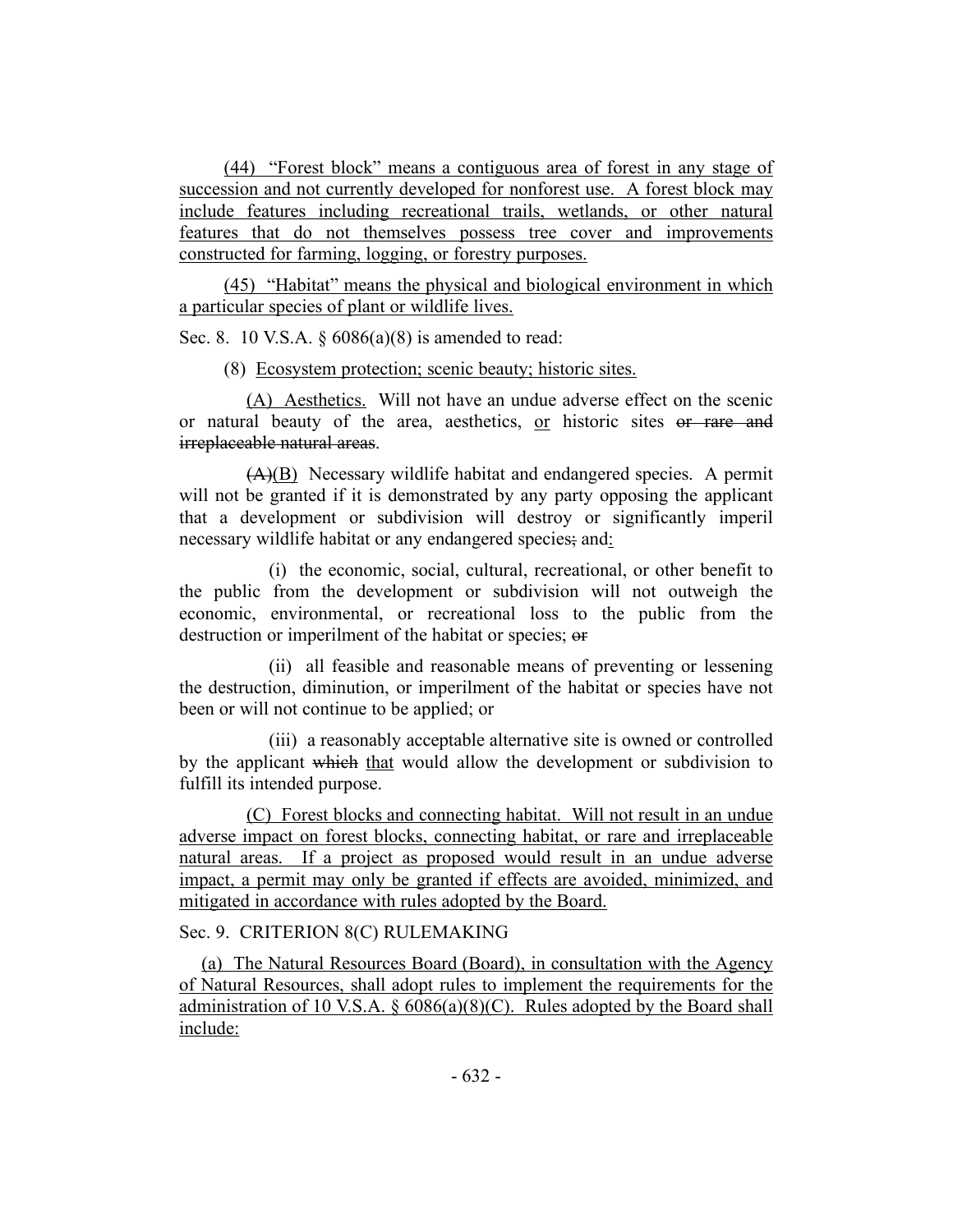(44) "Forest block" means a contiguous area of forest in any stage of succession and not currently developed for nonforest use. A forest block may include features including recreational trails, wetlands, or other natural features that do not themselves possess tree cover and improvements constructed for farming, logging, or forestry purposes.

(45) "Habitat" means the physical and biological environment in which a particular species of plant or wildlife lives.

Sec. 8. 10 V.S.A. § 6086(a)(8) is amended to read:

(8) Ecosystem protection; scenic beauty; historic sites.

(A) Aesthetics. Will not have an undue adverse effect on the scenic or natural beauty of the area, aesthetics, or historic sites ~~or rare and irreplaceable natural areas~~.

~~(A)~~(B) Necessary wildlife habitat and endangered species. A permit will not be granted if it is demonstrated by any party opposing the applicant that a development or subdivision will destroy or significantly imperil necessary wildlife habitat or any endangered species~~,~~ and:

(i) the economic, social, cultural, recreational, or other benefit to the public from the development or subdivision will not outweigh the economic, environmental, or recreational loss to the public from the destruction or imperilment of the habitat or species; ~~or~~

(ii) all feasible and reasonable means of preventing or lessening the destruction, diminution, or imperilment of the habitat or species have not been or will not continue to be applied; or

(iii) a reasonably acceptable alternative site is owned or controlled by the applicant ~~which~~ that would allow the development or subdivision to fulfill its intended purpose.

(C) Forest blocks and connecting habitat. Will not result in an undue adverse impact on forest blocks, connecting habitat, or rare and irreplaceable natural areas. If a project as proposed would result in an undue adverse impact, a permit may only be granted if effects are avoided, minimized, and mitigated in accordance with rules adopted by the Board.

Sec. 9. CRITERION 8(C) RULEMAKING

(a) The Natural Resources Board (Board), in consultation with the Agency of Natural Resources, shall adopt rules to implement the requirements for the administration of 10 V.S.A. § 6086(a)(8)(C). Rules adopted by the Board shall include: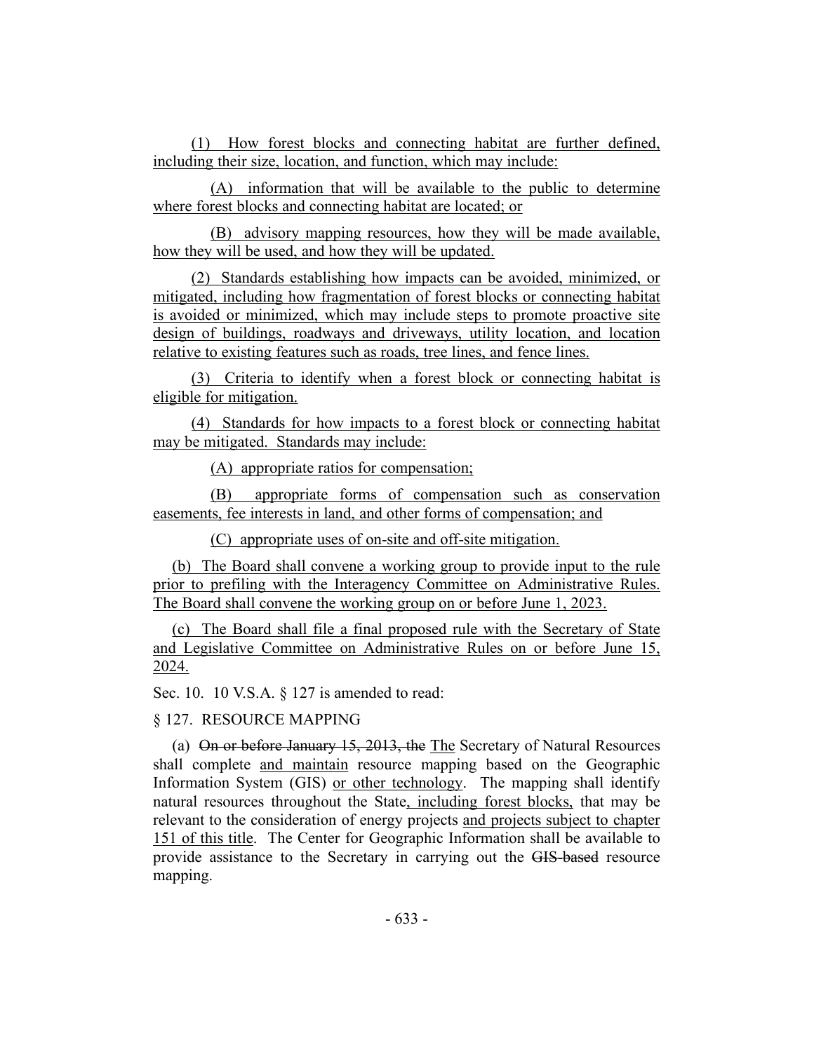(1) How forest blocks and connecting habitat are further defined, including their size, location, and function, which may include:

(A) information that will be available to the public to determine where forest blocks and connecting habitat are located; or

(B) advisory mapping resources, how they will be made available, how they will be used, and how they will be updated.

(2) Standards establishing how impacts can be avoided, minimized, or mitigated, including how fragmentation of forest blocks or connecting habitat is avoided or minimized, which may include steps to promote proactive site design of buildings, roadways and driveways, utility location, and location relative to existing features such as roads, tree lines, and fence lines.

(3) Criteria to identify when a forest block or connecting habitat is eligible for mitigation.

(4) Standards for how impacts to a forest block or connecting habitat may be mitigated. Standards may include:

(A) appropriate ratios for compensation;

(B) appropriate forms of compensation such as conservation easements, fee interests in land, and other forms of compensation; and

(C) appropriate uses of on-site and off-site mitigation.

(b) The Board shall convene a working group to provide input to the rule prior to prefiling with the Interagency Committee on Administrative Rules. The Board shall convene the working group on or before June 1, 2023.

(c) The Board shall file a final proposed rule with the Secretary of State and Legislative Committee on Administrative Rules on or before June 15, 2024.

Sec. 10. 10 V.S.A. § 127 is amended to read:

§ 127. RESOURCE MAPPING

(a) ~~On or before January 15, 2013, the~~ The Secretary of Natural Resources shall complete and maintain resource mapping based on the Geographic Information System (GIS) or other technology. The mapping shall identify natural resources throughout the State, including forest blocks, that may be relevant to the consideration of energy projects and projects subject to chapter 151 of this title. The Center for Geographic Information shall be available to provide assistance to the Secretary in carrying out the ~~GIS-based~~ resource mapping.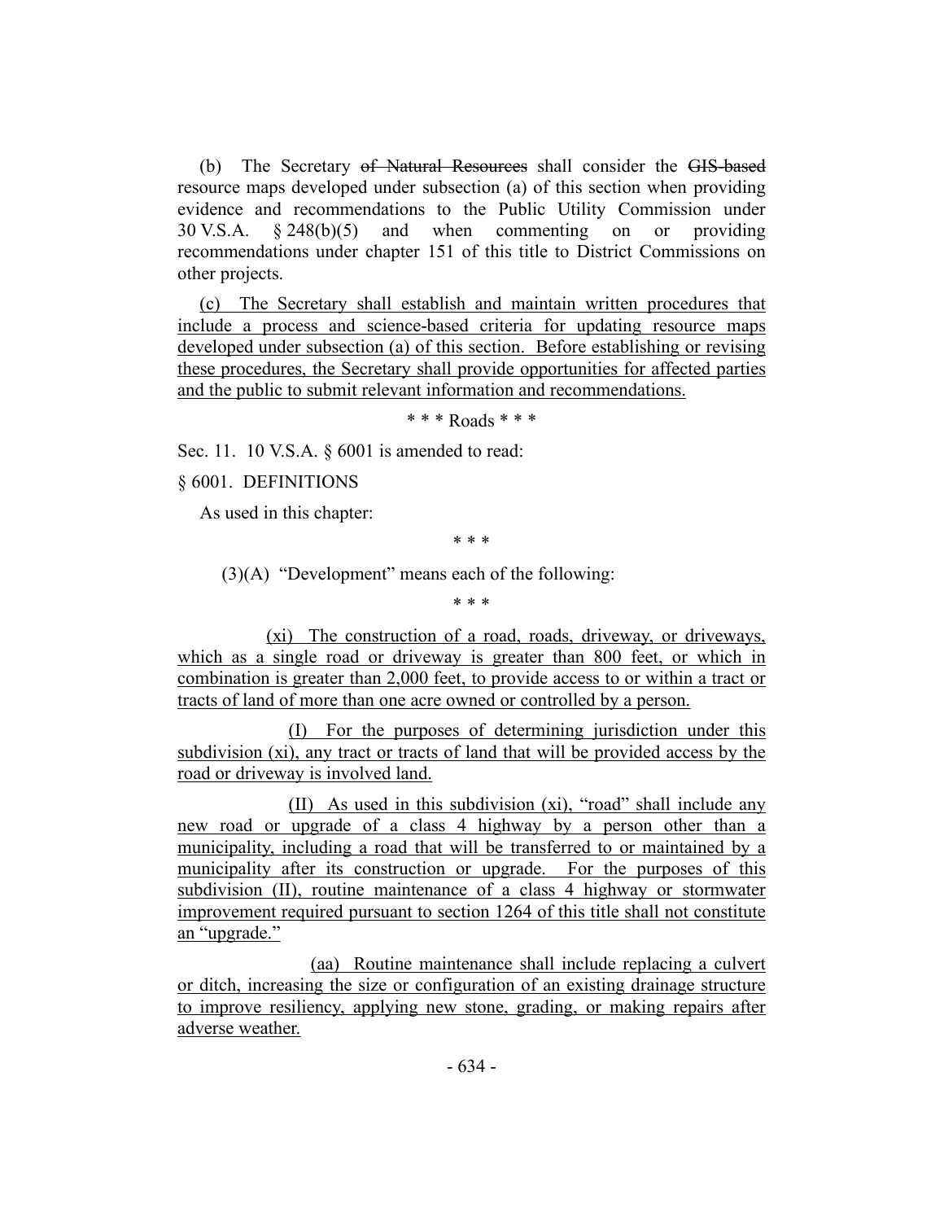(b) The Secretary ~~of Natural Resources~~ shall consider the ~~GIS-based~~ resource maps developed under subsection (a) of this section when providing evidence and recommendations to the Public Utility Commission under 30 V.S.A. § 248(b)(5) and when commenting on or providing recommendations under chapter 151 of this title to District Commissions on other projects.

<u>(c) The Secretary shall establish and maintain written procedures that include a process and science-based criteria for updating resource maps developed under subsection (a) of this section. Before establishing or revising these procedures, the Secretary shall provide opportunities for affected parties and the public to submit relevant information and recommendations.</u>

\* \* \* Roads \* \* \*

Sec. 11. 10 V.S.A. § 6001 is amended to read:

§ 6001. DEFINITIONS

As used in this chapter:

\* \* \*

(3)(A) "Development" means each of the following:

\* \* \*

<u>(xi) The construction of a road, roads, driveway, or driveways, which as a single road or driveway is greater than 800 feet, or which in combination is greater than 2,000 feet, to provide access to or within a tract or tracts of land of more than one acre owned or controlled by a person.</u>

<u>(I) For the purposes of determining jurisdiction under this subdivision (xi), any tract or tracts of land that will be provided access by the road or driveway is involved land.</u>

<u>(II) As used in this subdivision (xi), "road" shall include any new road or upgrade of a class 4 highway by a person other than a municipality, including a road that will be transferred to or maintained by a municipality after its construction or upgrade. For the purposes of this subdivision (II), routine maintenance of a class 4 highway or stormwater improvement required pursuant to section 1264 of this title shall not constitute an "upgrade."</u>

<u>(aa) Routine maintenance shall include replacing a culvert or ditch, increasing the size or configuration of an existing drainage structure to improve resiliency, applying new stone, grading, or making repairs after adverse weather.</u>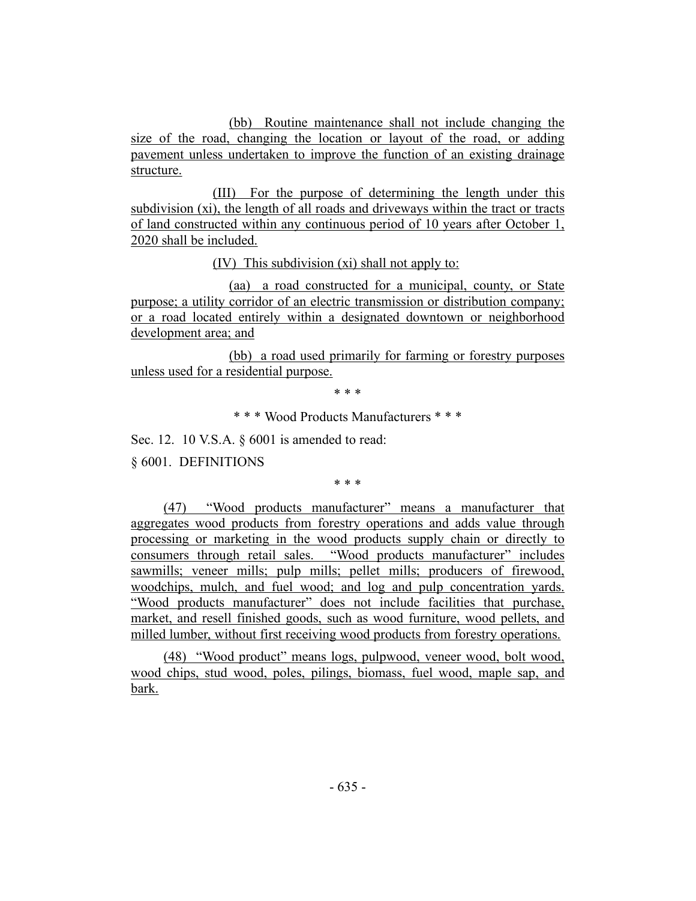(bb) Routine maintenance shall not include changing the size of the road, changing the location or layout of the road, or adding pavement unless undertaken to improve the function of an existing drainage structure.

(III) For the purpose of determining the length under this subdivision (xi), the length of all roads and driveways within the tract or tracts of land constructed within any continuous period of 10 years after October 1, 2020 shall be included.

(IV) This subdivision (xi) shall not apply to:

(aa) a road constructed for a municipal, county, or State purpose; a utility corridor of an electric transmission or distribution company; or a road located entirely within a designated downtown or neighborhood development area; and

(bb) a road used primarily for farming or forestry purposes unless used for a residential purpose.

\* \* \*

\* \* \* Wood Products Manufacturers \* \* \*

Sec. 12. 10 V.S.A. § 6001 is amended to read:

§ 6001. DEFINITIONS

\* \* \*

(47) "Wood products manufacturer" means a manufacturer that aggregates wood products from forestry operations and adds value through processing or marketing in the wood products supply chain or directly to consumers through retail sales. "Wood products manufacturer" includes sawmills; veneer mills; pulp mills; pellet mills; producers of firewood, woodchips, mulch, and fuel wood; and log and pulp concentration yards. "Wood products manufacturer" does not include facilities that purchase, market, and resell finished goods, such as wood furniture, wood pellets, and milled lumber, without first receiving wood products from forestry operations.

(48) "Wood product" means logs, pulpwood, veneer wood, bolt wood, wood chips, stud wood, poles, pilings, biomass, fuel wood, maple sap, and bark.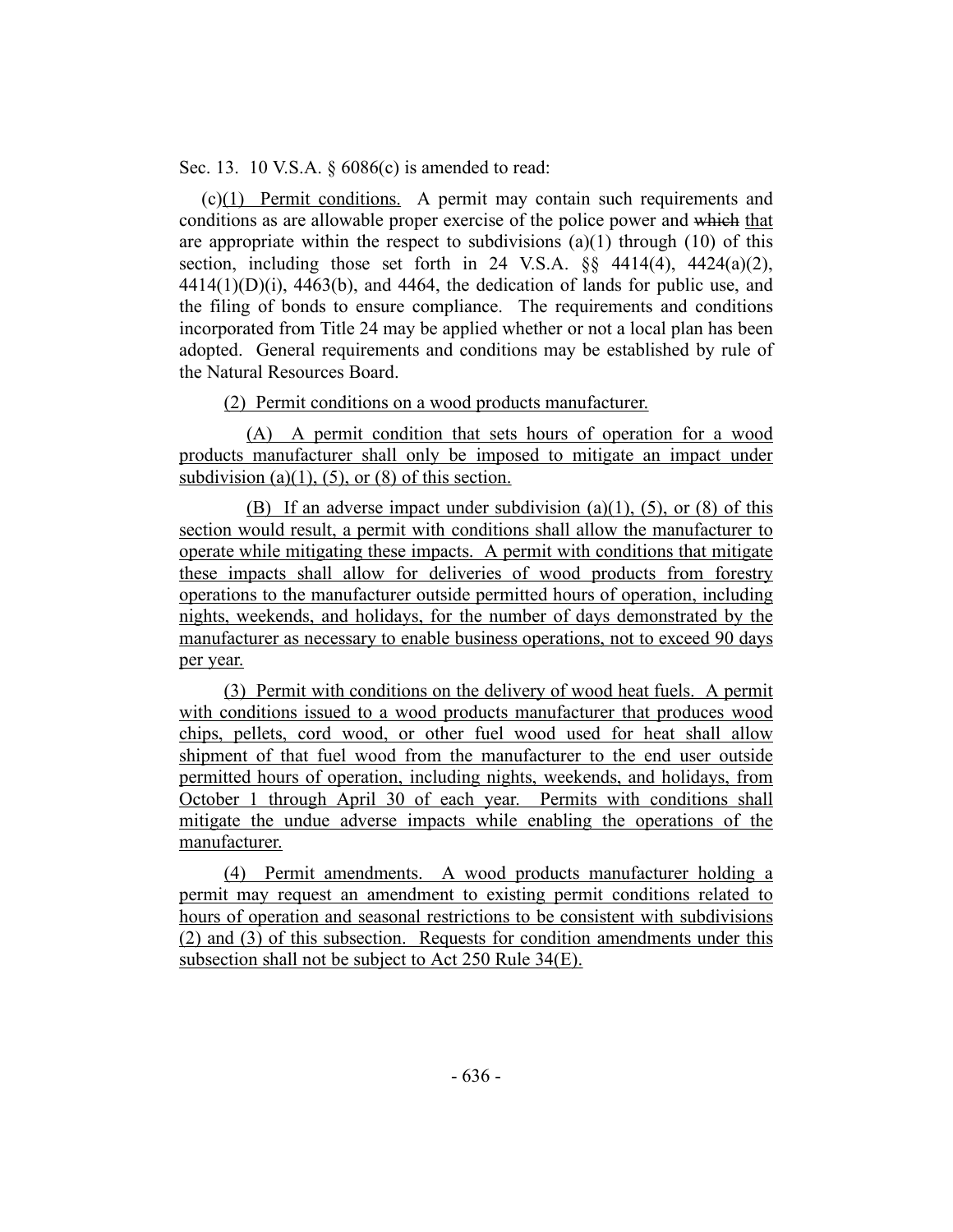Sec. 13. 10 V.S.A. § 6086(c) is amended to read:

(c)(1) Permit conditions. A permit may contain such requirements and conditions as are allowable proper exercise of the police power and ~~which~~ that are appropriate within the respect to subdivisions (a)(1) through (10) of this section, including those set forth in 24 V.S.A. §§ 4414(4), 4424(a)(2), 4414(1)(D)(i), 4463(b), and 4464, the dedication of lands for public use, and the filing of bonds to ensure compliance. The requirements and conditions incorporated from Title 24 may be applied whether or not a local plan has been adopted. General requirements and conditions may be established by rule of the Natural Resources Board.

(2) Permit conditions on a wood products manufacturer.

(A) A permit condition that sets hours of operation for a wood products manufacturer shall only be imposed to mitigate an impact under subdivision (a)(1), (5), or (8) of this section.

(B) If an adverse impact under subdivision (a)(1), (5), or (8) of this section would result, a permit with conditions shall allow the manufacturer to operate while mitigating these impacts. A permit with conditions that mitigate these impacts shall allow for deliveries of wood products from forestry operations to the manufacturer outside permitted hours of operation, including nights, weekends, and holidays, for the number of days demonstrated by the manufacturer as necessary to enable business operations, not to exceed 90 days per year.

(3) Permit with conditions on the delivery of wood heat fuels. A permit with conditions issued to a wood products manufacturer that produces wood chips, pellets, cord wood, or other fuel wood used for heat shall allow shipment of that fuel wood from the manufacturer to the end user outside permitted hours of operation, including nights, weekends, and holidays, from October 1 through April 30 of each year. Permits with conditions shall mitigate the undue adverse impacts while enabling the operations of the manufacturer.

(4) Permit amendments. A wood products manufacturer holding a permit may request an amendment to existing permit conditions related to hours of operation and seasonal restrictions to be consistent with subdivisions (2) and (3) of this subsection. Requests for condition amendments under this subsection shall not be subject to Act 250 Rule 34(E).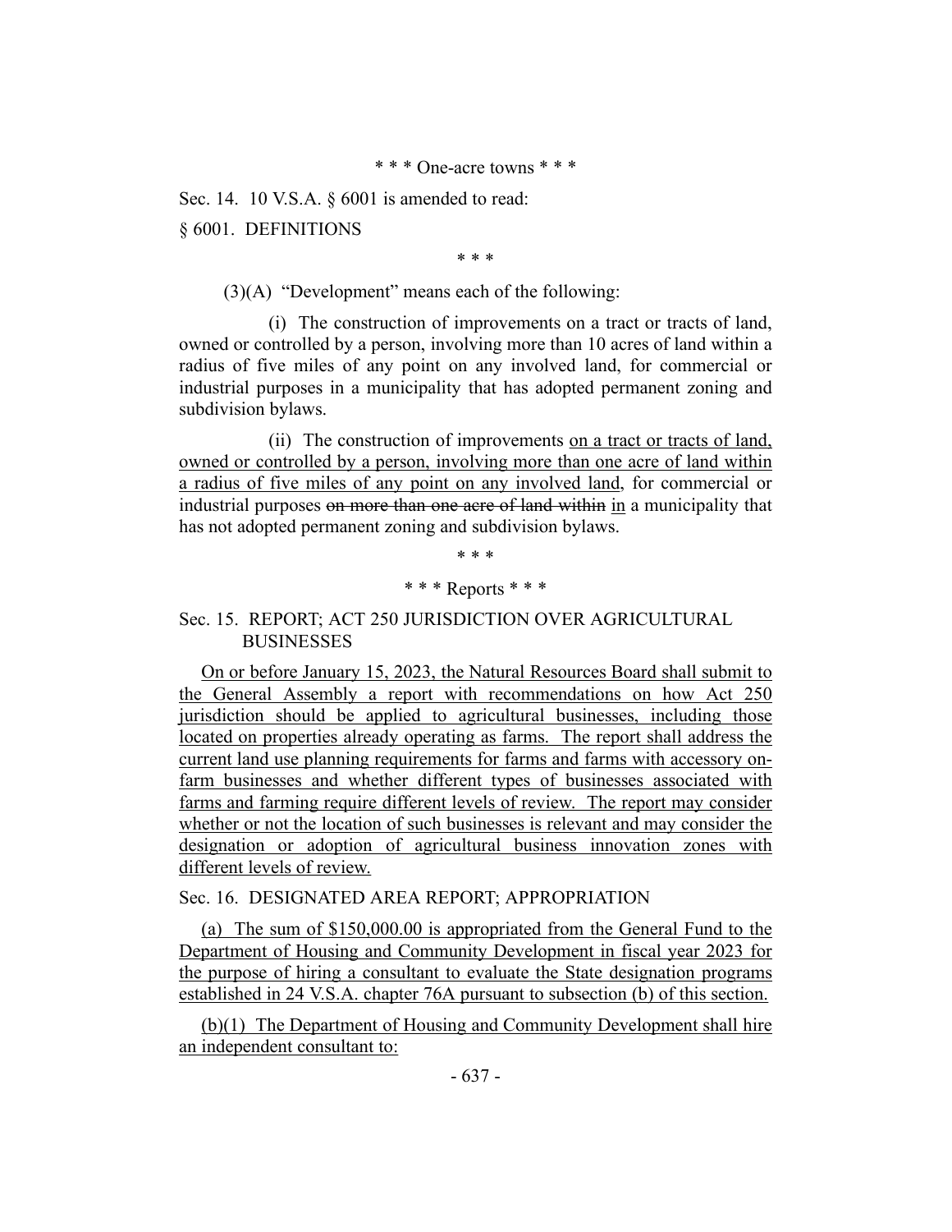\* \* \* One-acre towns \* \* \*

Sec. 14. 10 V.S.A. § 6001 is amended to read:

§ 6001. DEFINITIONS

\* \* \*

(3)(A) "Development" means each of the following:

(i) The construction of improvements on a tract or tracts of land, owned or controlled by a person, involving more than 10 acres of land within a radius of five miles of any point on any involved land, for commercial or industrial purposes in a municipality that has adopted permanent zoning and subdivision bylaws.

(ii) The construction of improvements <u>on a tract or tracts of land, owned or controlled by a person, involving more than one acre of land within a radius of five miles of any point on any involved land</u>, for commercial or industrial purposes ~~on more than one acre of land within~~ <u>in</u> a municipality that has not adopted permanent zoning and subdivision bylaws.

\* \* \*

\* \* \* Reports \* \* \*

Sec. 15. REPORT; ACT 250 JURISDICTION OVER AGRICULTURAL BUSINESSES

<u>On or before January 15, 2023, the Natural Resources Board shall submit to the General Assembly a report with recommendations on how Act 250 jurisdiction should be applied to agricultural businesses, including those located on properties already operating as farms. The report shall address the current land use planning requirements for farms and farms with accessory on-farm businesses and whether different types of businesses associated with farms and farming require different levels of review. The report may consider whether or not the location of such businesses is relevant and may consider the designation or adoption of agricultural business innovation zones with different levels of review.</u>

Sec. 16. DESIGNATED AREA REPORT; APPROPRIATION

<u>(a) The sum of $150,000.00 is appropriated from the General Fund to the Department of Housing and Community Development in fiscal year 2023 for the purpose of hiring a consultant to evaluate the State designation programs established in 24 V.S.A. chapter 76A pursuant to subsection (b) of this section.</u>

<u>(b)(1) The Department of Housing and Community Development shall hire an independent consultant to:</u>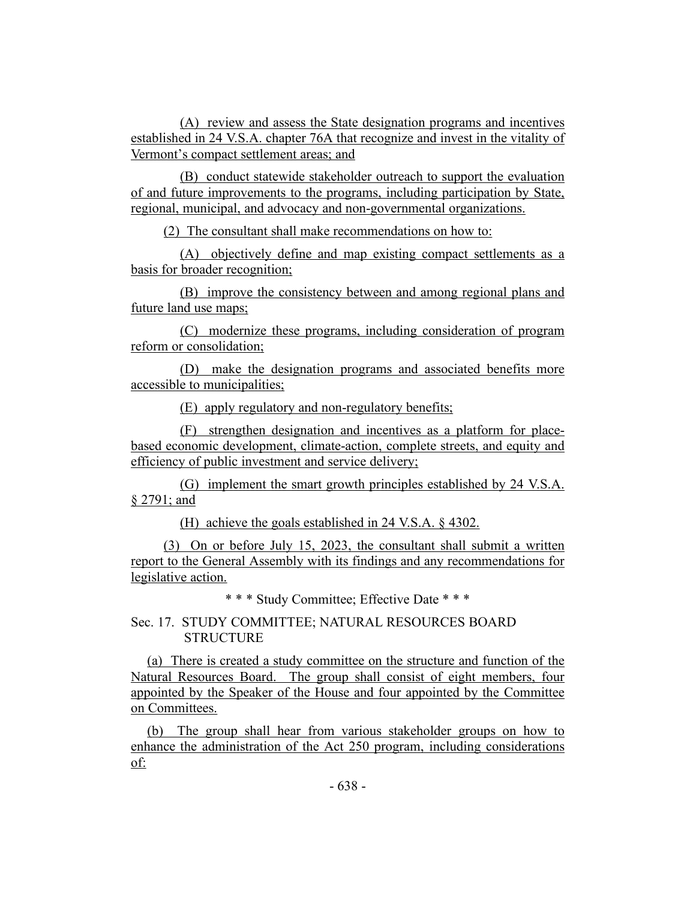(A) review and assess the State designation programs and incentives established in 24 V.S.A. chapter 76A that recognize and invest in the vitality of Vermont's compact settlement areas; and

(B) conduct statewide stakeholder outreach to support the evaluation of and future improvements to the programs, including participation by State, regional, municipal, and advocacy and non-governmental organizations.

(2) The consultant shall make recommendations on how to:

(A) objectively define and map existing compact settlements as a basis for broader recognition;

(B) improve the consistency between and among regional plans and future land use maps;

(C) modernize these programs, including consideration of program reform or consolidation;

(D) make the designation programs and associated benefits more accessible to municipalities;

(E) apply regulatory and non-regulatory benefits;

(F) strengthen designation and incentives as a platform for place-based economic development, climate-action, complete streets, and equity and efficiency of public investment and service delivery;

(G) implement the smart growth principles established by 24 V.S.A. § 2791; and

(H) achieve the goals established in 24 V.S.A. § 4302.

(3) On or before July 15, 2023, the consultant shall submit a written report to the General Assembly with its findings and any recommendations for legislative action.

\* \* \* Study Committee; Effective Date \* \* \*

Sec. 17. STUDY COMMITTEE; NATURAL RESOURCES BOARD STRUCTURE

(a) There is created a study committee on the structure and function of the Natural Resources Board. The group shall consist of eight members, four appointed by the Speaker of the House and four appointed by the Committee on Committees.

(b) The group shall hear from various stakeholder groups on how to enhance the administration of the Act 250 program, including considerations of: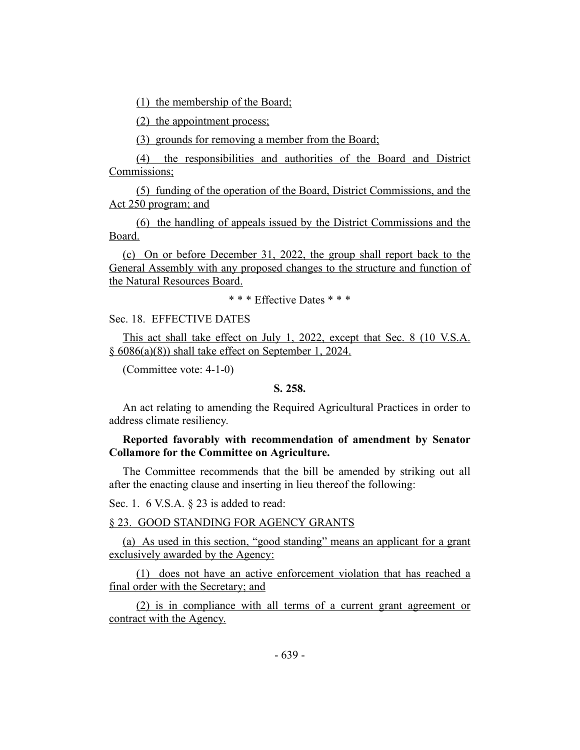(1) the membership of the Board;

(2) the appointment process;

(3) grounds for removing a member from the Board;

(4) the responsibilities and authorities of the Board and District Commissions;

(5) funding of the operation of the Board, District Commissions, and the Act 250 program; and

(6) the handling of appeals issued by the District Commissions and the Board.

(c) On or before December 31, 2022, the group shall report back to the General Assembly with any proposed changes to the structure and function of the Natural Resources Board.

\* \* \* Effective Dates \* \* \*

Sec. 18. EFFECTIVE DATES

This act shall take effect on July 1, 2022, except that Sec. 8 (10 V.S.A. § 6086(a)(8)) shall take effect on September 1, 2024.

(Committee vote: 4-1-0)

**S. 258.**

An act relating to amending the Required Agricultural Practices in order to address climate resiliency.

**Reported favorably with recommendation of amendment by Senator Collamore for the Committee on Agriculture.**

The Committee recommends that the bill be amended by striking out all after the enacting clause and inserting in lieu thereof the following:

Sec. 1. 6 V.S.A. § 23 is added to read:

§ 23. GOOD STANDING FOR AGENCY GRANTS

(a) As used in this section, "good standing" means an applicant for a grant exclusively awarded by the Agency:

(1) does not have an active enforcement violation that has reached a final order with the Secretary; and

(2) is in compliance with all terms of a current grant agreement or contract with the Agency.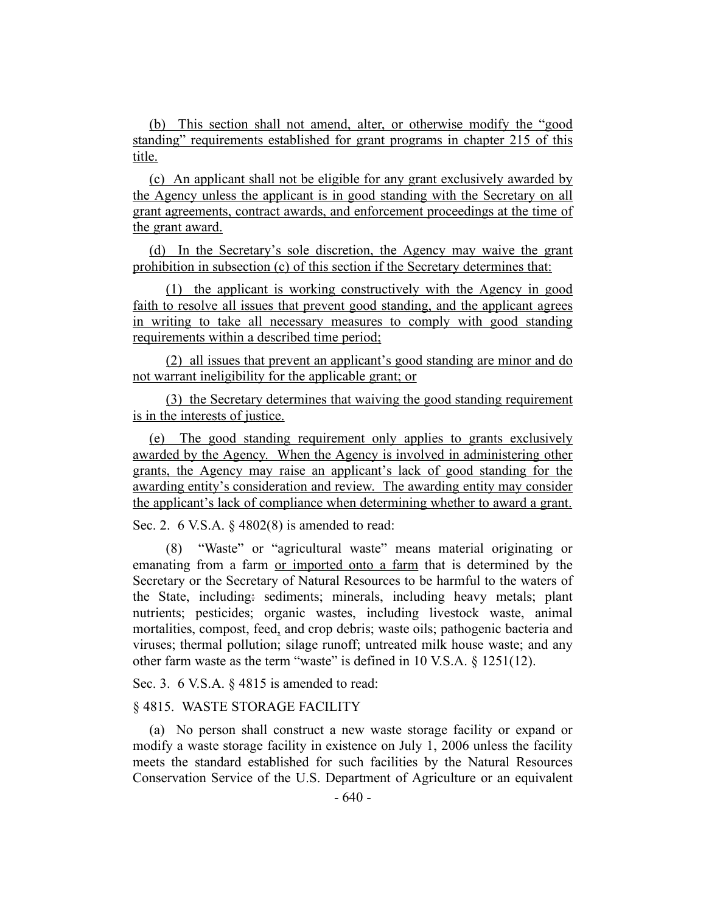(b) This section shall not amend, alter, or otherwise modify the "good standing" requirements established for grant programs in chapter 215 of this title.

(c) An applicant shall not be eligible for any grant exclusively awarded by the Agency unless the applicant is in good standing with the Secretary on all grant agreements, contract awards, and enforcement proceedings at the time of the grant award.

(d) In the Secretary's sole discretion, the Agency may waive the grant prohibition in subsection (c) of this section if the Secretary determines that:

(1) the applicant is working constructively with the Agency in good faith to resolve all issues that prevent good standing, and the applicant agrees in writing to take all necessary measures to comply with good standing requirements within a described time period;

(2) all issues that prevent an applicant's good standing are minor and do not warrant ineligibility for the applicable grant; or

(3) the Secretary determines that waiving the good standing requirement is in the interests of justice.

(e) The good standing requirement only applies to grants exclusively awarded by the Agency. When the Agency is involved in administering other grants, the Agency may raise an applicant's lack of good standing for the awarding entity's consideration and review. The awarding entity may consider the applicant's lack of compliance when determining whether to award a grant.

Sec. 2. 6 V.S.A. § 4802(8) is amended to read:

(8) "Waste" or "agricultural waste" means material originating or emanating from a farm or imported onto a farm that is determined by the Secretary or the Secretary of Natural Resources to be harmful to the waters of the State, including: sediments; minerals, including heavy metals; plant nutrients; pesticides; organic wastes, including livestock waste, animal mortalities, compost, feed, and crop debris; waste oils; pathogenic bacteria and viruses; thermal pollution; silage runoff; untreated milk house waste; and any other farm waste as the term "waste" is defined in 10 V.S.A. § 1251(12).

Sec. 3. 6 V.S.A. § 4815 is amended to read:

§ 4815. WASTE STORAGE FACILITY

(a) No person shall construct a new waste storage facility or expand or modify a waste storage facility in existence on July 1, 2006 unless the facility meets the standard established for such facilities by the Natural Resources Conservation Service of the U.S. Department of Agriculture or an equivalent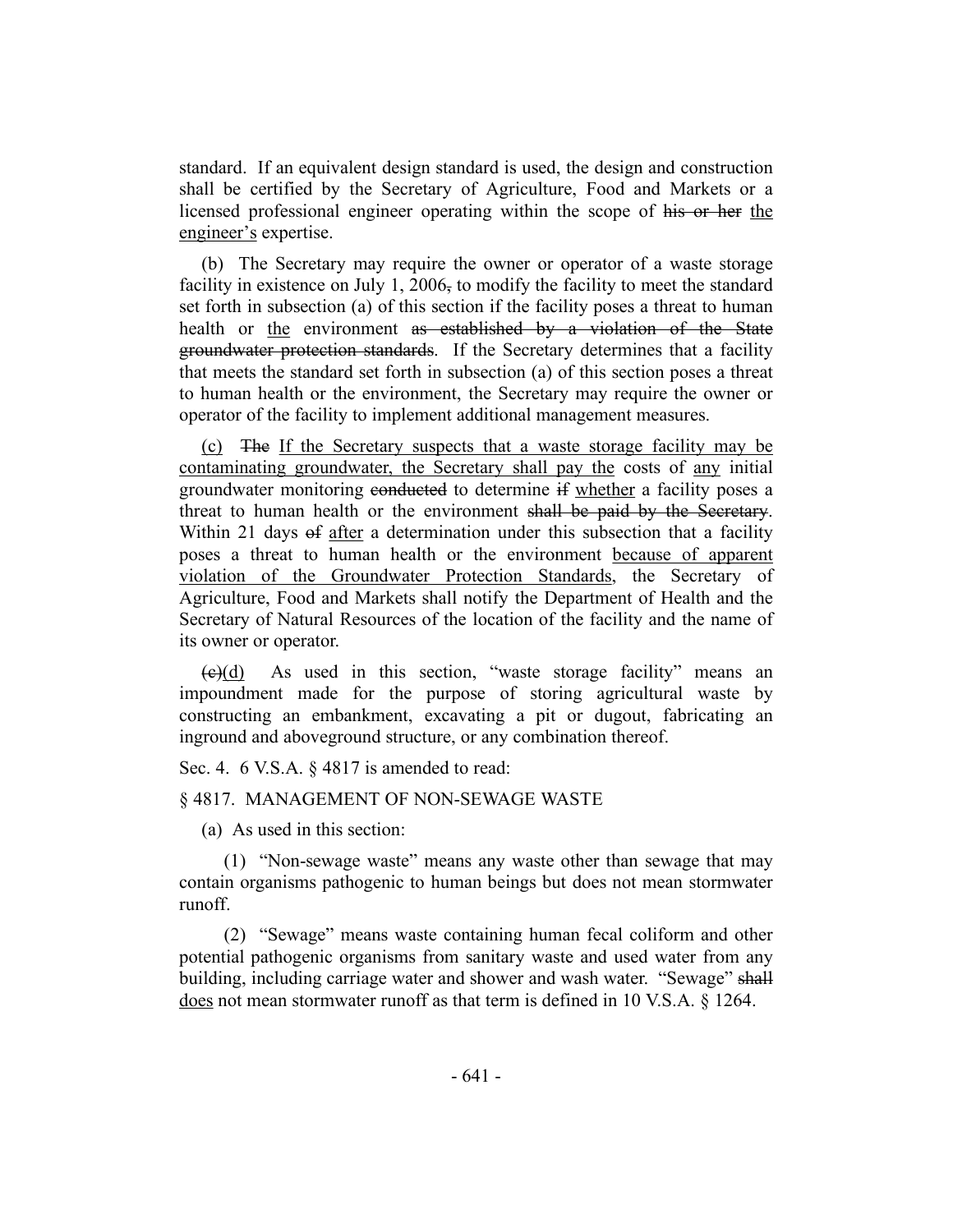standard. If an equivalent design standard is used, the design and construction shall be certified by the Secretary of Agriculture, Food and Markets or a licensed professional engineer operating within the scope of ~~his or her~~ the engineer's expertise.

(b) The Secretary may require the owner or operator of a waste storage facility in existence on July 1, 2006~~,~~ to modify the facility to meet the standard set forth in subsection (a) of this section if the facility poses a threat to human health or the environment ~~as established by a violation of the State groundwater protection standards~~. If the Secretary determines that a facility that meets the standard set forth in subsection (a) of this section poses a threat to human health or the environment, the Secretary may require the owner or operator of the facility to implement additional management measures.

(c) ~~The~~ If the Secretary suspects that a waste storage facility may be contaminating groundwater, the Secretary shall pay the costs of any initial groundwater monitoring ~~conducted~~ to determine ~~if~~ whether a facility poses a threat to human health or the environment ~~shall be paid by the Secretary~~. Within 21 days ~~of~~ after a determination under this subsection that a facility poses a threat to human health or the environment because of apparent violation of the Groundwater Protection Standards, the Secretary of Agriculture, Food and Markets shall notify the Department of Health and the Secretary of Natural Resources of the location of the facility and the name of its owner or operator.

~~(c)~~(d) As used in this section, "waste storage facility" means an impoundment made for the purpose of storing agricultural waste by constructing an embankment, excavating a pit or dugout, fabricating an inground and aboveground structure, or any combination thereof.

Sec. 4. 6 V.S.A. § 4817 is amended to read:

§ 4817. MANAGEMENT OF NON-SEWAGE WASTE

(a) As used in this section:

(1) "Non-sewage waste" means any waste other than sewage that may contain organisms pathogenic to human beings but does not mean stormwater runoff.

(2) "Sewage" means waste containing human fecal coliform and other potential pathogenic organisms from sanitary waste and used water from any building, including carriage water and shower and wash water. "Sewage" ~~shall~~ does not mean stormwater runoff as that term is defined in 10 V.S.A. § 1264.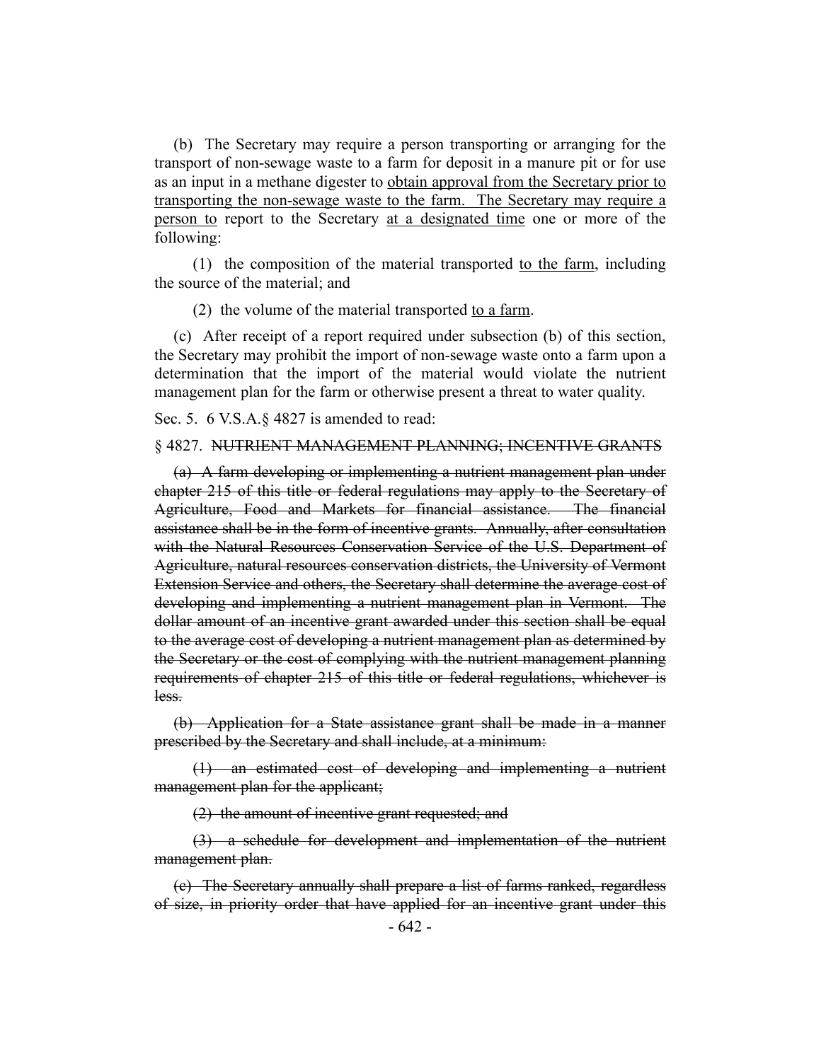(b) The Secretary may require a person transporting or arranging for the transport of non-sewage waste to a farm for deposit in a manure pit or for use as an input in a methane digester to <u>obtain approval from the Secretary prior to transporting the non-sewage waste to the farm. The Secretary may require a person to</u> report to the Secretary <u>at a designated time</u> one or more of the following:

(1) the composition of the material transported <u>to the farm</u>, including the source of the material; and

(2) the volume of the material transported <u>to a farm</u>.

(c) After receipt of a report required under subsection (b) of this section, the Secretary may prohibit the import of non-sewage waste onto a farm upon a determination that the import of the material would violate the nutrient management plan for the farm or otherwise present a threat to water quality.

Sec. 5. 6 V.S.A.§ 4827 is amended to read:

§ 4827. ~~NUTRIENT MANAGEMENT PLANNING; INCENTIVE GRANTS~~

~~(a) A farm developing or implementing a nutrient management plan under chapter 215 of this title or federal regulations may apply to the Secretary of Agriculture, Food and Markets for financial assistance. The financial assistance shall be in the form of incentive grants. Annually, after consultation with the Natural Resources Conservation Service of the U.S. Department of Agriculture, natural resources conservation districts, the University of Vermont Extension Service and others, the Secretary shall determine the average cost of developing and implementing a nutrient management plan in Vermont. The dollar amount of an incentive grant awarded under this section shall be equal to the average cost of developing a nutrient management plan as determined by the Secretary or the cost of complying with the nutrient management planning requirements of chapter 215 of this title or federal regulations, whichever is less.~~

~~(b) Application for a State assistance grant shall be made in a manner prescribed by the Secretary and shall include, at a minimum:~~

~~(1) an estimated cost of developing and implementing a nutrient management plan for the applicant;~~

~~(2) the amount of incentive grant requested; and~~

~~(3) a schedule for development and implementation of the nutrient management plan.~~

~~(c) The Secretary annually shall prepare a list of farms ranked, regardless of size, in priority order that have applied for an incentive grant under this~~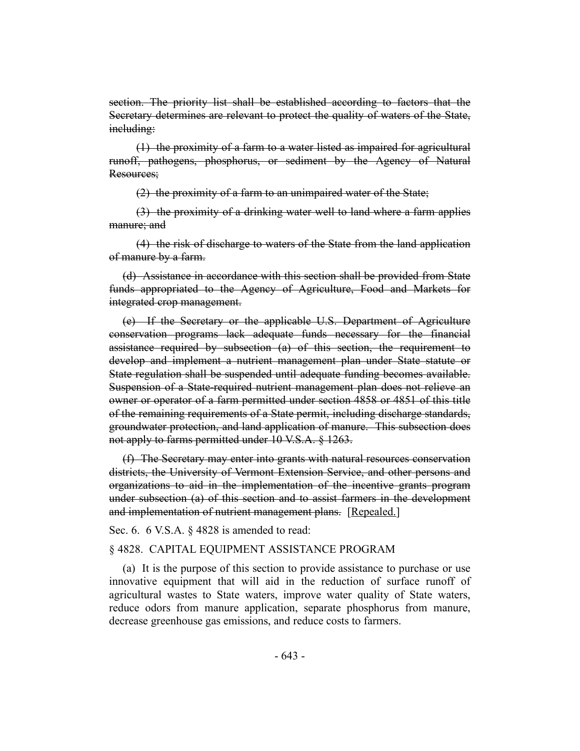~~section. The priority list shall be established according to factors that the Secretary determines are relevant to protect the quality of waters of the State, including:~~

~~(1) the proximity of a farm to a water listed as impaired for agricultural runoff, pathogens, phosphorus, or sediment by the Agency of Natural Resources;~~

~~(2) the proximity of a farm to an unimpaired water of the State;~~

~~(3) the proximity of a drinking water well to land where a farm applies manure; and~~

~~(4) the risk of discharge to waters of the State from the land application of manure by a farm.~~

~~(d) Assistance in accordance with this section shall be provided from State funds appropriated to the Agency of Agriculture, Food and Markets for integrated crop management.~~

~~(e) If the Secretary or the applicable U.S. Department of Agriculture conservation programs lack adequate funds necessary for the financial assistance required by subsection (a) of this section, the requirement to develop and implement a nutrient management plan under State statute or State regulation shall be suspended until adequate funding becomes available. Suspension of a State-required nutrient management plan does not relieve an owner or operator of a farm permitted under section 4858 or 4851 of this title of the remaining requirements of a State permit, including discharge standards, groundwater protection, and land application of manure. This subsection does not apply to farms permitted under 10 V.S.A. § 1263.~~

~~(f) The Secretary may enter into grants with natural resources conservation districts, the University of Vermont Extension Service, and other persons and organizations to aid in the implementation of the incentive grants program under subsection (a) of this section and to assist farmers in the development and implementation of nutrient management plans.~~ [Repealed.]

Sec. 6. 6 V.S.A. § 4828 is amended to read:

§ 4828. CAPITAL EQUIPMENT ASSISTANCE PROGRAM

(a) It is the purpose of this section to provide assistance to purchase or use innovative equipment that will aid in the reduction of surface runoff of agricultural wastes to State waters, improve water quality of State waters, reduce odors from manure application, separate phosphorus from manure, decrease greenhouse gas emissions, and reduce costs to farmers.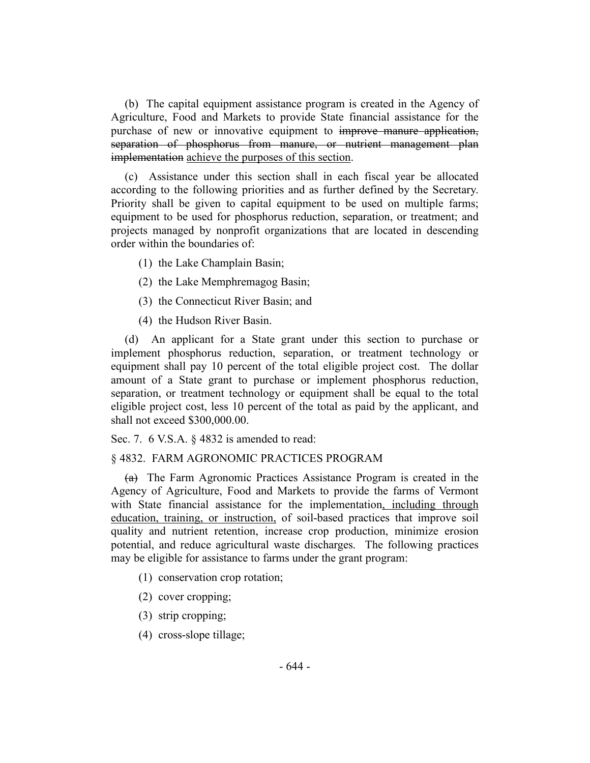(b) The capital equipment assistance program is created in the Agency of Agriculture, Food and Markets to provide State financial assistance for the purchase of new or innovative equipment to ~~improve manure application, separation of phosphorus from manure, or nutrient management plan implementation~~ <u>achieve the purposes of this section</u>.

(c) Assistance under this section shall in each fiscal year be allocated according to the following priorities and as further defined by the Secretary. Priority shall be given to capital equipment to be used on multiple farms; equipment to be used for phosphorus reduction, separation, or treatment; and projects managed by nonprofit organizations that are located in descending order within the boundaries of:

(1) the Lake Champlain Basin;

(2) the Lake Memphremagog Basin;

(3) the Connecticut River Basin; and

(4) the Hudson River Basin.

(d) An applicant for a State grant under this section to purchase or implement phosphorus reduction, separation, or treatment technology or equipment shall pay 10 percent of the total eligible project cost. The dollar amount of a State grant to purchase or implement phosphorus reduction, separation, or treatment technology or equipment shall be equal to the total eligible project cost, less 10 percent of the total as paid by the applicant, and shall not exceed $300,000.00.

Sec. 7. 6 V.S.A. § 4832 is amended to read:

§ 4832. FARM AGRONOMIC PRACTICES PROGRAM

~~(a)~~ The Farm Agronomic Practices Assistance Program is created in the Agency of Agriculture, Food and Markets to provide the farms of Vermont with State financial assistance for the implementation<u>, including through education, training, or instruction,</u> of soil-based practices that improve soil quality and nutrient retention, increase crop production, minimize erosion potential, and reduce agricultural waste discharges. The following practices may be eligible for assistance to farms under the grant program:

(1) conservation crop rotation;

(2) cover cropping;

(3) strip cropping;

(4) cross-slope tillage;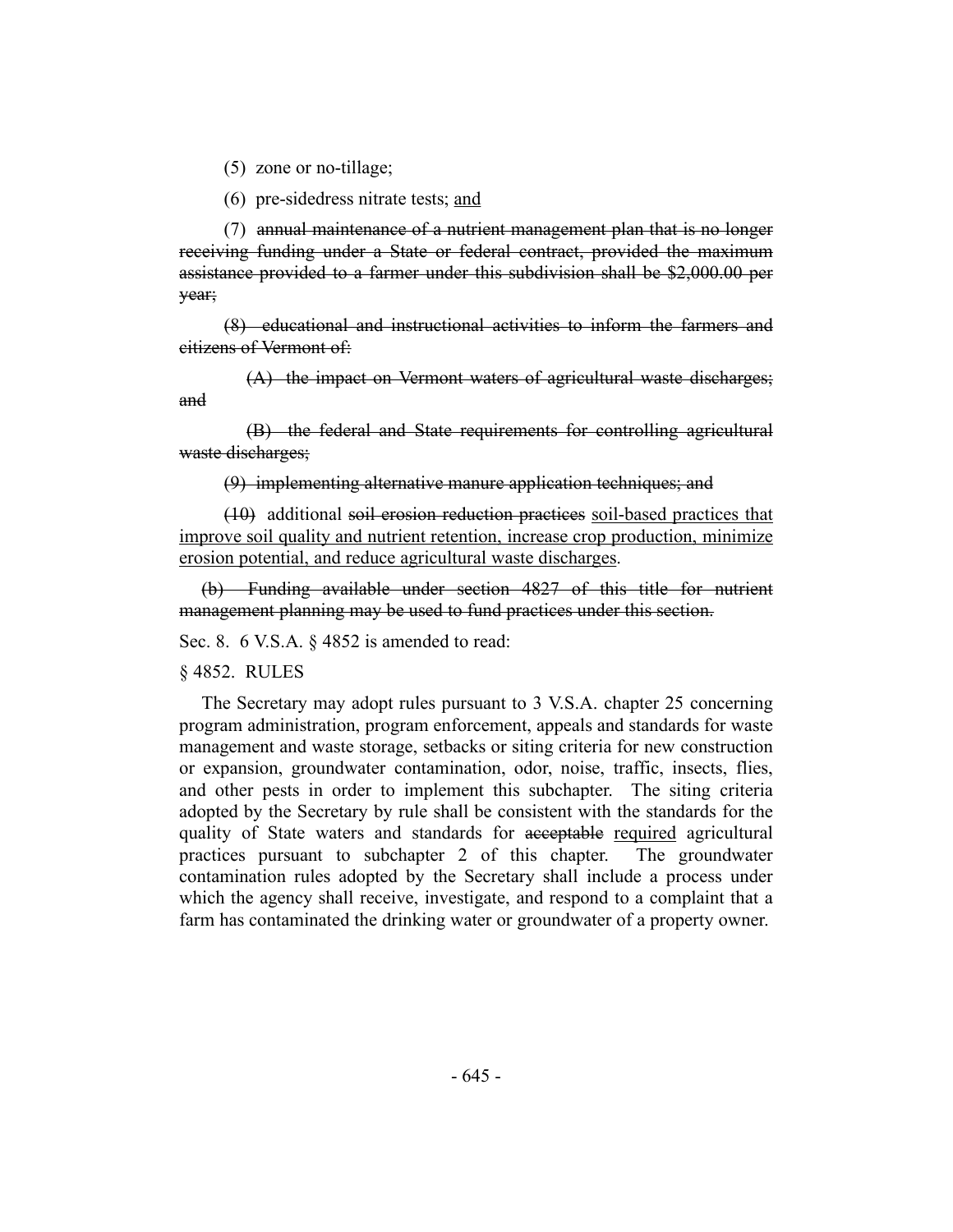(5) zone or no-tillage;

(6) pre-sidedress nitrate tests; <u>and</u>

(7) ~~annual maintenance of a nutrient management plan that is no longer receiving funding under a State or federal contract, provided the maximum assistance provided to a farmer under this subdivision shall be $2,000.00 per year;~~

~~(8) educational and instructional activities to inform the farmers and citizens of Vermont of:~~

~~(A) the impact on Vermont waters of agricultural waste discharges; and~~

~~(B) the federal and State requirements for controlling agricultural waste discharges;~~

~~(9) implementing alternative manure application techniques; and~~

~~(10)~~ additional ~~soil erosion reduction practices~~ <u>soil-based practices that improve soil quality and nutrient retention, increase crop production, minimize erosion potential, and reduce agricultural waste discharges</u>.

~~(b) Funding available under section 4827 of this title for nutrient management planning may be used to fund practices under this section.~~

Sec. 8. 6 V.S.A. § 4852 is amended to read:

§ 4852. RULES

The Secretary may adopt rules pursuant to 3 V.S.A. chapter 25 concerning program administration, program enforcement, appeals and standards for waste management and waste storage, setbacks or siting criteria for new construction or expansion, groundwater contamination, odor, noise, traffic, insects, flies, and other pests in order to implement this subchapter. The siting criteria adopted by the Secretary by rule shall be consistent with the standards for the quality of State waters and standards for ~~acceptable~~ <u>required</u> agricultural practices pursuant to subchapter 2 of this chapter. The groundwater contamination rules adopted by the Secretary shall include a process under which the agency shall receive, investigate, and respond to a complaint that a farm has contaminated the drinking water or groundwater of a property owner.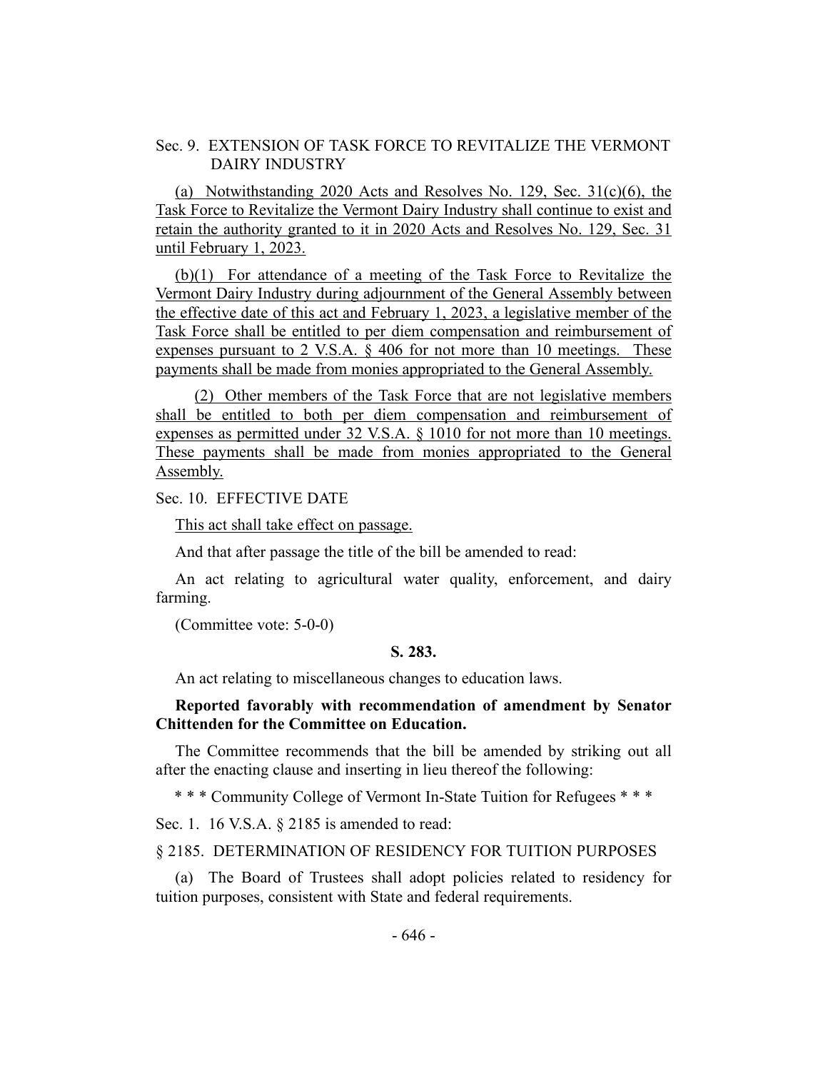Sec. 9. EXTENSION OF TASK FORCE TO REVITALIZE THE VERMONT DAIRY INDUSTRY

(a) Notwithstanding 2020 Acts and Resolves No. 129, Sec. 31(c)(6), the Task Force to Revitalize the Vermont Dairy Industry shall continue to exist and retain the authority granted to it in 2020 Acts and Resolves No. 129, Sec. 31 until February 1, 2023.

(b)(1) For attendance of a meeting of the Task Force to Revitalize the Vermont Dairy Industry during adjournment of the General Assembly between the effective date of this act and February 1, 2023, a legislative member of the Task Force shall be entitled to per diem compensation and reimbursement of expenses pursuant to 2 V.S.A. § 406 for not more than 10 meetings. These payments shall be made from monies appropriated to the General Assembly.

(2) Other members of the Task Force that are not legislative members shall be entitled to both per diem compensation and reimbursement of expenses as permitted under 32 V.S.A. § 1010 for not more than 10 meetings. These payments shall be made from monies appropriated to the General Assembly.

Sec. 10. EFFECTIVE DATE

This act shall take effect on passage.

And that after passage the title of the bill be amended to read:

An act relating to agricultural water quality, enforcement, and dairy farming.

(Committee vote: 5-0-0)

**S. 283.**

An act relating to miscellaneous changes to education laws.

**Reported favorably with recommendation of amendment by Senator Chittenden for the Committee on Education.**

The Committee recommends that the bill be amended by striking out all after the enacting clause and inserting in lieu thereof the following:

\* \* \* Community College of Vermont In-State Tuition for Refugees \* \* \*

Sec. 1. 16 V.S.A. § 2185 is amended to read:

§ 2185. DETERMINATION OF RESIDENCY FOR TUITION PURPOSES

(a) The Board of Trustees shall adopt policies related to residency for tuition purposes, consistent with State and federal requirements.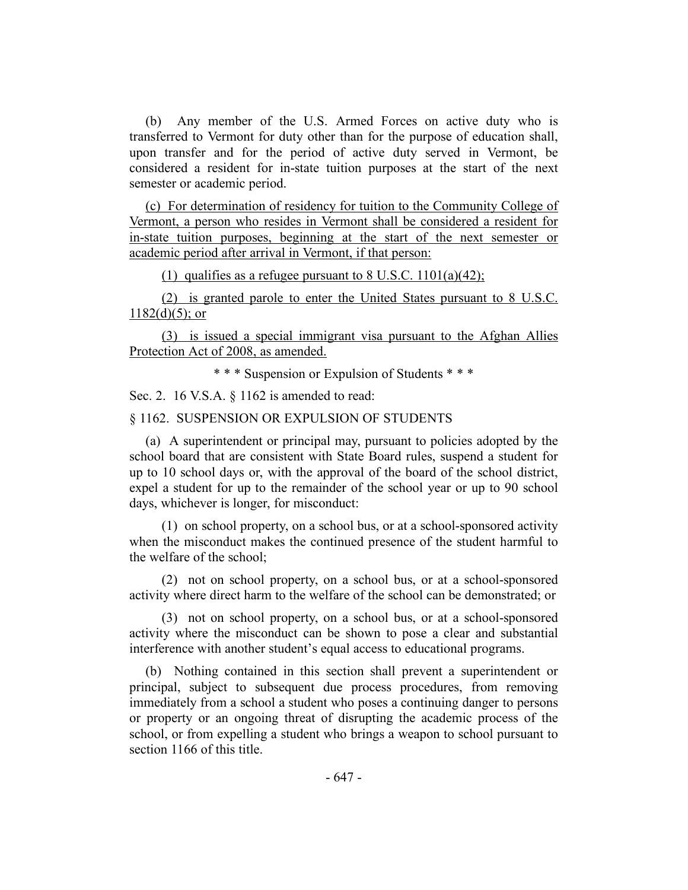(b) Any member of the U.S. Armed Forces on active duty who is transferred to Vermont for duty other than for the purpose of education shall, upon transfer and for the period of active duty served in Vermont, be considered a resident for in-state tuition purposes at the start of the next semester or academic period.

(c) For determination of residency for tuition to the Community College of Vermont, a person who resides in Vermont shall be considered a resident for in-state tuition purposes, beginning at the start of the next semester or academic period after arrival in Vermont, if that person:

(1) qualifies as a refugee pursuant to 8 U.S.C. 1101(a)(42);

(2) is granted parole to enter the United States pursuant to 8 U.S.C. 1182(d)(5); or

(3) is issued a special immigrant visa pursuant to the Afghan Allies Protection Act of 2008, as amended.

\* \* \* Suspension or Expulsion of Students \* \* \*

Sec. 2. 16 V.S.A. § 1162 is amended to read:

§ 1162. SUSPENSION OR EXPULSION OF STUDENTS

(a) A superintendent or principal may, pursuant to policies adopted by the school board that are consistent with State Board rules, suspend a student for up to 10 school days or, with the approval of the board of the school district, expel a student for up to the remainder of the school year or up to 90 school days, whichever is longer, for misconduct:

(1) on school property, on a school bus, or at a school-sponsored activity when the misconduct makes the continued presence of the student harmful to the welfare of the school;

(2) not on school property, on a school bus, or at a school-sponsored activity where direct harm to the welfare of the school can be demonstrated; or

(3) not on school property, on a school bus, or at a school-sponsored activity where the misconduct can be shown to pose a clear and substantial interference with another student's equal access to educational programs.

(b) Nothing contained in this section shall prevent a superintendent or principal, subject to subsequent due process procedures, from removing immediately from a school a student who poses a continuing danger to persons or property or an ongoing threat of disrupting the academic process of the school, or from expelling a student who brings a weapon to school pursuant to section 1166 of this title.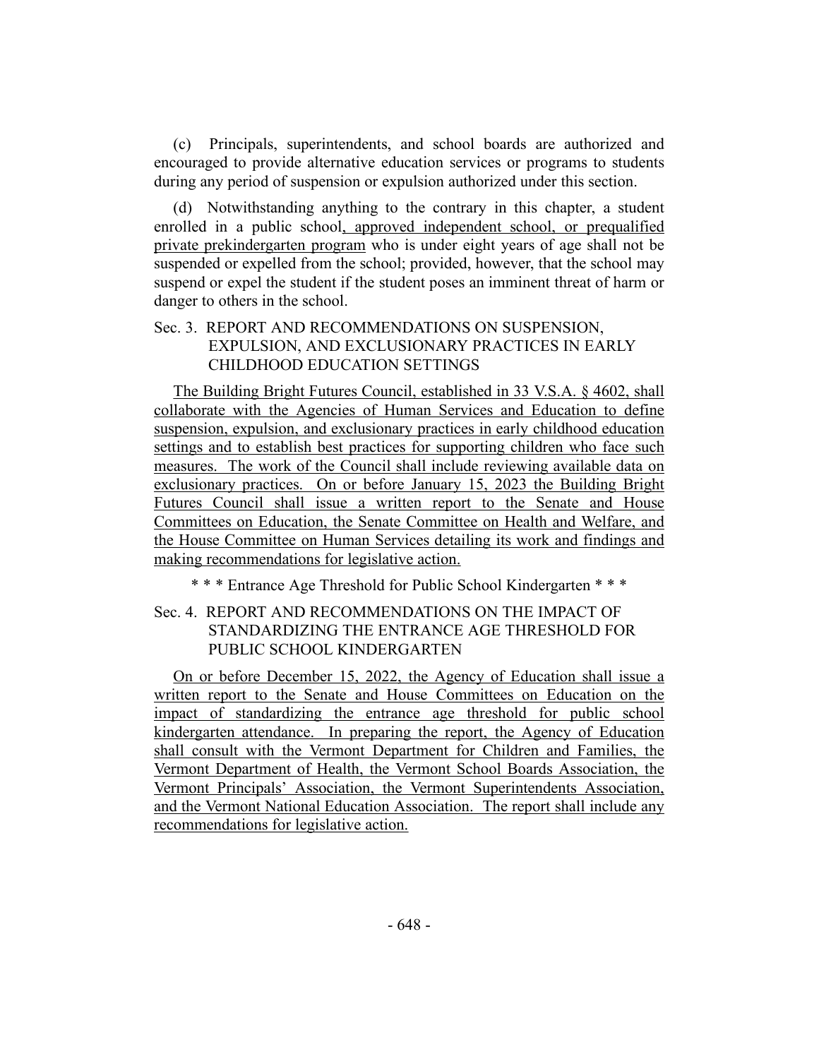(c) Principals, superintendents, and school boards are authorized and encouraged to provide alternative education services or programs to students during any period of suspension or expulsion authorized under this section.

(d) Notwithstanding anything to the contrary in this chapter, a student enrolled in a public school, approved independent school, or prequalified private prekindergarten program who is under eight years of age shall not be suspended or expelled from the school; provided, however, that the school may suspend or expel the student if the student poses an imminent threat of harm or danger to others in the school.

Sec. 3. REPORT AND RECOMMENDATIONS ON SUSPENSION, EXPULSION, AND EXCLUSIONARY PRACTICES IN EARLY CHILDHOOD EDUCATION SETTINGS

The Building Bright Futures Council, established in 33 V.S.A. § 4602, shall collaborate with the Agencies of Human Services and Education to define suspension, expulsion, and exclusionary practices in early childhood education settings and to establish best practices for supporting children who face such measures. The work of the Council shall include reviewing available data on exclusionary practices. On or before January 15, 2023 the Building Bright Futures Council shall issue a written report to the Senate and House Committees on Education, the Senate Committee on Health and Welfare, and the House Committee on Human Services detailing its work and findings and making recommendations for legislative action.

* * * Entrance Age Threshold for Public School Kindergarten * * *

Sec. 4. REPORT AND RECOMMENDATIONS ON THE IMPACT OF STANDARDIZING THE ENTRANCE AGE THRESHOLD FOR PUBLIC SCHOOL KINDERGARTEN

On or before December 15, 2022, the Agency of Education shall issue a written report to the Senate and House Committees on Education on the impact of standardizing the entrance age threshold for public school kindergarten attendance. In preparing the report, the Agency of Education shall consult with the Vermont Department for Children and Families, the Vermont Department of Health, the Vermont School Boards Association, the Vermont Principals' Association, the Vermont Superintendents Association, and the Vermont National Education Association. The report shall include any recommendations for legislative action.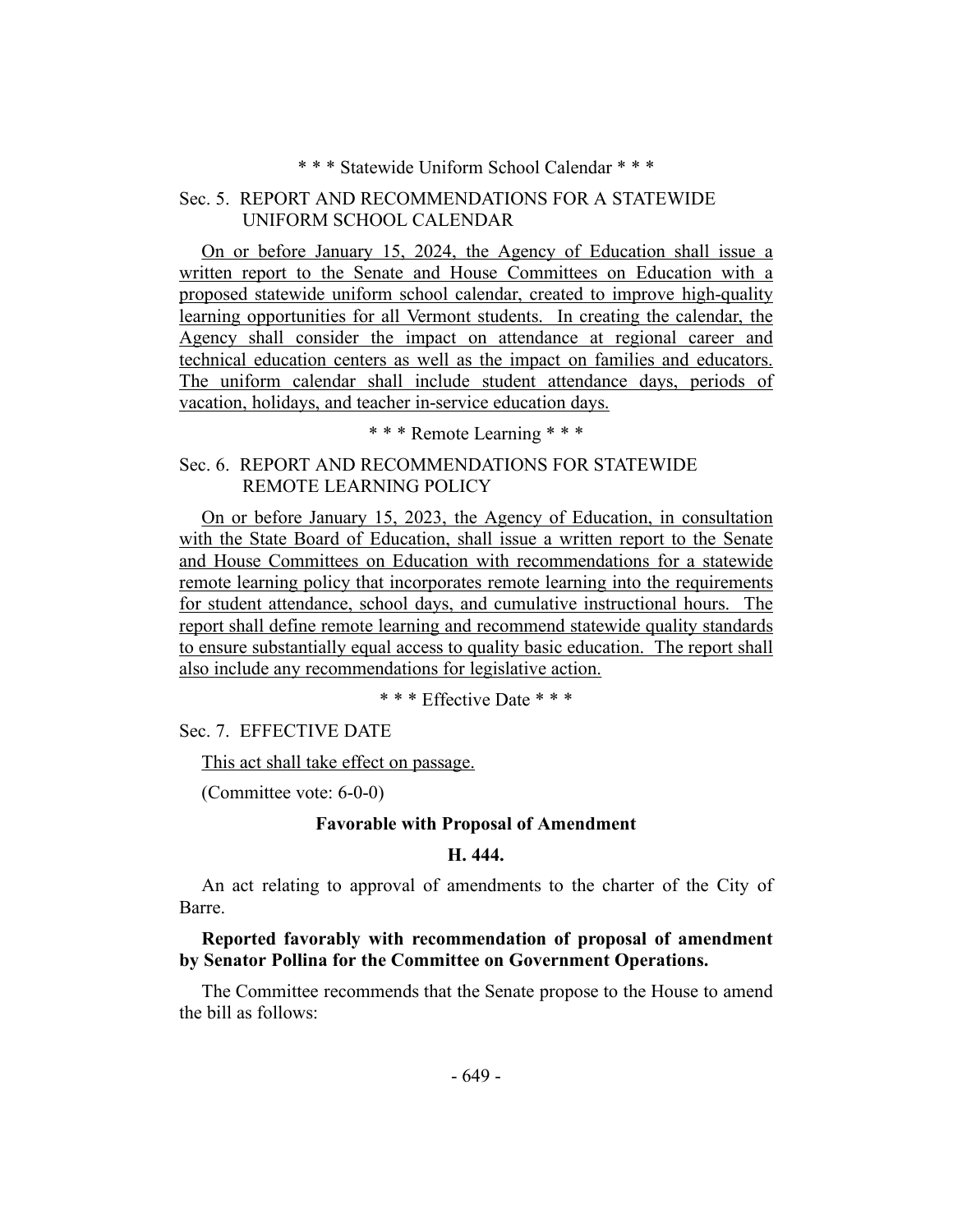\* \* \* Statewide Uniform School Calendar \* \* \*

Sec. 5. REPORT AND RECOMMENDATIONS FOR A STATEWIDE UNIFORM SCHOOL CALENDAR

On or before January 15, 2024, the Agency of Education shall issue a written report to the Senate and House Committees on Education with a proposed statewide uniform school calendar, created to improve high-quality learning opportunities for all Vermont students. In creating the calendar, the Agency shall consider the impact on attendance at regional career and technical education centers as well as the impact on families and educators. The uniform calendar shall include student attendance days, periods of vacation, holidays, and teacher in-service education days.

\* \* \* Remote Learning \* \* \*

Sec. 6. REPORT AND RECOMMENDATIONS FOR STATEWIDE REMOTE LEARNING POLICY

On or before January 15, 2023, the Agency of Education, in consultation with the State Board of Education, shall issue a written report to the Senate and House Committees on Education with recommendations for a statewide remote learning policy that incorporates remote learning into the requirements for student attendance, school days, and cumulative instructional hours. The report shall define remote learning and recommend statewide quality standards to ensure substantially equal access to quality basic education. The report shall also include any recommendations for legislative action.

\* \* \* Effective Date \* \* \*

Sec. 7. EFFECTIVE DATE

This act shall take effect on passage.

(Committee vote: 6-0-0)

**Favorable with Proposal of Amendment**

**H. 444.**

An act relating to approval of amendments to the charter of the City of Barre.

**Reported favorably with recommendation of proposal of amendment by Senator Pollina for the Committee on Government Operations.**

The Committee recommends that the Senate propose to the House to amend the bill as follows: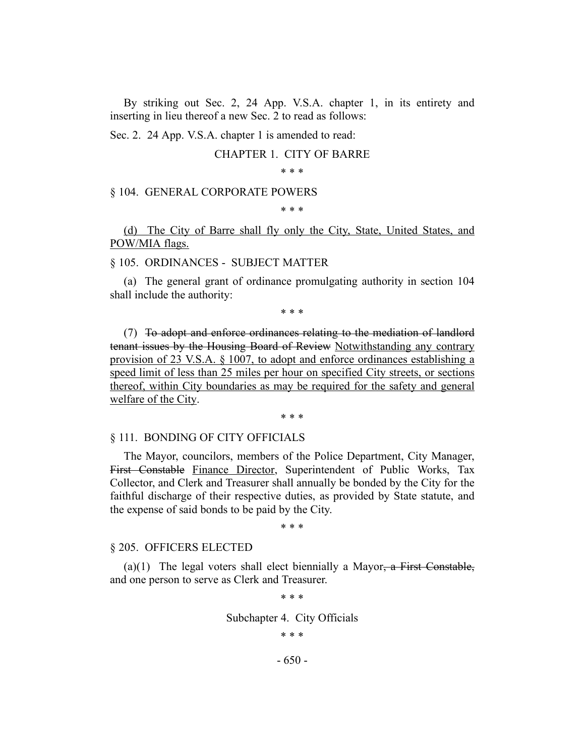By striking out Sec. 2, 24 App. V.S.A. chapter 1, in its entirety and inserting in lieu thereof a new Sec. 2 to read as follows:

Sec. 2. 24 App. V.S.A. chapter 1 is amended to read:

CHAPTER 1. CITY OF BARRE

\* \* \*

§ 104. GENERAL CORPORATE POWERS

\* \* \*

(d) The City of Barre shall fly only the City, State, United States, and POW/MIA flags.

§ 105. ORDINANCES - SUBJECT MATTER

(a) The general grant of ordinance promulgating authority in section 104 shall include the authority:

\* \* \*

(7) ~~To adopt and enforce ordinances relating to the mediation of landlord tenant issues by the Housing Board of Review~~ Notwithstanding any contrary provision of 23 V.S.A. § 1007, to adopt and enforce ordinances establishing a speed limit of less than 25 miles per hour on specified City streets, or sections thereof, within City boundaries as may be required for the safety and general welfare of the City.

\* \* \*

§ 111. BONDING OF CITY OFFICIALS

The Mayor, councilors, members of the Police Department, City Manager, ~~First Constable~~ Finance Director, Superintendent of Public Works, Tax Collector, and Clerk and Treasurer shall annually be bonded by the City for the faithful discharge of their respective duties, as provided by State statute, and the expense of said bonds to be paid by the City.

\* \* \*

§ 205. OFFICERS ELECTED

(a)(1) The legal voters shall elect biennially a Mayor~~, a First Constable,~~ and one person to serve as Clerk and Treasurer.

\* \* \*

Subchapter 4. City Officials

\* \* \*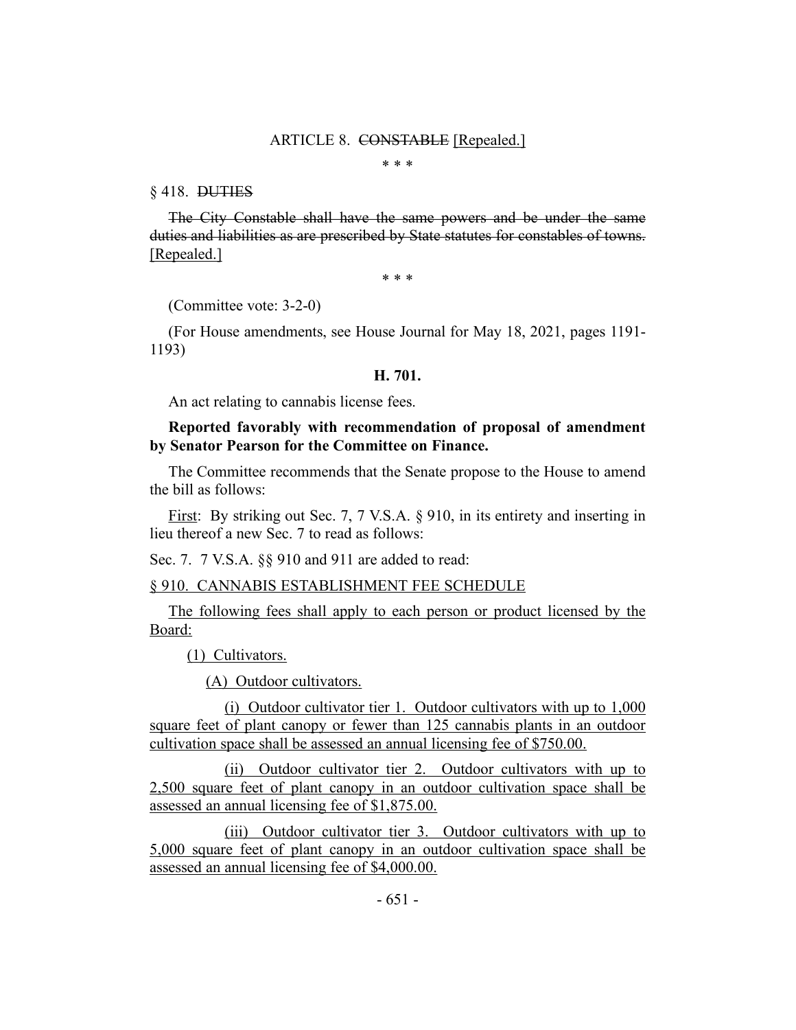ARTICLE 8. ~~CONSTABLE~~ [Repealed.]

\* \* \*

§ 418. ~~DUTIES~~

~~The City Constable shall have the same powers and be under the same duties and liabilities as are prescribed by State statutes for constables of towns.~~ [Repealed.]

\* \* \*

(Committee vote: 3-2-0)

(For House amendments, see House Journal for May 18, 2021, pages 1191-1193)

**H. 701.**

An act relating to cannabis license fees.

**Reported favorably with recommendation of proposal of amendment by Senator Pearson for the Committee on Finance.**

The Committee recommends that the Senate propose to the House to amend the bill as follows:

First: By striking out Sec. 7, 7 V.S.A. § 910, in its entirety and inserting in lieu thereof a new Sec. 7 to read as follows:

Sec. 7. 7 V.S.A. §§ 910 and 911 are added to read:

§ 910. CANNABIS ESTABLISHMENT FEE SCHEDULE

The following fees shall apply to each person or product licensed by the Board:

(1) Cultivators.

(A) Outdoor cultivators.

(i) Outdoor cultivator tier 1. Outdoor cultivators with up to 1,000 square feet of plant canopy or fewer than 125 cannabis plants in an outdoor cultivation space shall be assessed an annual licensing fee of $750.00.

(ii) Outdoor cultivator tier 2. Outdoor cultivators with up to 2,500 square feet of plant canopy in an outdoor cultivation space shall be assessed an annual licensing fee of $1,875.00.

(iii) Outdoor cultivator tier 3. Outdoor cultivators with up to 5,000 square feet of plant canopy in an outdoor cultivation space shall be assessed an annual licensing fee of $4,000.00.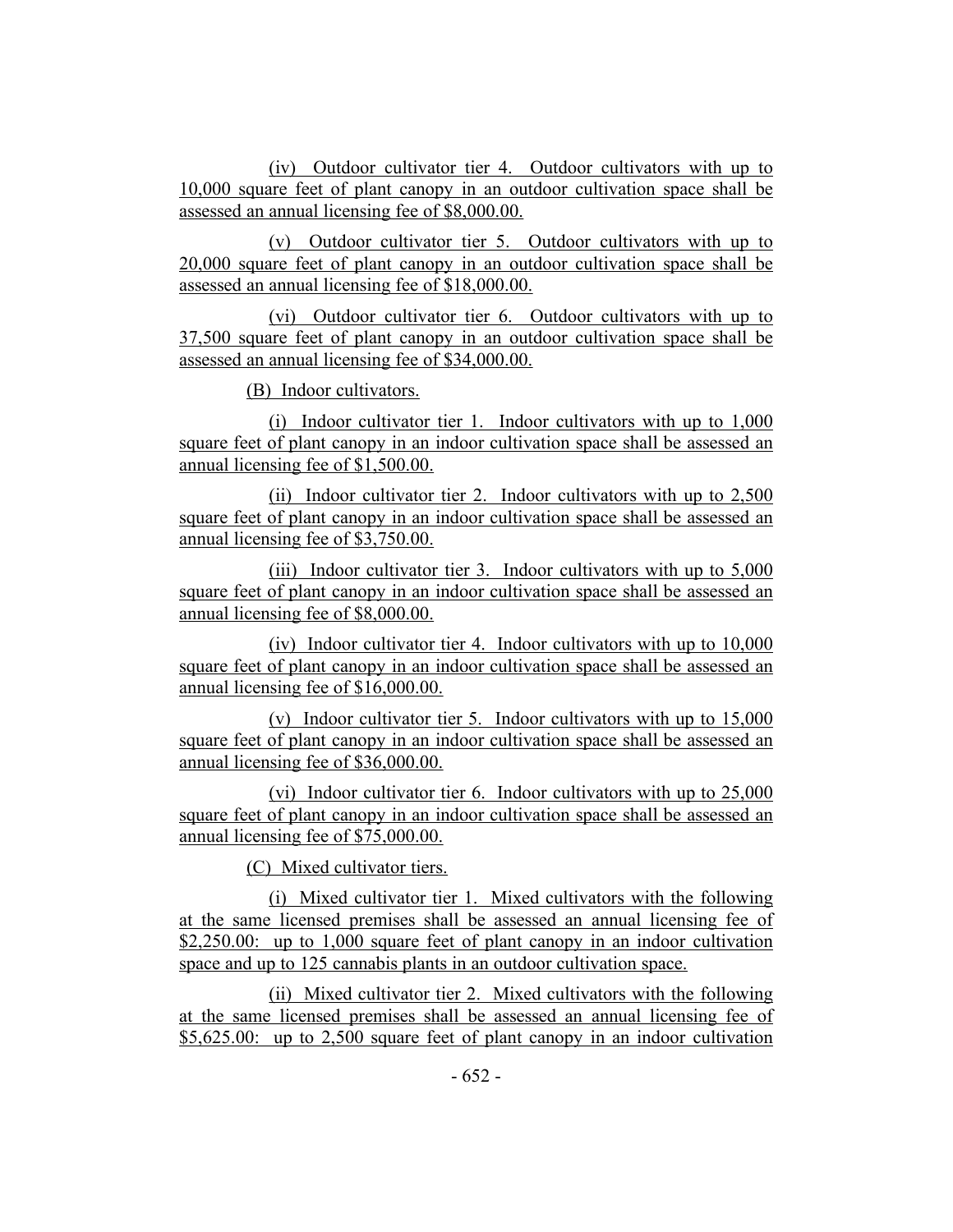(iv) Outdoor cultivator tier 4. Outdoor cultivators with up to 10,000 square feet of plant canopy in an outdoor cultivation space shall be assessed an annual licensing fee of $8,000.00.

(v) Outdoor cultivator tier 5. Outdoor cultivators with up to 20,000 square feet of plant canopy in an outdoor cultivation space shall be assessed an annual licensing fee of $18,000.00.

(vi) Outdoor cultivator tier 6. Outdoor cultivators with up to 37,500 square feet of plant canopy in an outdoor cultivation space shall be assessed an annual licensing fee of $34,000.00.

(B) Indoor cultivators.

(i) Indoor cultivator tier 1. Indoor cultivators with up to 1,000 square feet of plant canopy in an indoor cultivation space shall be assessed an annual licensing fee of $1,500.00.

(ii) Indoor cultivator tier 2. Indoor cultivators with up to 2,500 square feet of plant canopy in an indoor cultivation space shall be assessed an annual licensing fee of $3,750.00.

(iii) Indoor cultivator tier 3. Indoor cultivators with up to 5,000 square feet of plant canopy in an indoor cultivation space shall be assessed an annual licensing fee of $8,000.00.

(iv) Indoor cultivator tier 4. Indoor cultivators with up to 10,000 square feet of plant canopy in an indoor cultivation space shall be assessed an annual licensing fee of $16,000.00.

(v) Indoor cultivator tier 5. Indoor cultivators with up to 15,000 square feet of plant canopy in an indoor cultivation space shall be assessed an annual licensing fee of $36,000.00.

(vi) Indoor cultivator tier 6. Indoor cultivators with up to 25,000 square feet of plant canopy in an indoor cultivation space shall be assessed an annual licensing fee of $75,000.00.

(C) Mixed cultivator tiers.

(i) Mixed cultivator tier 1. Mixed cultivators with the following at the same licensed premises shall be assessed an annual licensing fee of $2,250.00: up to 1,000 square feet of plant canopy in an indoor cultivation space and up to 125 cannabis plants in an outdoor cultivation space.

(ii) Mixed cultivator tier 2. Mixed cultivators with the following at the same licensed premises shall be assessed an annual licensing fee of $5,625.00: up to 2,500 square feet of plant canopy in an indoor cultivation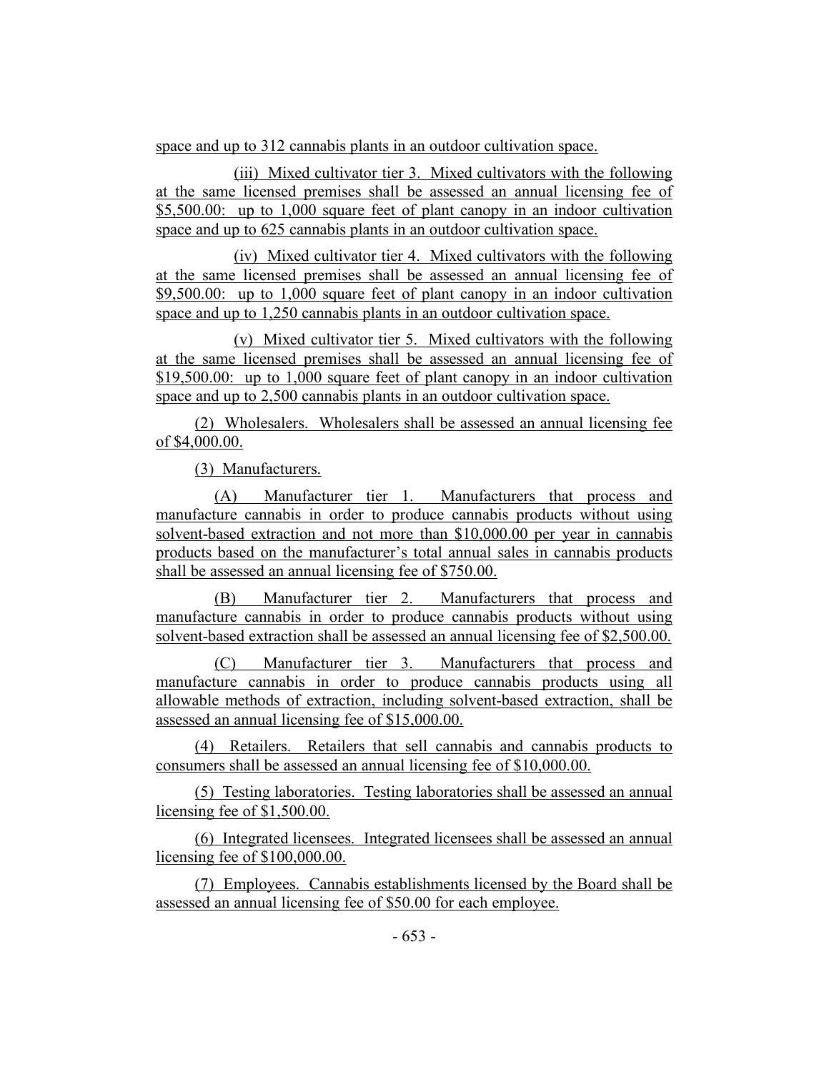space and up to 312 cannabis plants in an outdoor cultivation space.

(iii) Mixed cultivator tier 3. Mixed cultivators with the following at the same licensed premises shall be assessed an annual licensing fee of $5,500.00: up to 1,000 square feet of plant canopy in an indoor cultivation space and up to 625 cannabis plants in an outdoor cultivation space.

(iv) Mixed cultivator tier 4. Mixed cultivators with the following at the same licensed premises shall be assessed an annual licensing fee of $9,500.00: up to 1,000 square feet of plant canopy in an indoor cultivation space and up to 1,250 cannabis plants in an outdoor cultivation space.

(v) Mixed cultivator tier 5. Mixed cultivators with the following at the same licensed premises shall be assessed an annual licensing fee of $19,500.00: up to 1,000 square feet of plant canopy in an indoor cultivation space and up to 2,500 cannabis plants in an outdoor cultivation space.

(2) Wholesalers. Wholesalers shall be assessed an annual licensing fee of $4,000.00.

(3) Manufacturers.

(A) Manufacturer tier 1. Manufacturers that process and manufacture cannabis in order to produce cannabis products without using solvent-based extraction and not more than $10,000.00 per year in cannabis products based on the manufacturer's total annual sales in cannabis products shall be assessed an annual licensing fee of $750.00.

(B) Manufacturer tier 2. Manufacturers that process and manufacture cannabis in order to produce cannabis products without using solvent-based extraction shall be assessed an annual licensing fee of $2,500.00.

(C) Manufacturer tier 3. Manufacturers that process and manufacture cannabis in order to produce cannabis products using all allowable methods of extraction, including solvent-based extraction, shall be assessed an annual licensing fee of $15,000.00.

(4) Retailers. Retailers that sell cannabis and cannabis products to consumers shall be assessed an annual licensing fee of $10,000.00.

(5) Testing laboratories. Testing laboratories shall be assessed an annual licensing fee of $1,500.00.

(6) Integrated licensees. Integrated licensees shall be assessed an annual licensing fee of $100,000.00.

(7) Employees. Cannabis establishments licensed by the Board shall be assessed an annual licensing fee of $50.00 for each employee.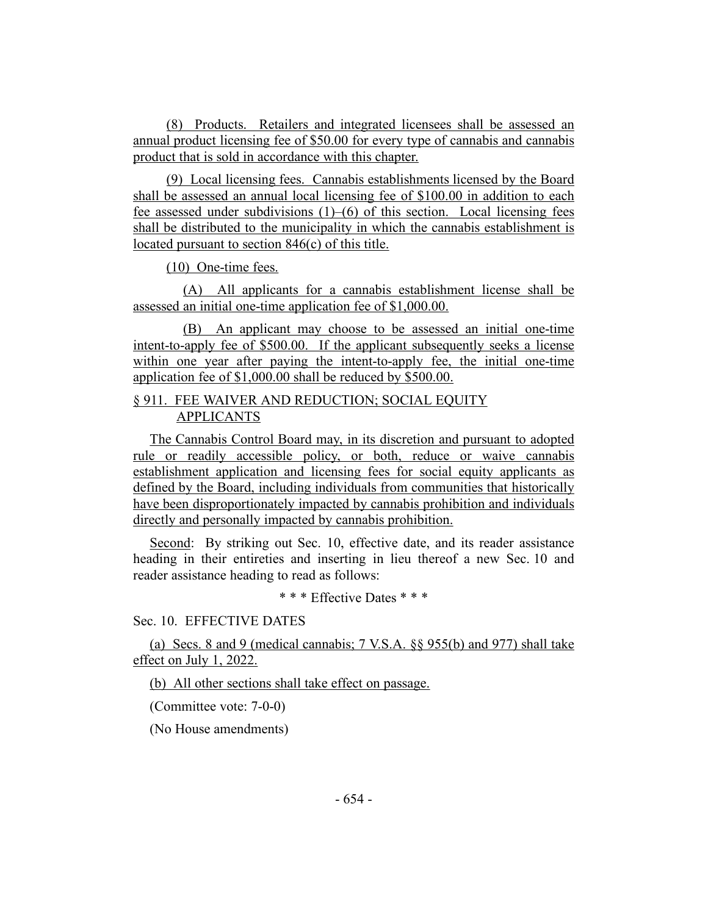(8) Products. Retailers and integrated licensees shall be assessed an annual product licensing fee of $50.00 for every type of cannabis and cannabis product that is sold in accordance with this chapter.

(9) Local licensing fees. Cannabis establishments licensed by the Board shall be assessed an annual local licensing fee of $100.00 in addition to each fee assessed under subdivisions (1)–(6) of this section. Local licensing fees shall be distributed to the municipality in which the cannabis establishment is located pursuant to section 846(c) of this title.

(10) One-time fees.

(A) All applicants for a cannabis establishment license shall be assessed an initial one-time application fee of $1,000.00.

(B) An applicant may choose to be assessed an initial one-time intent-to-apply fee of $500.00. If the applicant subsequently seeks a license within one year after paying the intent-to-apply fee, the initial one-time application fee of $1,000.00 shall be reduced by $500.00.

§ 911. FEE WAIVER AND REDUCTION; SOCIAL EQUITY APPLICANTS

The Cannabis Control Board may, in its discretion and pursuant to adopted rule or readily accessible policy, or both, reduce or waive cannabis establishment application and licensing fees for social equity applicants as defined by the Board, including individuals from communities that historically have been disproportionately impacted by cannabis prohibition and individuals directly and personally impacted by cannabis prohibition.

Second: By striking out Sec. 10, effective date, and its reader assistance heading in their entireties and inserting in lieu thereof a new Sec. 10 and reader assistance heading to read as follows:

\* \* \* Effective Dates \* \* \*

Sec. 10. EFFECTIVE DATES

(a) Secs. 8 and 9 (medical cannabis; 7 V.S.A. §§ 955(b) and 977) shall take effect on July 1, 2022.

(b) All other sections shall take effect on passage.

(Committee vote: 7-0-0)

(No House amendments)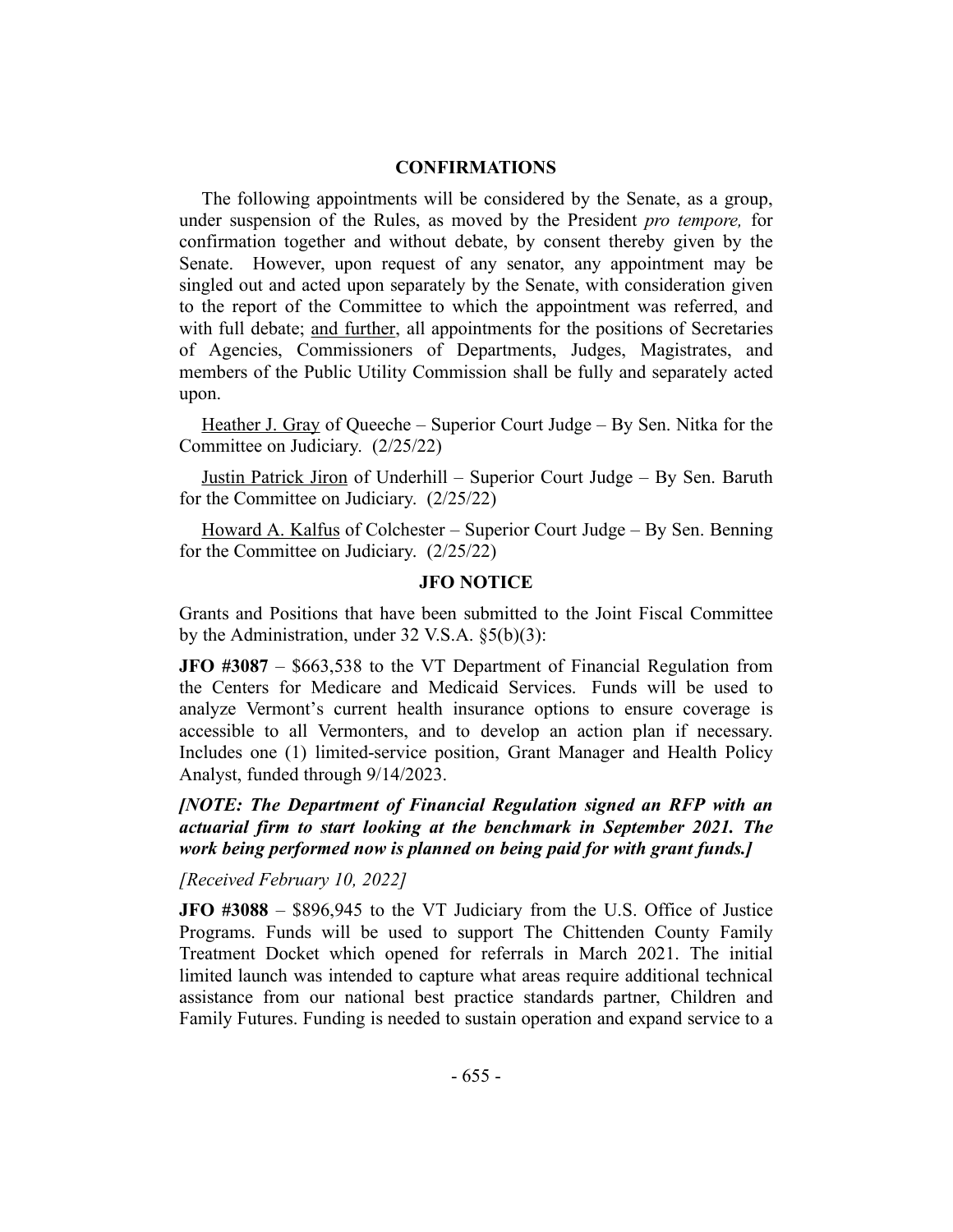## CONFIRMATIONS

The following appointments will be considered by the Senate, as a group, under suspension of the Rules, as moved by the President *pro tempore,* for confirmation together and without debate, by consent thereby given by the Senate. However, upon request of any senator, any appointment may be singled out and acted upon separately by the Senate, with consideration given to the report of the Committee to which the appointment was referred, and with full debate; and further, all appointments for the positions of Secretaries of Agencies, Commissioners of Departments, Judges, Magistrates, and members of the Public Utility Commission shall be fully and separately acted upon.

Heather J. Gray of Queeche – Superior Court Judge – By Sen. Nitka for the Committee on Judiciary. (2/25/22)

Justin Patrick Jiron of Underhill – Superior Court Judge – By Sen. Baruth for the Committee on Judiciary. (2/25/22)

Howard A. Kalfus of Colchester – Superior Court Judge – By Sen. Benning for the Committee on Judiciary. (2/25/22)

## JFO NOTICE

Grants and Positions that have been submitted to the Joint Fiscal Committee by the Administration, under 32 V.S.A. §5(b)(3):

**JFO #3087** – $663,538 to the VT Department of Financial Regulation from the Centers for Medicare and Medicaid Services. Funds will be used to analyze Vermont's current health insurance options to ensure coverage is accessible to all Vermonters, and to develop an action plan if necessary. Includes one (1) limited-service position, Grant Manager and Health Policy Analyst, funded through 9/14/2023.

***[NOTE: The Department of Financial Regulation signed an RFP with an actuarial firm to start looking at the benchmark in September 2021. The work being performed now is planned on being paid for with grant funds.]***

*[Received February 10, 2022]*

**JFO #3088** – $896,945 to the VT Judiciary from the U.S. Office of Justice Programs. Funds will be used to support The Chittenden County Family Treatment Docket which opened for referrals in March 2021. The initial limited launch was intended to capture what areas require additional technical assistance from our national best practice standards partner, Children and Family Futures. Funding is needed to sustain operation and expand service to a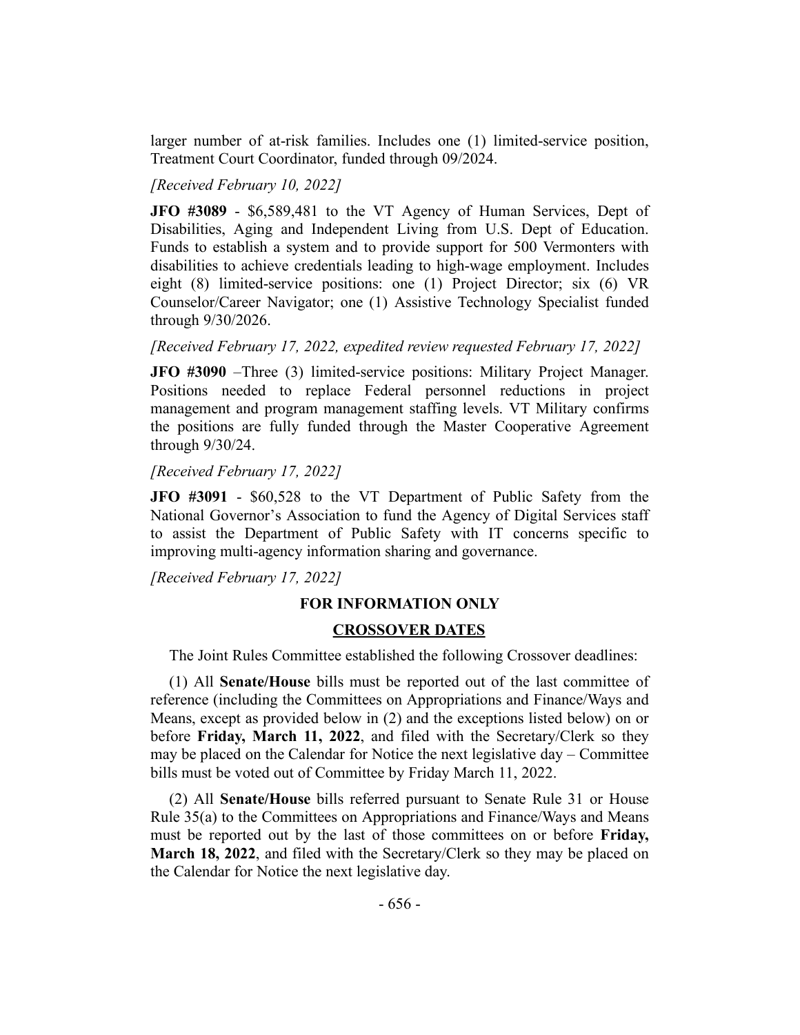larger number of at-risk families. Includes one (1) limited-service position, Treatment Court Coordinator, funded through 09/2024.

*[Received February 10, 2022]*

**JFO #3089** - $6,589,481 to the VT Agency of Human Services, Dept of Disabilities, Aging and Independent Living from U.S. Dept of Education. Funds to establish a system and to provide support for 500 Vermonters with disabilities to achieve credentials leading to high-wage employment. Includes eight (8) limited-service positions: one (1) Project Director; six (6) VR Counselor/Career Navigator; one (1) Assistive Technology Specialist funded through 9/30/2026.

*[Received February 17, 2022, expedited review requested February 17, 2022]*

**JFO #3090** –Three (3) limited-service positions: Military Project Manager. Positions needed to replace Federal personnel reductions in project management and program management staffing levels. VT Military confirms the positions are fully funded through the Master Cooperative Agreement through 9/30/24.

*[Received February 17, 2022]*

**JFO #3091** - $60,528 to the VT Department of Public Safety from the National Governor's Association to fund the Agency of Digital Services staff to assist the Department of Public Safety with IT concerns specific to improving multi-agency information sharing and governance.

*[Received February 17, 2022]*

**FOR INFORMATION ONLY**

**CROSSOVER DATES**

The Joint Rules Committee established the following Crossover deadlines:

(1) All **Senate/House** bills must be reported out of the last committee of reference (including the Committees on Appropriations and Finance/Ways and Means, except as provided below in (2) and the exceptions listed below) on or before **Friday, March 11, 2022**, and filed with the Secretary/Clerk so they may be placed on the Calendar for Notice the next legislative day – Committee bills must be voted out of Committee by Friday March 11, 2022.

(2) All **Senate/House** bills referred pursuant to Senate Rule 31 or House Rule 35(a) to the Committees on Appropriations and Finance/Ways and Means must be reported out by the last of those committees on or before **Friday, March 18, 2022**, and filed with the Secretary/Clerk so they may be placed on the Calendar for Notice the next legislative day.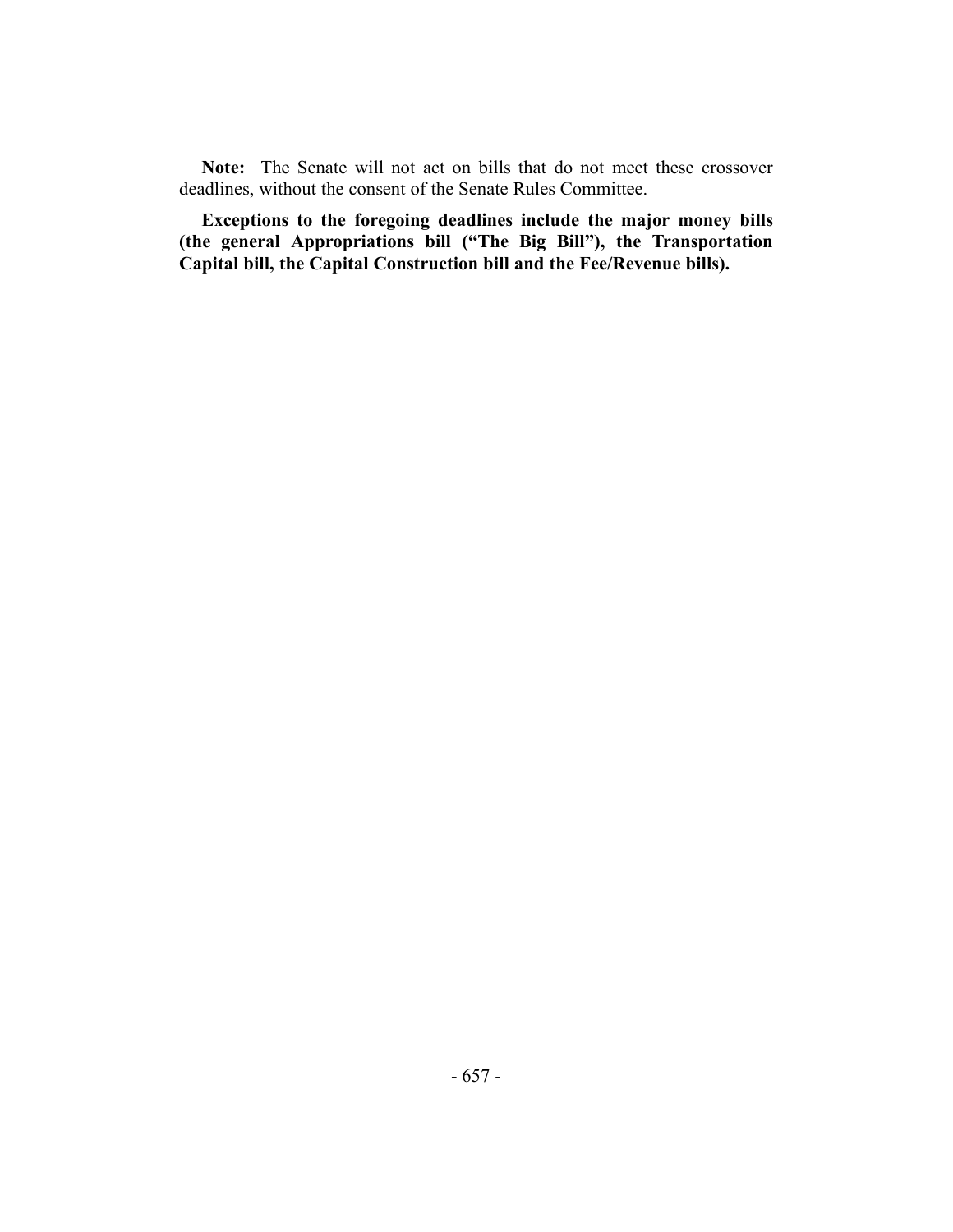**Note:** The Senate will not act on bills that do not meet these crossover deadlines, without the consent of the Senate Rules Committee.

**Exceptions to the foregoing deadlines include the major money bills (the general Appropriations bill ("The Big Bill"), the Transportation Capital bill, the Capital Construction bill and the Fee/Revenue bills).**